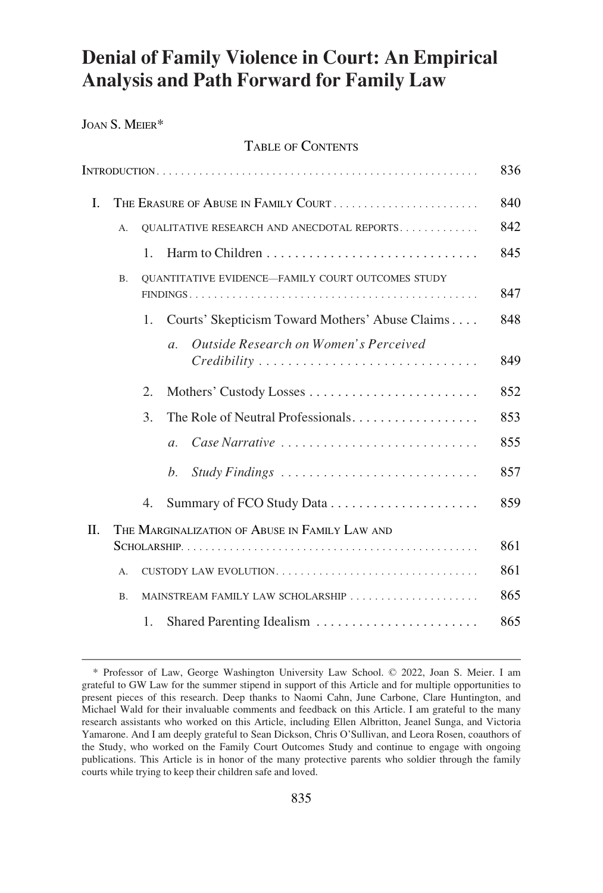# Denial of Family Violence in Court: An Empirical Analysis and Path Forward for Family Law

JOAN S. MEIER*

TABLE OF CONTENTS

INTRODUCTION . . . . . . . . . . . . . . . . . . . . . . . . . . . . . . . . . . . . . . . . . . . . . . . . . . . 836

I. THE ERASURE OF ABUSE IN FAMILY COURT . . . . . . . . . . . . . . . . . . . . . . . . 840

- A. QUALITATIVE RESEARCH AND ANECDOTAL REPORTS . . . . . . . . . . . . . 842
  - 1. Harm to Children . . . . . . . . . . . . . . . . . . . . . . . . . . . . . . 845
- B. QUANTITATIVE EVIDENCE—FAMILY COURT OUTCOMES STUDY FINDINGS . . . . . . . . . . . . . . . . . . . . . . . . . . . . . . . . . . . . . . . . . . . . . . . . 847
  - 1. Courts' Skepticism Toward Mothers' Abuse Claims . . . . 848
    - *a. Outside Research on Women's Perceived Credibility* . . . . . . . . . . . . . . . . . . . . . . . . . . . . . . . 849
  - 2. Mothers' Custody Losses . . . . . . . . . . . . . . . . . . . . . . . . . 852
  - 3. The Role of Neutral Professionals . . . . . . . . . . . . . . . . . . 853
    - *a. Case Narrative* . . . . . . . . . . . . . . . . . . . . . . . . . . . . 855
    - *b. Study Findings* . . . . . . . . . . . . . . . . . . . . . . . . . . . . 857
  - 4. Summary of FCO Study Data . . . . . . . . . . . . . . . . . . . . . 859

II. THE MARGINALIZATION OF ABUSE IN FAMILY LAW AND SCHOLARSHIP . . . . . . . . . . . . . . . . . . . . . . . . . . . . . . . . . . . . . . . . . . . . . . . . 861

- A. CUSTODY LAW EVOLUTION . . . . . . . . . . . . . . . . . . . . . . . . . . . . . . . . 861
- B. MAINSTREAM FAMILY LAW SCHOLARSHIP . . . . . . . . . . . . . . . . . . . . . 865
  - 1. Shared Parenting Idealism . . . . . . . . . . . . . . . . . . . . . . . 865

---

\* Professor of Law, George Washington University Law School. © 2022, Joan S. Meier. I am grateful to GW Law for the summer stipend in support of this Article and for multiple opportunities to present pieces of this research. Deep thanks to Naomi Cahn, June Carbone, Clare Huntington, and Michael Wald for their invaluable comments and feedback on this Article. I am grateful to the many research assistants who worked on this Article, including Ellen Albritton, Jeanel Sunga, and Victoria Yamarone. And I am deeply grateful to Sean Dickson, Chris O'Sullivan, and Leora Rosen, coauthors of the Study, who worked on the Family Court Outcomes Study and continue to engage with ongoing publications. This Article is in honor of the many protective parents who soldier through the family courts while trying to keep their children safe and loved.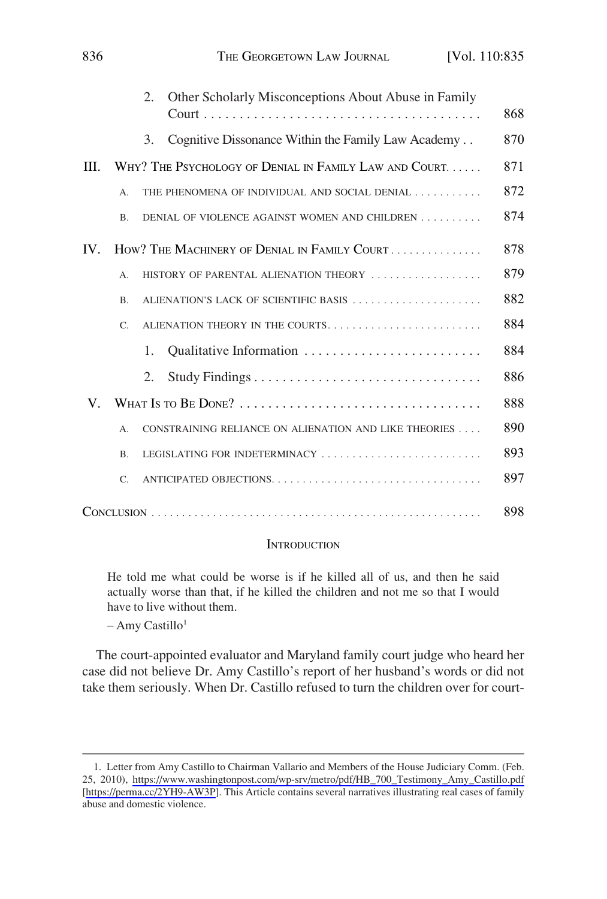2. Other Scholarly Misconceptions About Abuse in Family Court . . . . . . . . . . . . . . . . . . . . . . . . . . . . . . . . . . . . . . . . 868

3. Cognitive Dissonance Within the Family Law Academy . . 870

III. WHY? THE PSYCHOLOGY OF DENIAL IN FAMILY LAW AND COURT. . . . . . 871

A. THE PHENOMENA OF INDIVIDUAL AND SOCIAL DENIAL . . . . . . . . . . . 872

B. DENIAL OF VIOLENCE AGAINST WOMEN AND CHILDREN . . . . . . . . . . 874

IV. HOW? THE MACHINERY OF DENIAL IN FAMILY COURT . . . . . . . . . . . . . . . 878

A. HISTORY OF PARENTAL ALIENATION THEORY . . . . . . . . . . . . . . . . . . 879

B. ALIENATION'S LACK OF SCIENTIFIC BASIS . . . . . . . . . . . . . . . . . . . . . 882

C. ALIENATION THEORY IN THE COURTS. . . . . . . . . . . . . . . . . . . . . . . . . 884

1. Qualitative Information . . . . . . . . . . . . . . . . . . . . . . . . . 884

2. Study Findings . . . . . . . . . . . . . . . . . . . . . . . . . . . . . . . . 886

V. WHAT IS TO BE DONE? . . . . . . . . . . . . . . . . . . . . . . . . . . . . . . . . . . 888

A. CONSTRAINING RELIANCE ON ALIENATION AND LIKE THEORIES . . . . 890

B. LEGISLATING FOR INDETERMINACY . . . . . . . . . . . . . . . . . . . . . . . . . . 893

C. ANTICIPATED OBJECTIONS. . . . . . . . . . . . . . . . . . . . . . . . . . . . . . . . . 897

CONCLUSION . . . . . . . . . . . . . . . . . . . . . . . . . . . . . . . . . . . . . . . . . . . . . . . . . . . . 898

## INTRODUCTION

> He told me what could be worse is if he killed all of us, and then he said actually worse than that, if he killed the children and not me so that I would have to live without them.
>
> – Amy Castillo[1]

The court-appointed evaluator and Maryland family court judge who heard her case did not believe Dr. Amy Castillo's report of her husband's words or did not take them seriously. When Dr. Castillo refused to turn the children over for court-

1. Letter from Amy Castillo to Chairman Vallario and Members of the House Judiciary Comm. (Feb. 25, 2010), https://www.washingtonpost.com/wp-srv/metro/pdf/HB_700_Testimony_Amy_Castillo.pdf [https://perma.cc/2YH9-AW3P]. This Article contains several narratives illustrating real cases of family abuse and domestic violence.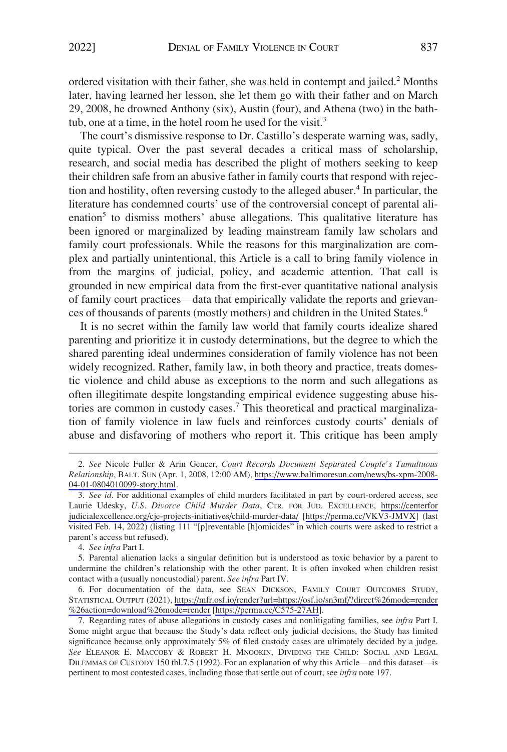ordered visitation with their father, she was held in contempt and jailed.[2] Months later, having learned her lesson, she let them go with their father and on March 29, 2008, he drowned Anthony (six), Austin (four), and Athena (two) in the bathtub, one at a time, in the hotel room he used for the visit.[3]

The court's dismissive response to Dr. Castillo's desperate warning was, sadly, quite typical. Over the past several decades a critical mass of scholarship, research, and social media has described the plight of mothers seeking to keep their children safe from an abusive father in family courts that respond with rejection and hostility, often reversing custody to the alleged abuser.[4] In particular, the literature has condemned courts' use of the controversial concept of parental alienation[5] to dismiss mothers' abuse allegations. This qualitative literature has been ignored or marginalized by leading mainstream family law scholars and family court professionals. While the reasons for this marginalization are complex and partially unintentional, this Article is a call to bring family violence in from the margins of judicial, policy, and academic attention. That call is grounded in new empirical data from the first-ever quantitative national analysis of family court practices—data that empirically validate the reports and grievances of thousands of parents (mostly mothers) and children in the United States.[6]

It is no secret within the family law world that family courts idealize shared parenting and prioritize it in custody determinations, but the degree to which the shared parenting ideal undermines consideration of family violence has not been widely recognized. Rather, family law, in both theory and practice, treats domestic violence and child abuse as exceptions to the norm and such allegations as often illegitimate despite longstanding empirical evidence suggesting abuse histories are common in custody cases.[7] This theoretical and practical marginalization of family violence in law fuels and reinforces custody courts' denials of abuse and disfavoring of mothers who report it. This critique has been amply

---

2. *See* Nicole Fuller & Arin Gencer, *Court Records Document Separated Couple's Tumultuous Relationship*, BALT. SUN (Apr. 1, 2008, 12:00 AM), https://www.baltimoresun.com/news/bs-xpm-2008-04-01-0804010099-story.html.

3. *See id.* For additional examples of child murders facilitated in part by court-ordered access, see Laurie Udesky, *U.S. Divorce Child Murder Data*, CTR. FOR JUD. EXCELLENCE, https://centerforjudicialexcellence.org/cje-projects-initiatives/child-murder-data/ [https://perma.cc/VKV3-JMVX] (last visited Feb. 14, 2022) (listing 111 "[p]reventable [h]omicides" in which courts were asked to restrict a parent's access but refused).

4. *See infra* Part I.

5. Parental alienation lacks a singular definition but is understood as toxic behavior by a parent to undermine the children's relationship with the other parent. It is often invoked when children resist contact with a (usually noncustodial) parent. *See infra* Part IV.

6. For documentation of the data, see SEAN DICKSON, FAMILY COURT OUTCOMES STUDY, STATISTICAL OUTPUT (2021), https://mfr.osf.io/render?url=https://osf.io/sn3mf/?direct%26mode=render%26action=download%26mode=render [https://perma.cc/C575-27AH].

7. Regarding rates of abuse allegations in custody cases and nonlitigating families, see *infra* Part I. Some might argue that because the Study's data reflect only judicial decisions, the Study has limited significance because only approximately 5% of filed custody cases are ultimately decided by a judge. *See* ELEANOR E. MACCOBY & ROBERT H. MNOOKIN, DIVIDING THE CHILD: SOCIAL AND LEGAL DILEMMAS OF CUSTODY 150 tbl.7.5 (1992). For an explanation of why this Article—and this dataset—is pertinent to most contested cases, including those that settle out of court, see *infra* note 197.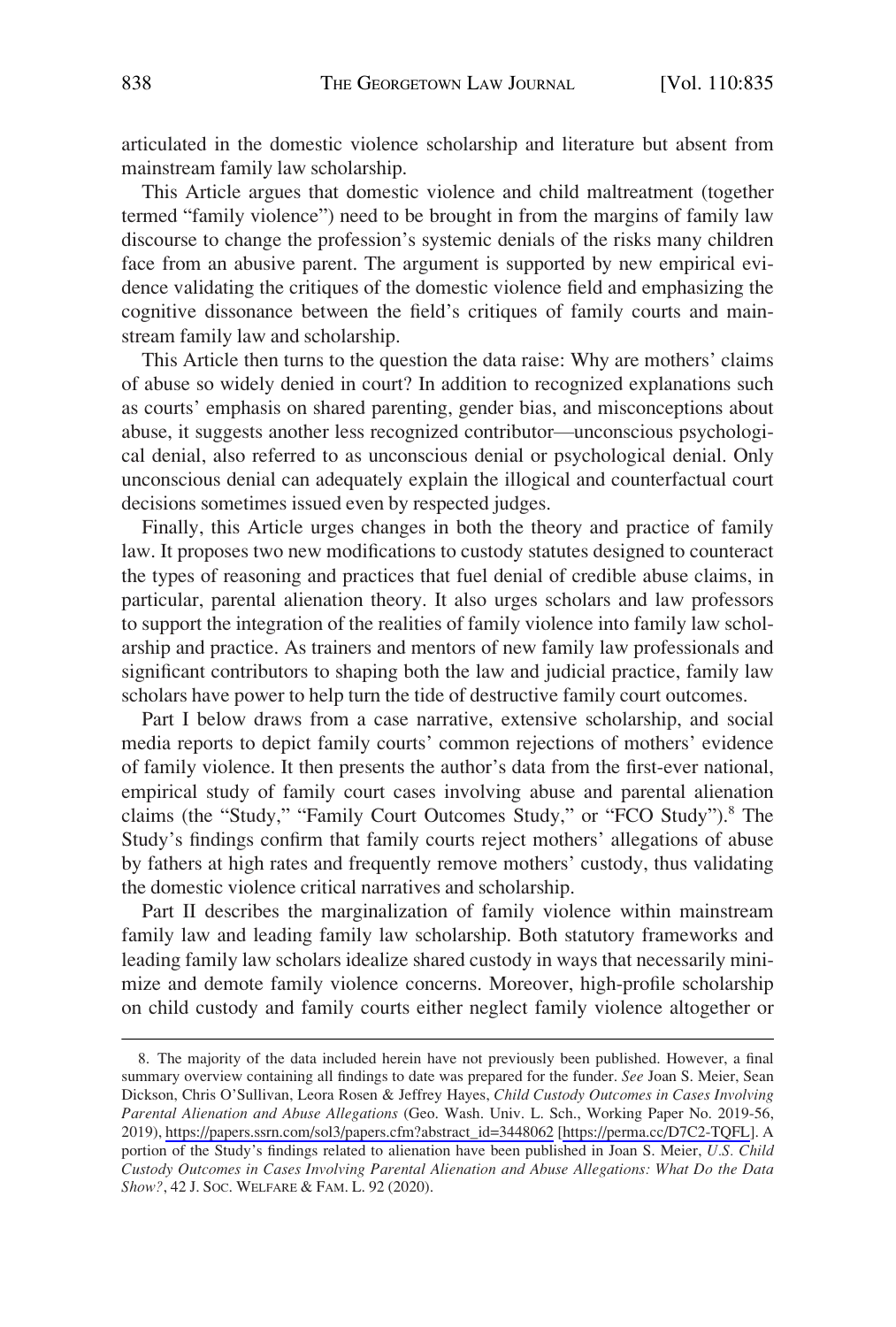articulated in the domestic violence scholarship and literature but absent from mainstream family law scholarship.

This Article argues that domestic violence and child maltreatment (together termed "family violence") need to be brought in from the margins of family law discourse to change the profession's systemic denials of the risks many children face from an abusive parent. The argument is supported by new empirical evidence validating the critiques of the domestic violence field and emphasizing the cognitive dissonance between the field's critiques of family courts and mainstream family law and scholarship.

This Article then turns to the question the data raise: Why are mothers' claims of abuse so widely denied in court? In addition to recognized explanations such as courts' emphasis on shared parenting, gender bias, and misconceptions about abuse, it suggests another less recognized contributor—unconscious psychological denial, also referred to as unconscious denial or psychological denial. Only unconscious denial can adequately explain the illogical and counterfactual court decisions sometimes issued even by respected judges.

Finally, this Article urges changes in both the theory and practice of family law. It proposes two new modifications to custody statutes designed to counteract the types of reasoning and practices that fuel denial of credible abuse claims, in particular, parental alienation theory. It also urges scholars and law professors to support the integration of the realities of family violence into family law scholarship and practice. As trainers and mentors of new family law professionals and significant contributors to shaping both the law and judicial practice, family law scholars have power to help turn the tide of destructive family court outcomes.

Part I below draws from a case narrative, extensive scholarship, and social media reports to depict family courts' common rejections of mothers' evidence of family violence. It then presents the author's data from the first-ever national, empirical study of family court cases involving abuse and parental alienation claims (the "Study," "Family Court Outcomes Study," or "FCO Study").[8] The Study's findings confirm that family courts reject mothers' allegations of abuse by fathers at high rates and frequently remove mothers' custody, thus validating the domestic violence critical narratives and scholarship.

Part II describes the marginalization of family violence within mainstream family law and leading family law scholarship. Both statutory frameworks and leading family law scholars idealize shared custody in ways that necessarily minimize and demote family violence concerns. Moreover, high-profile scholarship on child custody and family courts either neglect family violence altogether or

---

8. The majority of the data included herein have not previously been published. However, a final summary overview containing all findings to date was prepared for the funder. *See* Joan S. Meier, Sean Dickson, Chris O'Sullivan, Leora Rosen & Jeffrey Hayes, *Child Custody Outcomes in Cases Involving Parental Alienation and Abuse Allegations* (Geo. Wash. Univ. L. Sch., Working Paper No. 2019-56, 2019), https://papers.ssrn.com/sol3/papers.cfm?abstract_id=3448062 [https://perma.cc/D7C2-TQFL]. A portion of the Study's findings related to alienation have been published in Joan S. Meier, *U.S. Child Custody Outcomes in Cases Involving Parental Alienation and Abuse Allegations: What Do the Data Show?*, 42 J. SOC. WELFARE & FAM. L. 92 (2020).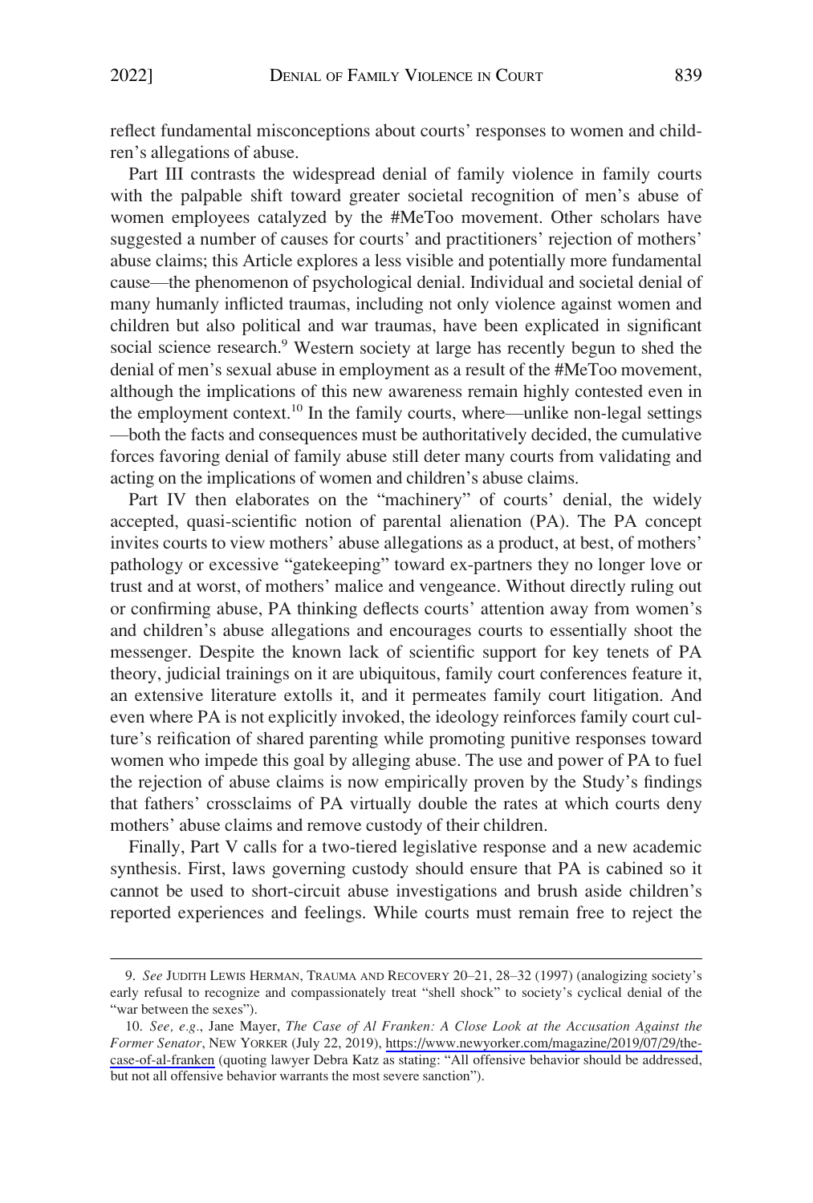reflect fundamental misconceptions about courts' responses to women and children's allegations of abuse.

Part III contrasts the widespread denial of family violence in family courts with the palpable shift toward greater societal recognition of men's abuse of women employees catalyzed by the #MeToo movement. Other scholars have suggested a number of causes for courts' and practitioners' rejection of mothers' abuse claims; this Article explores a less visible and potentially more fundamental cause—the phenomenon of psychological denial. Individual and societal denial of many humanly inflicted traumas, including not only violence against women and children but also political and war traumas, have been explicated in significant social science research.[9] Western society at large has recently begun to shed the denial of men's sexual abuse in employment as a result of the #MeToo movement, although the implications of this new awareness remain highly contested even in the employment context.[10] In the family courts, where—unlike non-legal settings—both the facts and consequences must be authoritatively decided, the cumulative forces favoring denial of family abuse still deter many courts from validating and acting on the implications of women and children's abuse claims.

Part IV then elaborates on the "machinery" of courts' denial, the widely accepted, quasi-scientific notion of parental alienation (PA). The PA concept invites courts to view mothers' abuse allegations as a product, at best, of mothers' pathology or excessive "gatekeeping" toward ex-partners they no longer love or trust and at worst, of mothers' malice and vengeance. Without directly ruling out or confirming abuse, PA thinking deflects courts' attention away from women's and children's abuse allegations and encourages courts to essentially shoot the messenger. Despite the known lack of scientific support for key tenets of PA theory, judicial trainings on it are ubiquitous, family court conferences feature it, an extensive literature extolls it, and it permeates family court litigation. And even where PA is not explicitly invoked, the ideology reinforces family court culture's reification of shared parenting while promoting punitive responses toward women who impede this goal by alleging abuse. The use and power of PA to fuel the rejection of abuse claims is now empirically proven by the Study's findings that fathers' crossclaims of PA virtually double the rates at which courts deny mothers' abuse claims and remove custody of their children.

Finally, Part V calls for a two-tiered legislative response and a new academic synthesis. First, laws governing custody should ensure that PA is cabined so it cannot be used to short-circuit abuse investigations and brush aside children's reported experiences and feelings. While courts must remain free to reject the

---

9. *See* JUDITH LEWIS HERMAN, TRAUMA AND RECOVERY 20–21, 28–32 (1997) (analogizing society's early refusal to recognize and compassionately treat "shell shock" to society's cyclical denial of the "war between the sexes").

10. *See, e.g.*, Jane Mayer, *The Case of Al Franken: A Close Look at the Accusation Against the Former Senator*, NEW YORKER (July 22, 2019), https://www.newyorker.com/magazine/2019/07/29/the-case-of-al-franken (quoting lawyer Debra Katz as stating: "All offensive behavior should be addressed, but not all offensive behavior warrants the most severe sanction").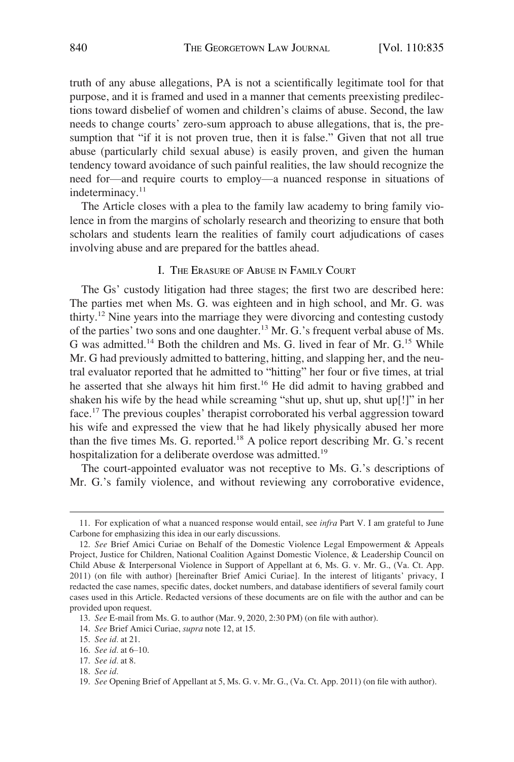truth of any abuse allegations, PA is not a scientifically legitimate tool for that purpose, and it is framed and used in a manner that cements preexisting predilections toward disbelief of women and children's claims of abuse. Second, the law needs to change courts' zero-sum approach to abuse allegations, that is, the presumption that "if it is not proven true, then it is false." Given that not all true abuse (particularly child sexual abuse) is easily proven, and given the human tendency toward avoidance of such painful realities, the law should recognize the need for—and require courts to employ—a nuanced response in situations of indeterminacy.[11]

The Article closes with a plea to the family law academy to bring family violence in from the margins of scholarly research and theorizing to ensure that both scholars and students learn the realities of family court adjudications of cases involving abuse and are prepared for the battles ahead.

## I. The Erasure of Abuse in Family Court

The Gs' custody litigation had three stages; the first two are described here: The parties met when Ms. G. was eighteen and in high school, and Mr. G. was thirty.[12] Nine years into the marriage they were divorcing and contesting custody of the parties' two sons and one daughter.[13] Mr. G.'s frequent verbal abuse of Ms. G was admitted.[14] Both the children and Ms. G. lived in fear of Mr. G.[15] While Mr. G had previously admitted to battering, hitting, and slapping her, and the neutral evaluator reported that he admitted to "hitting" her four or five times, at trial he asserted that she always hit him first.[16] He did admit to having grabbed and shaken his wife by the head while screaming "shut up, shut up, shut up[!]" in her face.[17] The previous couples' therapist corroborated his verbal aggression toward his wife and expressed the view that he had likely physically abused her more than the five times Ms. G. reported.[18] A police report describing Mr. G.'s recent hospitalization for a deliberate overdose was admitted.[19]

The court-appointed evaluator was not receptive to Ms. G.'s descriptions of Mr. G.'s family violence, and without reviewing any corroborative evidence,

---

11. For explication of what a nuanced response would entail, see *infra* Part V. I am grateful to June Carbone for emphasizing this idea in our early discussions.

12. *See* Brief Amici Curiae on Behalf of the Domestic Violence Legal Empowerment & Appeals Project, Justice for Children, National Coalition Against Domestic Violence, & Leadership Council on Child Abuse & Interpersonal Violence in Support of Appellant at 6, Ms. G. v. Mr. G., (Va. Ct. App. 2011) (on file with author) [hereinafter Brief Amici Curiae]. In the interest of litigants' privacy, I redacted the case names, specific dates, docket numbers, and database identifiers of several family court cases used in this Article. Redacted versions of these documents are on file with the author and can be provided upon request.

13. *See* E-mail from Ms. G. to author (Mar. 9, 2020, 2:30 PM) (on file with author).

14. *See* Brief Amici Curiae, *supra* note 12, at 15.

15. *See id.* at 21.

16. *See id.* at 6–10.

17. *See id.* at 8.

18. *See id.*

19. *See* Opening Brief of Appellant at 5, Ms. G. v. Mr. G., (Va. Ct. App. 2011) (on file with author).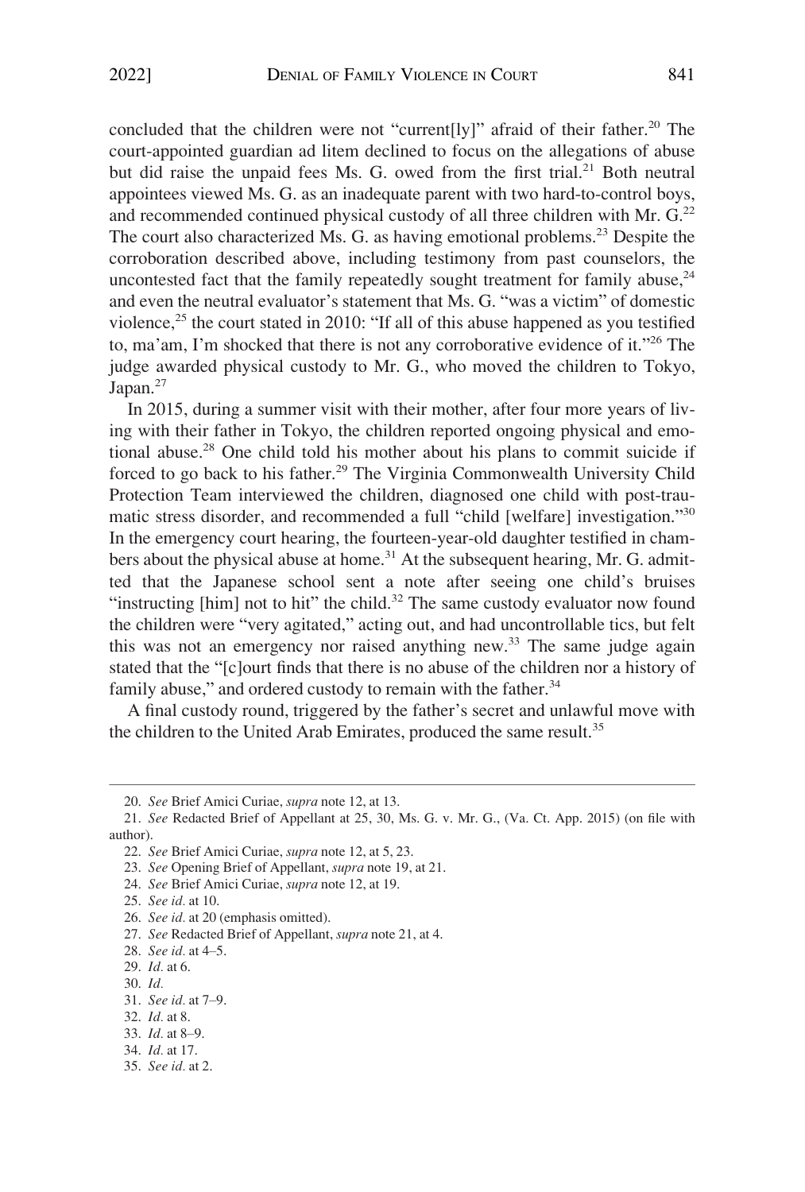concluded that the children were not "current[ly]" afraid of their father.[20] The court-appointed guardian ad litem declined to focus on the allegations of abuse but did raise the unpaid fees Ms. G. owed from the first trial.[21] Both neutral appointees viewed Ms. G. as an inadequate parent with two hard-to-control boys, and recommended continued physical custody of all three children with Mr. G.[22] The court also characterized Ms. G. as having emotional problems.[23] Despite the corroboration described above, including testimony from past counselors, the uncontested fact that the family repeatedly sought treatment for family abuse,[24] and even the neutral evaluator's statement that Ms. G. "was a victim" of domestic violence,[25] the court stated in 2010: "If all of this abuse happened as you testified to, ma'am, I'm shocked that there is not any corroborative evidence of it."[26] The judge awarded physical custody to Mr. G., who moved the children to Tokyo, Japan.[27]

In 2015, during a summer visit with their mother, after four more years of living with their father in Tokyo, the children reported ongoing physical and emotional abuse.[28] One child told his mother about his plans to commit suicide if forced to go back to his father.[29] The Virginia Commonwealth University Child Protection Team interviewed the children, diagnosed one child with post-traumatic stress disorder, and recommended a full "child [welfare] investigation."[30] In the emergency court hearing, the fourteen-year-old daughter testified in chambers about the physical abuse at home.[31] At the subsequent hearing, Mr. G. admitted that the Japanese school sent a note after seeing one child's bruises "instructing [him] not to hit" the child.[32] The same custody evaluator now found the children were "very agitated," acting out, and had uncontrollable tics, but felt this was not an emergency nor raised anything new.[33] The same judge again stated that the "[c]ourt finds that there is no abuse of the children nor a history of family abuse," and ordered custody to remain with the father.[34]

A final custody round, triggered by the father's secret and unlawful move with the children to the United Arab Emirates, produced the same result.[35]

---

20. *See* Brief Amici Curiae, *supra* note 12, at 13.

21. *See* Redacted Brief of Appellant at 25, 30, Ms. G. v. Mr. G., (Va. Ct. App. 2015) (on file with author).

22. *See* Brief Amici Curiae, *supra* note 12, at 5, 23.

23. *See* Opening Brief of Appellant, *supra* note 19, at 21.

24. *See* Brief Amici Curiae, *supra* note 12, at 19.

25. *See id.* at 10.

26. *See id.* at 20 (emphasis omitted).

27. *See* Redacted Brief of Appellant, *supra* note 21, at 4.

28. *See id.* at 4–5.

29. *Id.* at 6.

30. *Id.*

31. *See id.* at 7–9.

32. *Id.* at 8.

33. *Id.* at 8–9.

34. *Id.* at 17.

35. *See id.* at 2.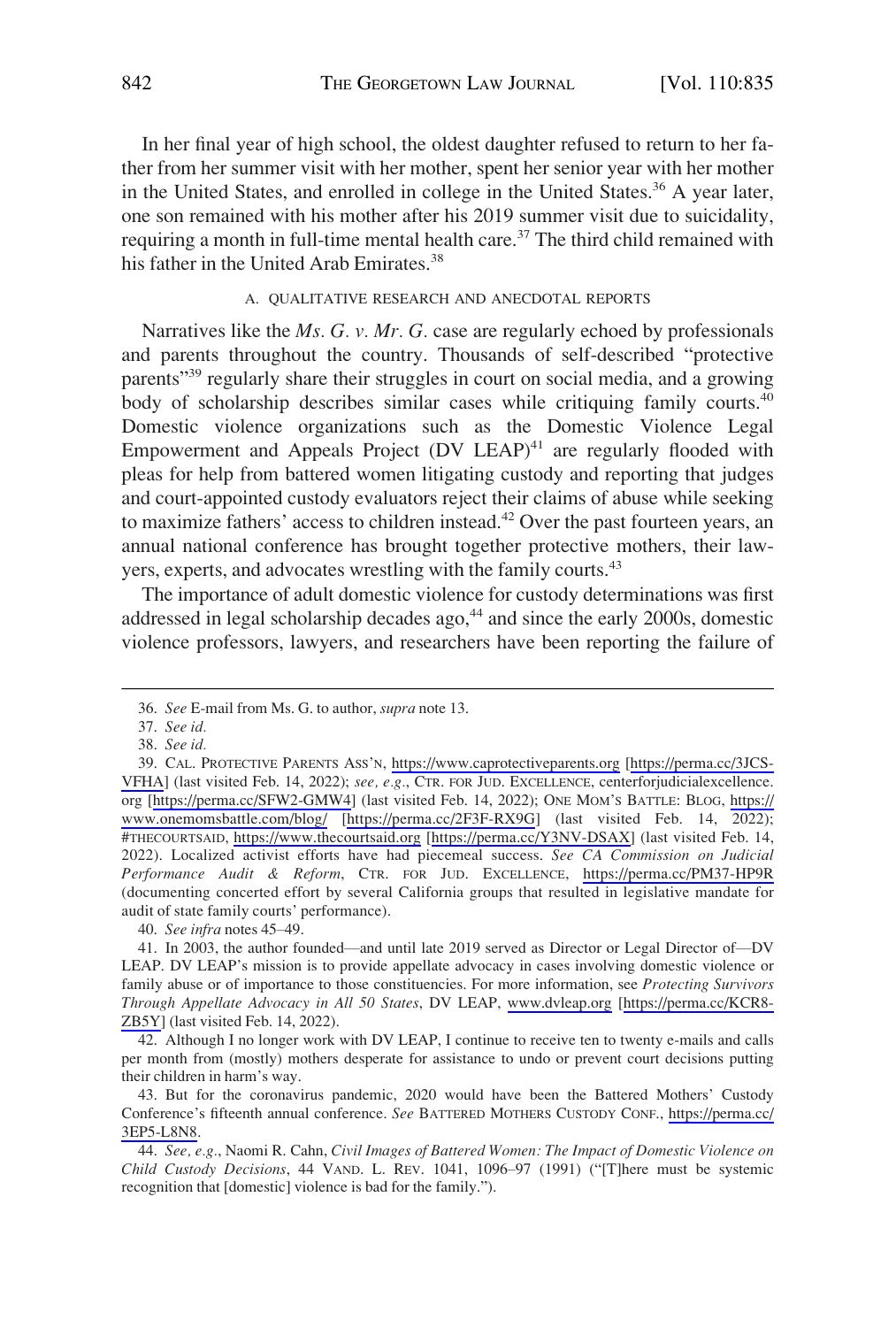In her final year of high school, the oldest daughter refused to return to her father from her summer visit with her mother, spent her senior year with her mother in the United States, and enrolled in college in the United States.[36] A year later, one son remained with his mother after his 2019 summer visit due to suicidality, requiring a month in full-time mental health care.[37] The third child remained with his father in the United Arab Emirates.[38]

### A. QUALITATIVE RESEARCH AND ANECDOTAL REPORTS

Narratives like the *Ms. G. v. Mr. G.* case are regularly echoed by professionals and parents throughout the country. Thousands of self-described "protective parents"[39] regularly share their struggles in court on social media, and a growing body of scholarship describes similar cases while critiquing family courts.[40] Domestic violence organizations such as the Domestic Violence Legal Empowerment and Appeals Project (DV LEAP)[41] are regularly flooded with pleas for help from battered women litigating custody and reporting that judges and court-appointed custody evaluators reject their claims of abuse while seeking to maximize fathers' access to children instead.[42] Over the past fourteen years, an annual national conference has brought together protective mothers, their lawyers, experts, and advocates wrestling with the family courts.[43]

The importance of adult domestic violence for custody determinations was first addressed in legal scholarship decades ago,[44] and since the early 2000s, domestic violence professors, lawyers, and researchers have been reporting the failure of

---

36. *See* E-mail from Ms. G. to author, *supra* note 13.

37. *See id.*

38. *See id.*

39. CAL. PROTECTIVE PARENTS ASS'N, https://www.caprotectiveparents.org [https://perma.cc/3JCS-VFHA] (last visited Feb. 14, 2022); *see, e.g.*, CTR. FOR JUD. EXCELLENCE, centerforjudicialexcellence.org [https://perma.cc/SFW2-GMW4] (last visited Feb. 14, 2022); ONE MOM'S BATTLE: BLOG, https://www.onemomsbattle.com/blog/ [https://perma.cc/2F3F-RX9G] (last visited Feb. 14, 2022); #THECOURTSAID, https://www.thecourtsaid.org [https://perma.cc/Y3NV-DSAX] (last visited Feb. 14, 2022). Localized activist efforts have had piecemeal success. *See CA Commission on Judicial Performance Audit & Reform*, CTR. FOR JUD. EXCELLENCE, https://perma.cc/PM37-HP9R (documenting concerted effort by several California groups that resulted in legislative mandate for audit of state family courts' performance).

40. *See infra* notes 45–49.

41. In 2003, the author founded—and until late 2019 served as Director or Legal Director of—DV LEAP. DV LEAP's mission is to provide appellate advocacy in cases involving domestic violence or family abuse or of importance to those constituencies. For more information, see *Protecting Survivors Through Appellate Advocacy in All 50 States*, DV LEAP, www.dvleap.org [https://perma.cc/KCR8-ZB5Y] (last visited Feb. 14, 2022).

42. Although I no longer work with DV LEAP, I continue to receive ten to twenty e-mails and calls per month from (mostly) mothers desperate for assistance to undo or prevent court decisions putting their children in harm's way.

43. But for the coronavirus pandemic, 2020 would have been the Battered Mothers' Custody Conference's fifteenth annual conference. *See* BATTERED MOTHERS CUSTODY CONF., https://perma.cc/3EP5-L8N8.

44. *See, e.g.*, Naomi R. Cahn, *Civil Images of Battered Women: The Impact of Domestic Violence on Child Custody Decisions*, 44 VAND. L. REV. 1041, 1096–97 (1991) ("[T]here must be systemic recognition that [domestic] violence is bad for the family.").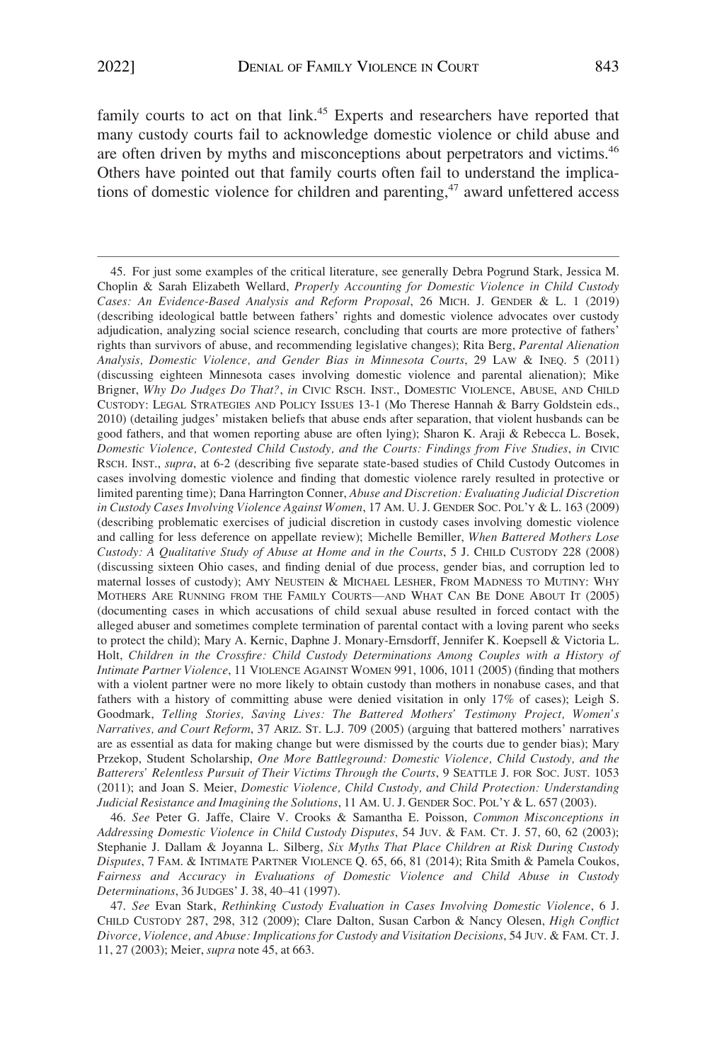family courts to act on that link.[45] Experts and researchers have reported that many custody courts fail to acknowledge domestic violence or child abuse and are often driven by myths and misconceptions about perpetrators and victims.[46] Others have pointed out that family courts often fail to understand the implications of domestic violence for children and parenting,[47] award unfettered access

---

45. For just some examples of the critical literature, see generally Debra Pogrund Stark, Jessica M. Choplin & Sarah Elizabeth Wellard, *Properly Accounting for Domestic Violence in Child Custody Cases: An Evidence-Based Analysis and Reform Proposal*, 26 MICH. J. GENDER & L. 1 (2019) (describing ideological battle between fathers' rights and domestic violence advocates over custody adjudication, analyzing social science research, concluding that courts are more protective of fathers' rights than survivors of abuse, and recommending legislative changes); Rita Berg, *Parental Alienation Analysis, Domestic Violence, and Gender Bias in Minnesota Courts*, 29 LAW & INEQ. 5 (2011) (discussing eighteen Minnesota cases involving domestic violence and parental alienation); Mike Brigner, *Why Do Judges Do That?*, *in* CIVIC RSCH. INST., DOMESTIC VIOLENCE, ABUSE, AND CHILD CUSTODY: LEGAL STRATEGIES AND POLICY ISSUES 13-1 (Mo Therese Hannah & Barry Goldstein eds., 2010) (detailing judges' mistaken beliefs that abuse ends after separation, that violent husbands can be good fathers, and that women reporting abuse are often lying); Sharon K. Araji & Rebecca L. Bosek, *Domestic Violence, Contested Child Custody, and the Courts: Findings from Five Studies*, *in* CIVIC RSCH. INST., *supra*, at 6-2 (describing five separate state-based studies of Child Custody Outcomes in cases involving domestic violence and finding that domestic violence rarely resulted in protective or limited parenting time); Dana Harrington Conner, *Abuse and Discretion: Evaluating Judicial Discretion in Custody Cases Involving Violence Against Women*, 17 AM. U. J. GENDER SOC. POL'Y & L. 163 (2009) (describing problematic exercises of judicial discretion in custody cases involving domestic violence and calling for less deference on appellate review); Michelle Bemiller, *When Battered Mothers Lose Custody: A Qualitative Study of Abuse at Home and in the Courts*, 5 J. CHILD CUSTODY 228 (2008) (discussing sixteen Ohio cases, and finding denial of due process, gender bias, and corruption led to maternal losses of custody); AMY NEUSTEIN & MICHAEL LESHER, FROM MADNESS TO MUTINY: WHY MOTHERS ARE RUNNING FROM THE FAMILY COURTS—AND WHAT CAN BE DONE ABOUT IT (2005) (documenting cases in which accusations of child sexual abuse resulted in forced contact with the alleged abuser and sometimes complete termination of parental contact with a loving parent who seeks to protect the child); Mary A. Kernic, Daphne J. Monary-Ernsdorff, Jennifer K. Koepsell & Victoria L. Holt, *Children in the Crossfire: Child Custody Determinations Among Couples with a History of Intimate Partner Violence*, 11 VIOLENCE AGAINST WOMEN 991, 1006, 1011 (2005) (finding that mothers with a violent partner were no more likely to obtain custody than mothers in nonabuse cases, and that fathers with a history of committing abuse were denied visitation in only 17% of cases); Leigh S. Goodmark, *Telling Stories, Saving Lives: The Battered Mothers' Testimony Project, Women's Narratives, and Court Reform*, 37 ARIZ. ST. L.J. 709 (2005) (arguing that battered mothers' narratives are as essential as data for making change but were dismissed by the courts due to gender bias); Mary Przekop, Student Scholarship, *One More Battleground: Domestic Violence, Child Custody, and the Batterers' Relentless Pursuit of Their Victims Through the Courts*, 9 SEATTLE J. FOR SOC. JUST. 1053 (2011); and Joan S. Meier, *Domestic Violence, Child Custody, and Child Protection: Understanding Judicial Resistance and Imagining the Solutions*, 11 AM. U. J. GENDER SOC. POL'Y & L. 657 (2003).

46. *See* Peter G. Jaffe, Claire V. Crooks & Samantha E. Poisson, *Common Misconceptions in Addressing Domestic Violence in Child Custody Disputes*, 54 JUV. & FAM. CT. J. 57, 60, 62 (2003); Stephanie J. Dallam & Joyanna L. Silberg, *Six Myths That Place Children at Risk During Custody Disputes*, 7 FAM. & INTIMATE PARTNER VIOLENCE Q. 65, 66, 81 (2014); Rita Smith & Pamela Coukos, *Fairness and Accuracy in Evaluations of Domestic Violence and Child Abuse in Custody Determinations*, 36 JUDGES' J. 38, 40–41 (1997).

47. *See* Evan Stark, *Rethinking Custody Evaluation in Cases Involving Domestic Violence*, 6 J. CHILD CUSTODY 287, 298, 312 (2009); Clare Dalton, Susan Carbon & Nancy Olesen, *High Conflict Divorce, Violence, and Abuse: Implications for Custody and Visitation Decisions*, 54 JUV. & FAM. CT. J. 11, 27 (2003); Meier, *supra* note 45, at 663.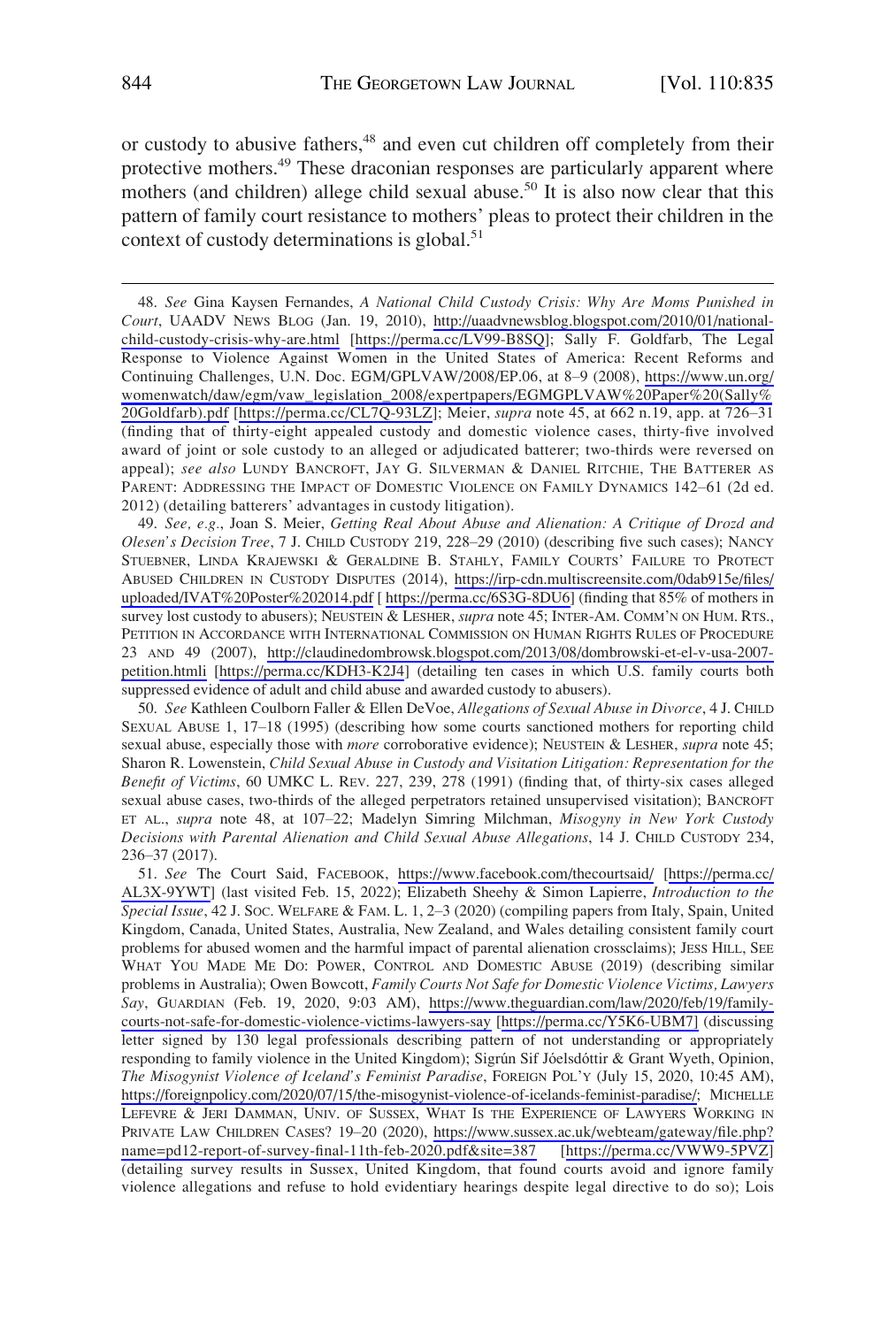or custody to abusive fathers,[48] and even cut children off completely from their protective mothers.[49] These draconian responses are particularly apparent where mothers (and children) allege child sexual abuse.[50] It is also now clear that this pattern of family court resistance to mothers' pleas to protect their children in the context of custody determinations is global.[51]

48. *See* Gina Kaysen Fernandes, *A National Child Custody Crisis: Why Are Moms Punished in Court*, UAADV NEWS BLOG (Jan. 19, 2010), http://uaadvnewsblog.blogspot.com/2010/01/national-child-custody-crisis-why-are.html [https://perma.cc/LV99-B8SQ]; Sally F. Goldfarb, The Legal Response to Violence Against Women in the United States of America: Recent Reforms and Continuing Challenges, U.N. Doc. EGM/GPLVAW/2008/EP.06, at 8–9 (2008), https://www.un.org/womenwatch/daw/egm/vaw_legislation_2008/expertpapers/EGMGPLVAW%20Paper%20(Sally%20Goldfarb).pdf [https://perma.cc/CL7Q-93LZ]; Meier, *supra* note 45, at 662 n.19, app. at 726–31 (finding that of thirty-eight appealed custody and domestic violence cases, thirty-five involved award of joint or sole custody to an alleged or adjudicated batterer; two-thirds were reversed on appeal); *see also* LUNDY BANCROFT, JAY G. SILVERMAN & DANIEL RITCHIE, THE BATTERER AS PARENT: ADDRESSING THE IMPACT OF DOMESTIC VIOLENCE ON FAMILY DYNAMICS 142–61 (2d ed. 2012) (detailing batterers' advantages in custody litigation).

49. *See, e.g.*, Joan S. Meier, *Getting Real About Abuse and Alienation: A Critique of Drozd and Olesen's Decision Tree*, 7 J. CHILD CUSTODY 219, 228–29 (2010) (describing five such cases); NANCY STUEBNER, LINDA KRAJEWSKI & GERALDINE B. STAHLY, FAMILY COURTS' FAILURE TO PROTECT ABUSED CHILDREN IN CUSTODY DISPUTES (2014), https://irp-cdn.multiscreensite.com/0dab915e/files/uploaded/IVAT%20Poster%202014.pdf [ https://perma.cc/6S3G-8DU6] (finding that 85% of mothers in survey lost custody to abusers); NEUSTEIN & LESHER, *supra* note 45; INTER-AM. COMM'N ON HUM. RTS., PETITION IN ACCORDANCE WITH INTERNATIONAL COMMISSION ON HUMAN RIGHTS RULES OF PROCEDURE 23 AND 49 (2007), http://claudinedombrowsk.blogspot.com/2013/08/dombrowski-et-el-v-usa-2007-petition.htmli [https://perma.cc/KDH3-K2J4] (detailing ten cases in which U.S. family courts both suppressed evidence of adult and child abuse and awarded custody to abusers).

50. *See* Kathleen Coulborn Faller & Ellen DeVoe, *Allegations of Sexual Abuse in Divorce*, 4 J. CHILD SEXUAL ABUSE 1, 17–18 (1995) (describing how some courts sanctioned mothers for reporting child sexual abuse, especially those with *more* corroborative evidence); NEUSTEIN & LESHER, *supra* note 45; Sharon R. Lowenstein, *Child Sexual Abuse in Custody and Visitation Litigation: Representation for the Benefit of Victims*, 60 UMKC L. REV. 227, 239, 278 (1991) (finding that, of thirty-six cases alleged sexual abuse cases, two-thirds of the alleged perpetrators retained unsupervised visitation); BANCROFT ET AL., *supra* note 48, at 107–22; Madelyn Simring Milchman, *Misogyny in New York Custody Decisions with Parental Alienation and Child Sexual Abuse Allegations*, 14 J. CHILD CUSTODY 234, 236–37 (2017).

51. *See* The Court Said, FACEBOOK, https://www.facebook.com/thecourtsaid/ [https://perma.cc/AL3X-9YWT] (last visited Feb. 15, 2022); Elizabeth Sheehy & Simon Lapierre, *Introduction to the Special Issue*, 42 J. SOC. WELFARE & FAM. L. 1, 2–3 (2020) (compiling papers from Italy, Spain, United Kingdom, Canada, United States, Australia, New Zealand, and Wales detailing consistent family court problems for abused women and the harmful impact of parental alienation crossclaims); JESS HILL, SEE WHAT YOU MADE ME DO: POWER, CONTROL AND DOMESTIC ABUSE (2019) (describing similar problems in Australia); Owen Bowcott, *Family Courts Not Safe for Domestic Violence Victims, Lawyers Say*, GUARDIAN (Feb. 19, 2020, 9:03 AM), https://www.theguardian.com/law/2020/feb/19/family-courts-not-safe-for-domestic-violence-victims-lawyers-say [https://perma.cc/Y5K6-UBM7] (discussing letter signed by 130 legal professionals describing pattern of not understanding or appropriately responding to family violence in the United Kingdom); Sigrún Sif Jóelsdóttir & Grant Wyeth, Opinion, *The Misogynist Violence of Iceland's Feminist Paradise*, FOREIGN POL'Y (July 15, 2020, 10:45 AM), https://foreignpolicy.com/2020/07/15/the-misogynist-violence-of-icelands-feminist-paradise/; MICHELLE LEFEVRE & JERI DAMMAN, UNIV. OF SUSSEX, WHAT IS THE EXPERIENCE OF LAWYERS WORKING IN PRIVATE LAW CHILDREN CASES? 19–20 (2020), https://www.sussex.ac.uk/webteam/gateway/file.php?name=pd12-report-of-survey-final-11th-feb-2020.pdf&site=387 [https://perma.cc/VWW9-5PVZ] (detailing survey results in Sussex, United Kingdom, that found courts avoid and ignore family violence allegations and refuse to hold evidentiary hearings despite legal directive to do so); Lois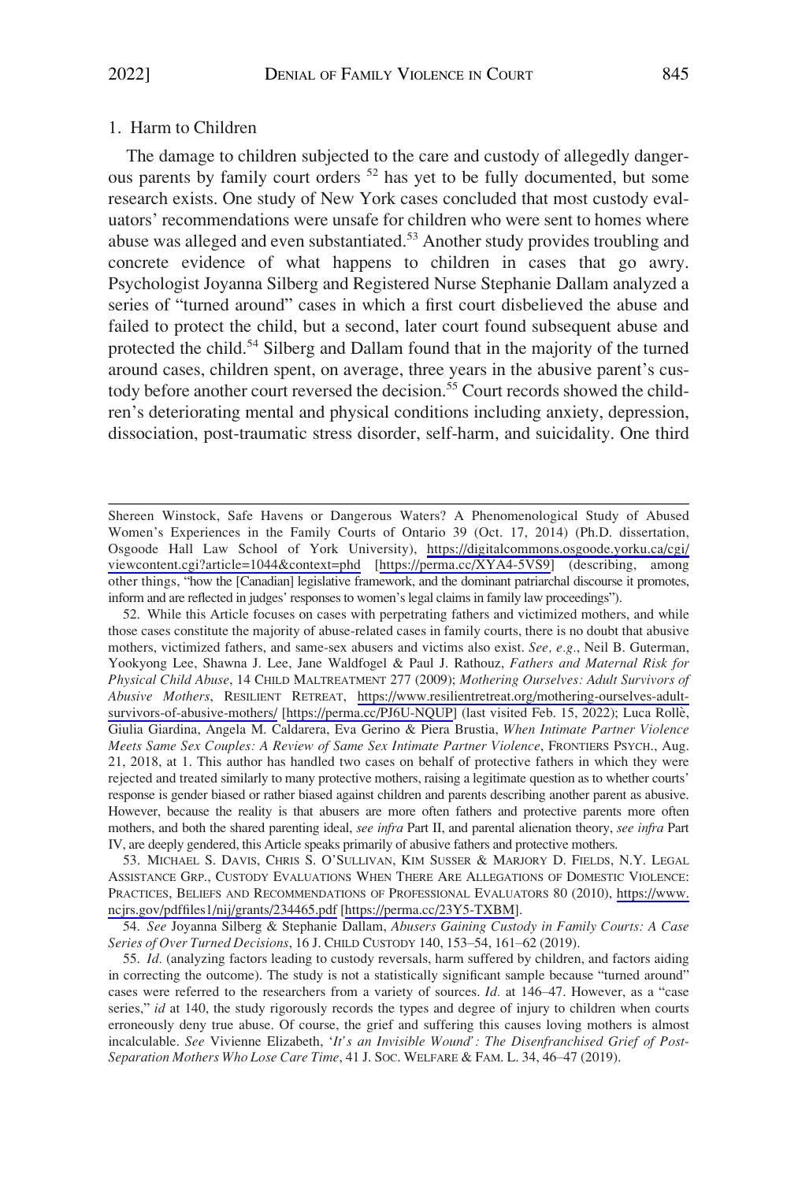### 1. Harm to Children

The damage to children subjected to the care and custody of allegedly dangerous parents by family court orders [52] has yet to be fully documented, but some research exists. One study of New York cases concluded that most custody evaluators' recommendations were unsafe for children who were sent to homes where abuse was alleged and even substantiated.[53] Another study provides troubling and concrete evidence of what happens to children in cases that go awry. Psychologist Joyanna Silberg and Registered Nurse Stephanie Dallam analyzed a series of "turned around" cases in which a first court disbelieved the abuse and failed to protect the child, but a second, later court found subsequent abuse and protected the child.[54] Silberg and Dallam found that in the majority of the turned around cases, children spent, on average, three years in the abusive parent's custody before another court reversed the decision.[55] Court records showed the children's deteriorating mental and physical conditions including anxiety, depression, dissociation, post-traumatic stress disorder, self-harm, and suicidality. One third

---

Shereen Winstock, Safe Havens or Dangerous Waters? A Phenomenological Study of Abused Women's Experiences in the Family Courts of Ontario 39 (Oct. 17, 2014) (Ph.D. dissertation, Osgoode Hall Law School of York University), https://digitalcommons.osgoode.yorku.ca/cgi/viewcontent.cgi?article=1044&context=phd [https://perma.cc/XYA4-5VS9] (describing, among other things, "how the [Canadian] legislative framework, and the dominant patriarchal discourse it promotes, inform and are reflected in judges' responses to women's legal claims in family law proceedings").

52. While this Article focuses on cases with perpetrating fathers and victimized mothers, and while those cases constitute the majority of abuse-related cases in family courts, there is no doubt that abusive mothers, victimized fathers, and same-sex abusers and victims also exist. *See, e.g.*, Neil B. Guterman, Yookyong Lee, Shawna J. Lee, Jane Waldfogel & Paul J. Rathouz, *Fathers and Maternal Risk for Physical Child Abuse*, 14 CHILD MALTREATMENT 277 (2009); *Mothering Ourselves: Adult Survivors of Abusive Mothers*, RESILIENT RETREAT, https://www.resilientretreat.org/mothering-ourselves-adult-survivors-of-abusive-mothers/ [https://perma.cc/PJ6U-NQUP] (last visited Feb. 15, 2022); Luca Rollè, Giulia Giardina, Angela M. Caldarera, Eva Gerino & Piera Brustia, *When Intimate Partner Violence Meets Same Sex Couples: A Review of Same Sex Intimate Partner Violence*, FRONTIERS PSYCH., Aug. 21, 2018, at 1. This author has handled two cases on behalf of protective fathers in which they were rejected and treated similarly to many protective mothers, raising a legitimate question as to whether courts' response is gender biased or rather biased against children and parents describing another parent as abusive. However, because the reality is that abusers are more often fathers and protective parents more often mothers, and both the shared parenting ideal, *see infra* Part II, and parental alienation theory, *see infra* Part IV, are deeply gendered, this Article speaks primarily of abusive fathers and protective mothers.

53. MICHAEL S. DAVIS, CHRIS S. O'SULLIVAN, KIM SUSSER & MARJORY D. FIELDS, N.Y. LEGAL ASSISTANCE GRP., CUSTODY EVALUATIONS WHEN THERE ARE ALLEGATIONS OF DOMESTIC VIOLENCE: PRACTICES, BELIEFS AND RECOMMENDATIONS OF PROFESSIONAL EVALUATORS 80 (2010), https://www.ncjrs.gov/pdffiles1/nij/grants/234465.pdf [https://perma.cc/23Y5-TXBM].

54. *See* Joyanna Silberg & Stephanie Dallam, *Abusers Gaining Custody in Family Courts: A Case Series of Over Turned Decisions*, 16 J. CHILD CUSTODY 140, 153–54, 161–62 (2019).

55. *Id.* (analyzing factors leading to custody reversals, harm suffered by children, and factors aiding in correcting the outcome). The study is not a statistically significant sample because "turned around" cases were referred to the researchers from a variety of sources. *Id.* at 146–47. However, as a "case series," *id* at 140, the study rigorously records the types and degree of injury to children when courts erroneously deny true abuse. Of course, the grief and suffering this causes loving mothers is almost incalculable. *See* Vivienne Elizabeth, '*It's an Invisible Wound*': *The Disenfranchised Grief of Post-Separation Mothers Who Lose Care Time*, 41 J. SOC. WELFARE & FAM. L. 34, 46–47 (2019).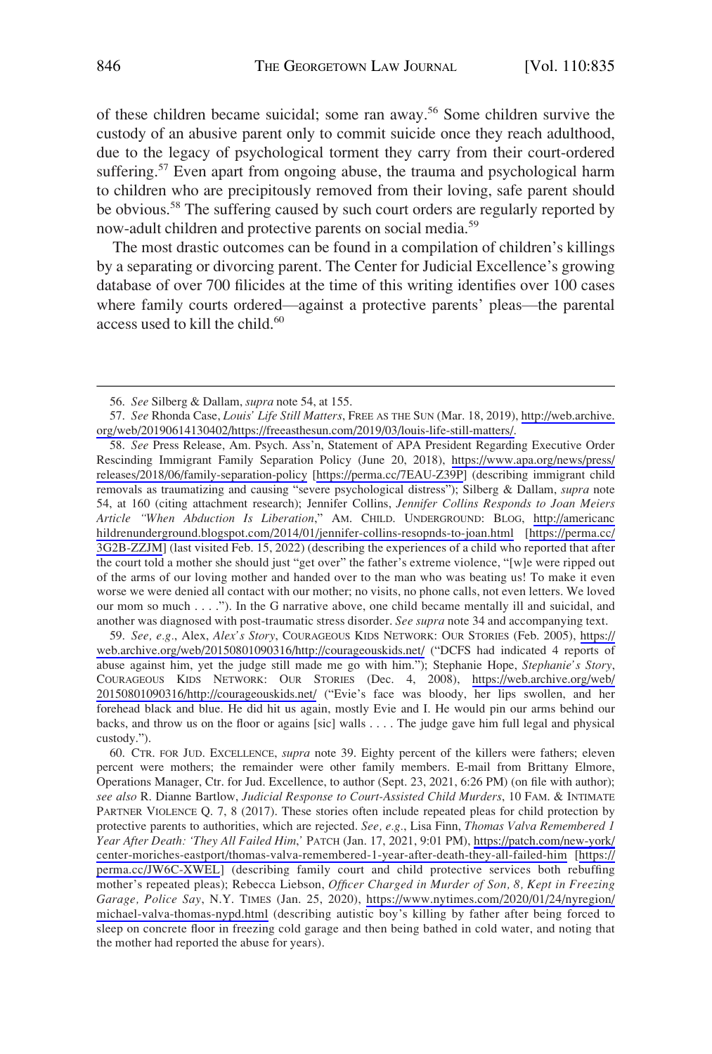of these children became suicidal; some ran away.[56] Some children survive the custody of an abusive parent only to commit suicide once they reach adulthood, due to the legacy of psychological torment they carry from their court-ordered suffering.[57] Even apart from ongoing abuse, the trauma and psychological harm to children who are precipitously removed from their loving, safe parent should be obvious.[58] The suffering caused by such court orders are regularly reported by now-adult children and protective parents on social media.[59]

The most drastic outcomes can be found in a compilation of children's killings by a separating or divorcing parent. The Center for Judicial Excellence's growing database of over 700 filicides at the time of this writing identifies over 100 cases where family courts ordered—against a protective parents' pleas—the parental access used to kill the child.[60]

---

56. *See* Silberg & Dallam, *supra* note 54, at 155.

57. *See* Rhonda Case, *Louis' Life Still Matters*, FREE AS THE SUN (Mar. 18, 2019), http://web.archive.org/web/20190614130402/https://freeasthesun.com/2019/03/louis-life-still-matters/.

58. *See* Press Release, Am. Psych. Ass'n, Statement of APA President Regarding Executive Order Rescinding Immigrant Family Separation Policy (June 20, 2018), https://www.apa.org/news/press/releases/2018/06/family-separation-policy [https://perma.cc/7EAU-Z39P] (describing immigrant child removals as traumatizing and causing "severe psychological distress"); Silberg & Dallam, *supra* note 54, at 160 (citing attachment research); Jennifer Collins, *Jennifer Collins Responds to Joan Meiers Article "When Abduction Is Liberation*," AM. CHILD. UNDERGROUND: BLOG, http://americanchildrenunderground.blogspot.com/2014/01/jennifer-collins-resopnds-to-joan.html [https://perma.cc/3G2B-ZZJM] (last visited Feb. 15, 2022) (describing the experiences of a child who reported that after the court told a mother she should just "get over" the father's extreme violence, "[w]e were ripped out of the arms of our loving mother and handed over to the man who was beating us! To make it even worse we were denied all contact with our mother; no visits, no phone calls, not even letters. We loved our mom so much . . . ."). In the G narrative above, one child became mentally ill and suicidal, and another was diagnosed with post-traumatic stress disorder. *See supra* note 34 and accompanying text.

59. *See, e.g.*, Alex, *Alex's Story*, COURAGEOUS KIDS NETWORK: OUR STORIES (Feb. 2005), https://web.archive.org/web/20150801090316/http://courageouskids.net/ ("DCFS had indicated 4 reports of abuse against him, yet the judge still made me go with him."); Stephanie Hope, *Stephanie's Story*, COURAGEOUS KIDS NETWORK: OUR STORIES (Dec. 4, 2008), https://web.archive.org/web/20150801090316/http://courageouskids.net/ ("Evie's face was bloody, her lips swollen, and her forehead black and blue. He did hit us again, mostly Evie and I. He would pin our arms behind our backs, and throw us on the floor or agains [sic] walls . . . . The judge gave him full legal and physical custody.").

60. CTR. FOR JUD. EXCELLENCE, *supra* note 39. Eighty percent of the killers were fathers; eleven percent were mothers; the remainder were other family members. E-mail from Brittany Elmore, Operations Manager, Ctr. for Jud. Excellence, to author (Sept. 23, 2021, 6:26 PM) (on file with author); *see also* R. Dianne Bartlow, *Judicial Response to Court-Assisted Child Murders*, 10 FAM. & INTIMATE PARTNER VIOLENCE Q. 7, 8 (2017). These stories often include repeated pleas for child protection by protective parents to authorities, which are rejected. *See, e.g.*, Lisa Finn, *Thomas Valva Remembered 1 Year After Death: 'They All Failed Him,'* PATCH (Jan. 17, 2021, 9:01 PM), https://patch.com/new-york/center-moriches-eastport/thomas-valva-remembered-1-year-after-death-they-all-failed-him [https://perma.cc/JW6C-XWEL] (describing family court and child protective services both rebuffing mother's repeated pleas); Rebecca Liebson, *Officer Charged in Murder of Son, 8, Kept in Freezing Garage, Police Say*, N.Y. TIMES (Jan. 25, 2020), https://www.nytimes.com/2020/01/24/nyregion/michael-valva-thomas-nypd.html (describing autistic boy's killing by father after being forced to sleep on concrete floor in freezing cold garage and then being bathed in cold water, and noting that the mother had reported the abuse for years).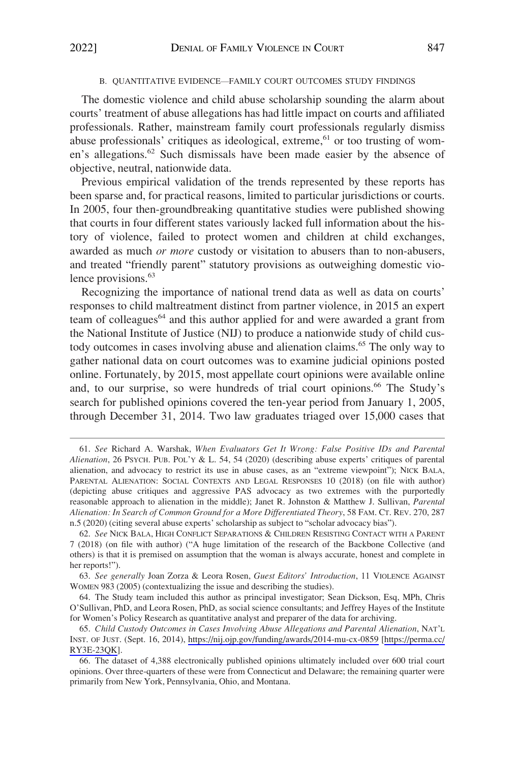### B. QUANTITATIVE EVIDENCE—FAMILY COURT OUTCOMES STUDY FINDINGS

The domestic violence and child abuse scholarship sounding the alarm about courts' treatment of abuse allegations has had little impact on courts and affiliated professionals. Rather, mainstream family court professionals regularly dismiss abuse professionals' critiques as ideological, extreme,[61] or too trusting of women's allegations.[62] Such dismissals have been made easier by the absence of objective, neutral, nationwide data.

Previous empirical validation of the trends represented by these reports has been sparse and, for practical reasons, limited to particular jurisdictions or courts. In 2005, four then-groundbreaking quantitative studies were published showing that courts in four different states variously lacked full information about the history of violence, failed to protect women and children at child exchanges, awarded as much *or more* custody or visitation to abusers than to non-abusers, and treated "friendly parent" statutory provisions as outweighing domestic violence provisions.[63]

Recognizing the importance of national trend data as well as data on courts' responses to child maltreatment distinct from partner violence, in 2015 an expert team of colleagues[64] and this author applied for and were awarded a grant from the National Institute of Justice (NIJ) to produce a nationwide study of child custody outcomes in cases involving abuse and alienation claims.[65] The only way to gather national data on court outcomes was to examine judicial opinions posted online. Fortunately, by 2015, most appellate court opinions were available online and, to our surprise, so were hundreds of trial court opinions.[66] The Study's search for published opinions covered the ten-year period from January 1, 2005, through December 31, 2014. Two law graduates triaged over 15,000 cases that

---

61. *See* Richard A. Warshak, *When Evaluators Get It Wrong: False Positive IDs and Parental Alienation*, 26 PSYCH. PUB. POL'Y & L. 54, 54 (2020) (describing abuse experts' critiques of parental alienation, and advocacy to restrict its use in abuse cases, as an "extreme viewpoint"); NICK BALA, PARENTAL ALIENATION: SOCIAL CONTEXTS AND LEGAL RESPONSES 10 (2018) (on file with author) (depicting abuse critiques and aggressive PAS advocacy as two extremes with the purportedly reasonable approach to alienation in the middle); Janet R. Johnston & Matthew J. Sullivan, *Parental Alienation: In Search of Common Ground for a More Differentiated Theory*, 58 FAM. CT. REV. 270, 287 n.5 (2020) (citing several abuse experts' scholarship as subject to "scholar advocacy bias").

62. *See* NICK BALA, HIGH CONFLICT SEPARATIONS & CHILDREN RESISTING CONTACT WITH A PARENT 7 (2018) (on file with author) ("A huge limitation of the research of the Backbone Collective (and others) is that it is premised on assumption that the woman is always accurate, honest and complete in her reports!").

63. *See generally* Joan Zorza & Leora Rosen, *Guest Editors' Introduction*, 11 VIOLENCE AGAINST WOMEN 983 (2005) (contextualizing the issue and describing the studies).

64. The Study team included this author as principal investigator; Sean Dickson, Esq, MPh, Chris O'Sullivan, PhD, and Leora Rosen, PhD, as social science consultants; and Jeffrey Hayes of the Institute for Women's Policy Research as quantitative analyst and preparer of the data for archiving.

65. *Child Custody Outcomes in Cases Involving Abuse Allegations and Parental Alienation*, NAT'L INST. OF JUST. (Sept. 16, 2014), https://nij.ojp.gov/funding/awards/2014-mu-cx-0859 [https://perma.cc/RY3E-23QK].

66. The dataset of 4,388 electronically published opinions ultimately included over 600 trial court opinions. Over three-quarters of these were from Connecticut and Delaware; the remaining quarter were primarily from New York, Pennsylvania, Ohio, and Montana.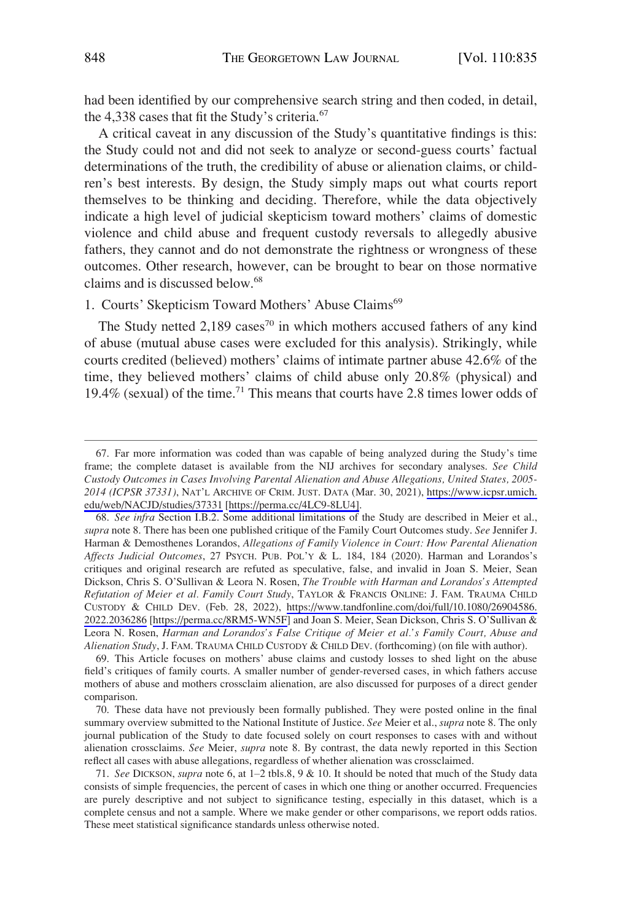had been identified by our comprehensive search string and then coded, in detail, the 4,338 cases that fit the Study's criteria.[67]

A critical caveat in any discussion of the Study's quantitative findings is this: the Study could not and did not seek to analyze or second-guess courts' factual determinations of the truth, the credibility of abuse or alienation claims, or children's best interests. By design, the Study simply maps out what courts report themselves to be thinking and deciding. Therefore, while the data objectively indicate a high level of judicial skepticism toward mothers' claims of domestic violence and child abuse and frequent custody reversals to allegedly abusive fathers, they cannot and do not demonstrate the rightness or wrongness of these outcomes. Other research, however, can be brought to bear on those normative claims and is discussed below.[68]

### 1. Courts' Skepticism Toward Mothers' Abuse Claims[69]

The Study netted 2,189 cases[70] in which mothers accused fathers of any kind of abuse (mutual abuse cases were excluded for this analysis). Strikingly, while courts credited (believed) mothers' claims of intimate partner abuse 42.6% of the time, they believed mothers' claims of child abuse only 20.8% (physical) and 19.4% (sexual) of the time.[71] This means that courts have 2.8 times lower odds of

---

67. Far more information was coded than was capable of being analyzed during the Study's time frame; the complete dataset is available from the NIJ archives for secondary analyses. *See Child Custody Outcomes in Cases Involving Parental Alienation and Abuse Allegations, United States, 2005-2014 (ICPSR 37331)*, NAT'L ARCHIVE OF CRIM. JUST. DATA (Mar. 30, 2021), https://www.icpsr.umich.edu/web/NACJD/studies/37331 [https://perma.cc/4LC9-8LU4].

68. *See infra* Section I.B.2. Some additional limitations of the Study are described in Meier et al., *supra* note 8. There has been one published critique of the Family Court Outcomes study. *See* Jennifer J. Harman & Demosthenes Lorandos, *Allegations of Family Violence in Court: How Parental Alienation Affects Judicial Outcomes*, 27 PSYCH. PUB. POL'Y & L. 184, 184 (2020). Harman and Lorandos's critiques and original research are refuted as speculative, false, and invalid in Joan S. Meier, Sean Dickson, Chris S. O'Sullivan & Leora N. Rosen, *The Trouble with Harman and Lorandos's Attempted Refutation of Meier et al. Family Court Study*, TAYLOR & FRANCIS ONLINE: J. FAM. TRAUMA CHILD CUSTODY & CHILD DEV. (Feb. 28, 2022), https://www.tandfonline.com/doi/full/10.1080/26904586.2022.2036286 [https://perma.cc/8RM5-WN5F] and Joan S. Meier, Sean Dickson, Chris S. O'Sullivan & Leora N. Rosen, *Harman and Lorandos's False Critique of Meier et al.'s Family Court, Abuse and Alienation Study*, J. FAM. TRAUMA CHILD CUSTODY & CHILD DEV. (forthcoming) (on file with author).

69. This Article focuses on mothers' abuse claims and custody losses to shed light on the abuse field's critiques of family courts. A smaller number of gender-reversed cases, in which fathers accuse mothers of abuse and mothers crossclaim alienation, are also discussed for purposes of a direct gender comparison.

70. These data have not previously been formally published. They were posted online in the final summary overview submitted to the National Institute of Justice. *See* Meier et al., *supra* note 8. The only journal publication of the Study to date focused solely on court responses to cases with and without alienation crossclaims. *See* Meier, *supra* note 8. By contrast, the data newly reported in this Section reflect all cases with abuse allegations, regardless of whether alienation was crossclaimed.

71. *See* DICKSON, *supra* note 6, at 1–2 tbls.8, 9 & 10. It should be noted that much of the Study data consists of simple frequencies, the percent of cases in which one thing or another occurred. Frequencies are purely descriptive and not subject to significance testing, especially in this dataset, which is a complete census and not a sample. Where we make gender or other comparisons, we report odds ratios. These meet statistical significance standards unless otherwise noted.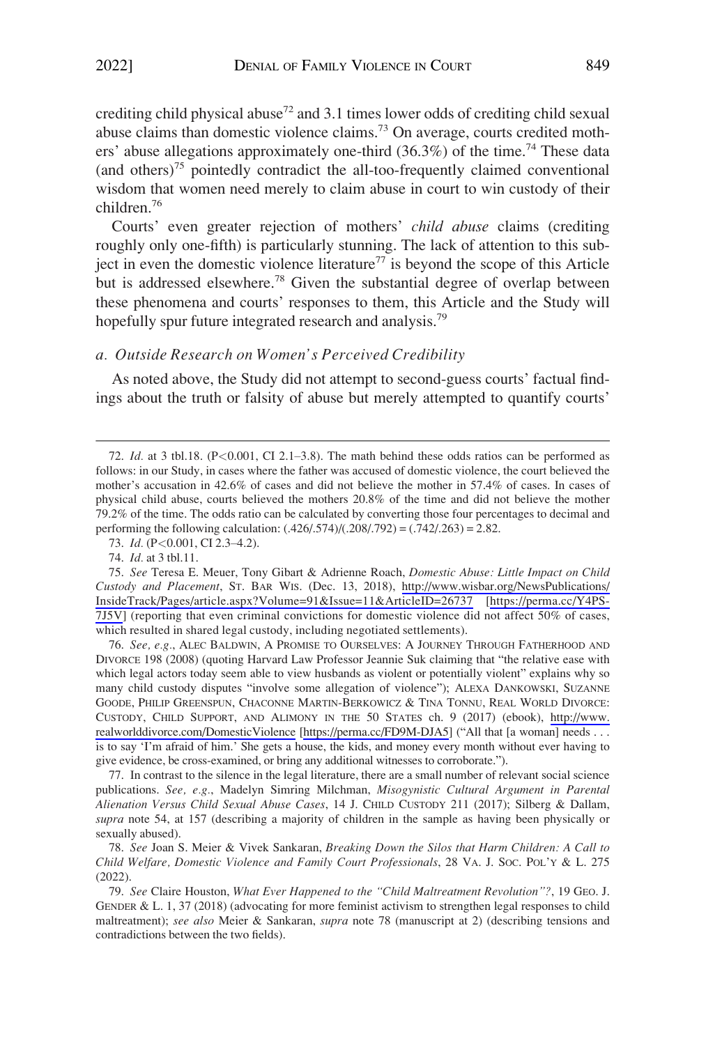crediting child physical abuse[72] and 3.1 times lower odds of crediting child sexual abuse claims than domestic violence claims.[73] On average, courts credited mothers' abuse allegations approximately one-third (36.3%) of the time.[74] These data (and others)[75] pointedly contradict the all-too-frequently claimed conventional wisdom that women need merely to claim abuse in court to win custody of their children.[76]

Courts' even greater rejection of mothers' *child abuse* claims (crediting roughly only one-fifth) is particularly stunning. The lack of attention to this subject in even the domestic violence literature[77] is beyond the scope of this Article but is addressed elsewhere.[78] Given the substantial degree of overlap between these phenomena and courts' responses to them, this Article and the Study will hopefully spur future integrated research and analysis.[79]

### *a. Outside Research on Women's Perceived Credibility*

As noted above, the Study did not attempt to second-guess courts' factual findings about the truth or falsity of abuse but merely attempted to quantify courts'

---

72. *Id.* at 3 tbl.18. (P<0.001, CI 2.1–3.8). The math behind these odds ratios can be performed as follows: in our Study, in cases where the father was accused of domestic violence, the court believed the mother's accusation in 42.6% of cases and did not believe the mother in 57.4% of cases. In cases of physical child abuse, courts believed the mothers 20.8% of the time and did not believe the mother 79.2% of the time. The odds ratio can be calculated by converting those four percentages to decimal and performing the following calculation: $(.426/.574)/(.208/.792) = (.742/.263) = 2.82$.

73. *Id.* (P<0.001, CI 2.3–4.2).

74. *Id.* at 3 tbl.11.

75. *See* Teresa E. Meuer, Tony Gibart & Adrienne Roach, *Domestic Abuse: Little Impact on Child Custody and Placement*, ST. BAR WIS. (Dec. 13, 2018), http://www.wisbar.org/NewsPublications/InsideTrack/Pages/article.aspx?Volume=91&Issue=11&ArticleID=26737 [https://perma.cc/Y4PS-7J5V] (reporting that even criminal convictions for domestic violence did not affect 50% of cases, which resulted in shared legal custody, including negotiated settlements).

76. *See, e.g.*, ALEC BALDWIN, A PROMISE TO OURSELVES: A JOURNEY THROUGH FATHERHOOD AND DIVORCE 198 (2008) (quoting Harvard Law Professor Jeannie Suk claiming that "the relative ease with which legal actors today seem able to view husbands as violent or potentially violent" explains why so many child custody disputes "involve some allegation of violence"); ALEXA DANKOWSKI, SUZANNE GOODE, PHILIP GREENSPUN, CHACONNE MARTIN-BERKOWICZ & TINA TONNU, REAL WORLD DIVORCE: CUSTODY, CHILD SUPPORT, AND ALIMONY IN THE 50 STATES ch. 9 (2017) (ebook), http://www.realworlddivorce.com/DomesticViolence [https://perma.cc/FD9M-DJA5] ("All that [a woman] needs . . . is to say 'I'm afraid of him.' She gets a house, the kids, and money every month without ever having to give evidence, be cross-examined, or bring any additional witnesses to corroborate.").

77. In contrast to the silence in the legal literature, there are a small number of relevant social science publications. *See, e.g.*, Madelyn Simring Milchman, *Misogynistic Cultural Argument in Parental Alienation Versus Child Sexual Abuse Cases*, 14 J. CHILD CUSTODY 211 (2017); Silberg & Dallam, *supra* note 54, at 157 (describing a majority of children in the sample as having been physically or sexually abused).

78. *See* Joan S. Meier & Vivek Sankaran, *Breaking Down the Silos that Harm Children: A Call to Child Welfare, Domestic Violence and Family Court Professionals*, 28 VA. J. SOC. POL'Y & L. 275 (2022).

79. *See* Claire Houston, *What Ever Happened to the "Child Maltreatment Revolution"?*, 19 GEO. J. GENDER & L. 1, 37 (2018) (advocating for more feminist activism to strengthen legal responses to child maltreatment); *see also* Meier & Sankaran, *supra* note 78 (manuscript at 2) (describing tensions and contradictions between the two fields).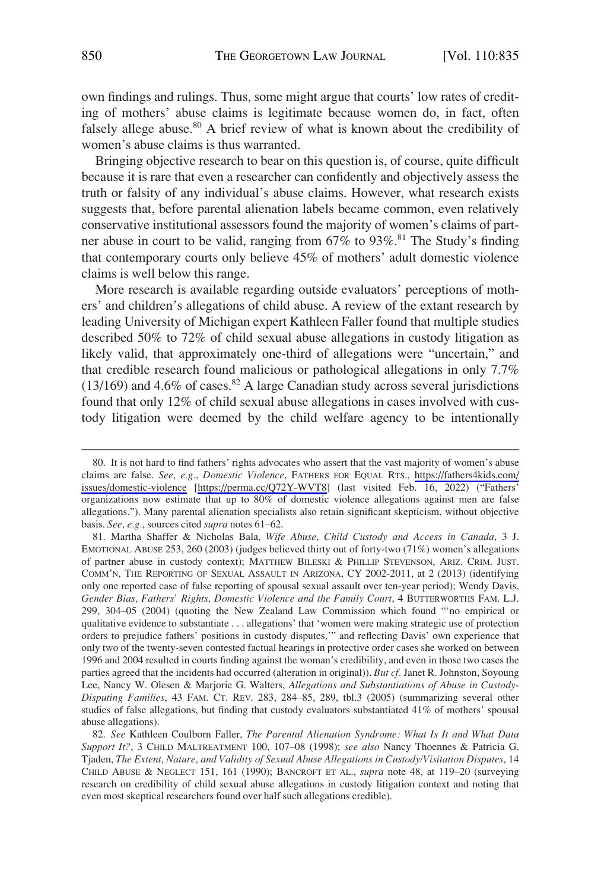own findings and rulings. Thus, some might argue that courts' low rates of crediting of mothers' abuse claims is legitimate because women do, in fact, often falsely allege abuse.[80] A brief review of what is known about the credibility of women's abuse claims is thus warranted.

Bringing objective research to bear on this question is, of course, quite difficult because it is rare that even a researcher can confidently and objectively assess the truth or falsity of any individual's abuse claims. However, what research exists suggests that, before parental alienation labels became common, even relatively conservative institutional assessors found the majority of women's claims of partner abuse in court to be valid, ranging from 67% to 93%.[81] The Study's finding that contemporary courts only believe 45% of mothers' adult domestic violence claims is well below this range.

More research is available regarding outside evaluators' perceptions of mothers' and children's allegations of child abuse. A review of the extant research by leading University of Michigan expert Kathleen Faller found that multiple studies described 50% to 72% of child sexual abuse allegations in custody litigation as likely valid, that approximately one-third of allegations were "uncertain," and that credible research found malicious or pathological allegations in only 7.7% (13/169) and 4.6% of cases.[82] A large Canadian study across several jurisdictions found that only 12% of child sexual abuse allegations in cases involved with custody litigation were deemed by the child welfare agency to be intentionally

---

80. It is not hard to find fathers' rights advocates who assert that the vast majority of women's abuse claims are false. *See, e.g.*, *Domestic Violence*, FATHERS FOR EQUAL RTS., https://fathers4kids.com/issues/domestic-violence [https://perma.cc/Q72Y-WVT8] (last visited Feb. 16, 2022) ("Fathers' organizations now estimate that up to 80% of domestic violence allegations against men are false allegations."). Many parental alienation specialists also retain significant skepticism, without objective basis. *See, e.g.*, sources cited *supra* notes 61–62.

81. Martha Shaffer & Nicholas Bala, *Wife Abuse, Child Custody and Access in Canada*, 3 J. EMOTIONAL ABUSE 253, 260 (2003) (judges believed thirty out of forty-two (71%) women's allegations of partner abuse in custody context); MATTHEW BILESKI & PHILLIP STEVENSON, ARIZ. CRIM. JUST. COMM'N, THE REPORTING OF SEXUAL ASSAULT IN ARIZONA, CY 2002-2011, at 2 (2013) (identifying only one reported case of false reporting of spousal sexual assault over ten-year period); Wendy Davis, *Gender Bias, Fathers' Rights, Domestic Violence and the Family Court*, 4 BUTTERWORTHS FAM. L.J. 299, 304–05 (2004) (quoting the New Zealand Law Commission which found "'no empirical or qualitative evidence to substantiate . . . allegations' that 'women were making strategic use of protection orders to prejudice fathers' positions in custody disputes,'" and reflecting Davis' own experience that only two of the twenty-seven contested factual hearings in protective order cases she worked on between 1996 and 2004 resulted in courts finding against the woman's credibility, and even in those two cases the parties agreed that the incidents had occurred (alteration in original)). *But cf.* Janet R. Johnston, Soyoung Lee, Nancy W. Olesen & Marjorie G. Walters, *Allegations and Substantiations of Abuse in Custody-Disputing Families*, 43 FAM. CT. REV. 283, 284–85, 289, tbl.3 (2005) (summarizing several other studies of false allegations, but finding that custody evaluators substantiated 41% of mothers' spousal abuse allegations).

82. *See* Kathleen Coulborn Faller, *The Parental Alienation Syndrome: What Is It and What Data Support It?*, 3 CHILD MALTREATMENT 100, 107–08 (1998); *see also* Nancy Thoennes & Patricia G. Tjaden, *The Extent, Nature, and Validity of Sexual Abuse Allegations in Custody/Visitation Disputes*, 14 CHILD ABUSE & NEGLECT 151, 161 (1990); BANCROFT ET AL., *supra* note 48, at 119–20 (surveying research on credibility of child sexual abuse allegations in custody litigation context and noting that even most skeptical researchers found over half such allegations credible).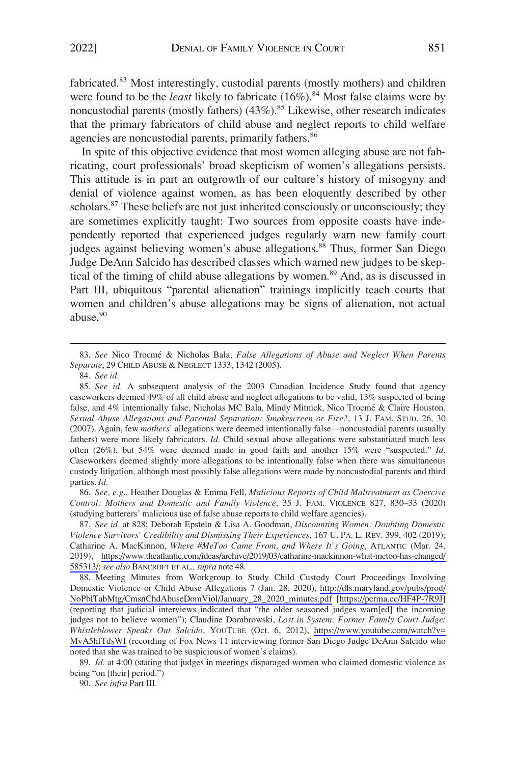fabricated.[83] Most interestingly, custodial parents (mostly mothers) and children were found to be the *least* likely to fabricate (16%).[84] Most false claims were by noncustodial parents (mostly fathers) (43%).[85] Likewise, other research indicates that the primary fabricators of child abuse and neglect reports to child welfare agencies are noncustodial parents, primarily fathers.[86]

In spite of this objective evidence that most women alleging abuse are not fabricating, court professionals' broad skepticism of women's allegations persists. This attitude is in part an outgrowth of our culture's history of misogyny and denial of violence against women, as has been eloquently described by other scholars.[87] These beliefs are not just inherited consciously or unconsciously; they are sometimes explicitly taught: Two sources from opposite coasts have independently reported that experienced judges regularly warn new family court judges against believing women's abuse allegations.[88] Thus, former San Diego Judge DeAnn Salcido has described classes which warned new judges to be skeptical of the timing of child abuse allegations by women.[89] And, as is discussed in Part III, ubiquitous "parental alienation" trainings implicitly teach courts that women and children's abuse allegations may be signs of alienation, not actual abuse.[90]

---

83. *See* Nico Trocmé & Nicholas Bala, *False Allegations of Abuse and Neglect When Parents Separate*, 29 CHILD ABUSE & NEGLECT 1333, 1342 (2005).

84. *See id.*

85. *See id.* A subsequent analysis of the 2003 Canadian Incidence Study found that agency caseworkers deemed 49% of all child abuse and neglect allegations to be valid, 13% suspected of being false, and 4% intentionally false. Nicholas MC Bala, Mindy Mitnick, Nico Trocmé & Claire Houston, *Sexual Abuse Allegations and Parental Separation: Smokescreen or Fire?*, 13 J. FAM. STUD. 26, 30 (2007). Again, few *mothers'* allegations were deemed intentionally false—noncustodial parents (usually fathers) were more likely fabricators. *Id.* Child sexual abuse allegations were substantiated much less often (26%), but 54% were deemed made in good faith and another 15% were "suspected." *Id.* Caseworkers deemed slightly more allegations to be intentionally false when there was simultaneous custody litigation, although most possibly false allegations were made by noncustodial parents and third parties. *Id.*

86. *See, e.g.*, Heather Douglas & Emma Fell, *Malicious Reports of Child Maltreatment as Coercive Control: Mothers and Domestic and Family Violence*, 35 J. FAM. VIOLENCE 827, 830–33 (2020) (studying batterers' malicious use of false abuse reports to child welfare agencies).

87. *See id.* at 828; Deborah Epstein & Lisa A. Goodman, *Discounting Women: Doubting Domestic Violence Survivors' Credibility and Dismissing Their Experiences*, 167 U. PA. L. REV. 399, 402 (2019); Catharine A. MacKinnon, *Where #MeToo Came From, and Where It's Going*, ATLANTIC (Mar. 24, 2019), https://www.theatlantic.com/ideas/archive/2019/03/catharine-mackinnon-what-metoo-has-changed/585313/; *see also* BANCROFT ET AL., *supra* note 48.

88. Meeting Minutes from Workgroup to Study Child Custody Court Proceedings Involving Domestic Violence or Child Abuse Allegations 7 (Jan. 28, 2020), http://dls.maryland.gov/pubs/prod/NoPblTabMtg/CmsnChdAbuseDomViol/January_28_2020_minutes.pdf [https://perma.cc/HF4P-7R9J] (reporting that judicial interviews indicated that "the older seasoned judges warn[ed] the incoming judges not to believe women"); Claudine Dombrowski, *Lost in System: Former Family Court Judge/Whistleblower Speaks Out Salcido*, YOUTUBE (Oct. 6, 2012), https://www.youtube.com/watch?v=MvA5hfTdsWI (recording of Fox News 11 interviewing former San Diego Judge DeAnn Salcido who noted that she was trained to be suspicious of women's claims).

89. *Id.* at 4:00 (stating that judges in meetings disparaged women who claimed domestic violence as being "on [their] period.")

90. *See infra* Part III.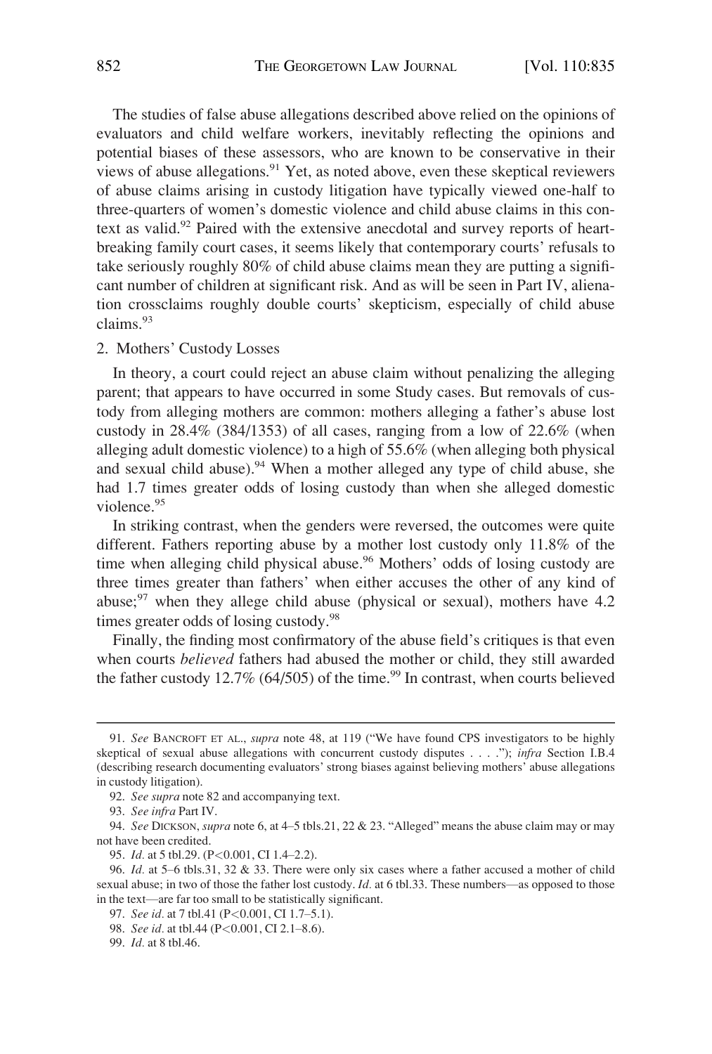The studies of false abuse allegations described above relied on the opinions of evaluators and child welfare workers, inevitably reflecting the opinions and potential biases of these assessors, who are known to be conservative in their views of abuse allegations.[91] Yet, as noted above, even these skeptical reviewers of abuse claims arising in custody litigation have typically viewed one-half to three-quarters of women's domestic violence and child abuse claims in this context as valid.[92] Paired with the extensive anecdotal and survey reports of heartbreaking family court cases, it seems likely that contemporary courts' refusals to take seriously roughly 80% of child abuse claims mean they are putting a significant number of children at significant risk. And as will be seen in Part IV, alienation crossclaims roughly double courts' skepticism, especially of child abuse claims.[93]

### 2. Mothers' Custody Losses

In theory, a court could reject an abuse claim without penalizing the alleging parent; that appears to have occurred in some Study cases. But removals of custody from alleging mothers are common: mothers alleging a father's abuse lost custody in 28.4% (384/1353) of all cases, ranging from a low of 22.6% (when alleging adult domestic violence) to a high of 55.6% (when alleging both physical and sexual child abuse).[94] When a mother alleged any type of child abuse, she had 1.7 times greater odds of losing custody than when she alleged domestic violence.[95]

In striking contrast, when the genders were reversed, the outcomes were quite different. Fathers reporting abuse by a mother lost custody only 11.8% of the time when alleging child physical abuse.[96] Mothers' odds of losing custody are three times greater than fathers' when either accuses the other of any kind of abuse;[97] when they allege child abuse (physical or sexual), mothers have 4.2 times greater odds of losing custody.[98]

Finally, the finding most confirmatory of the abuse field's critiques is that even when courts *believed* fathers had abused the mother or child, they still awarded the father custody 12.7% (64/505) of the time.[99] In contrast, when courts believed

---

91. *See* BANCROFT ET AL., *supra* note 48, at 119 ("We have found CPS investigators to be highly skeptical of sexual abuse allegations with concurrent custody disputes . . . ."); *infra* Section I.B.4 (describing research documenting evaluators' strong biases against believing mothers' abuse allegations in custody litigation).

92. *See supra* note 82 and accompanying text.

93. *See infra* Part IV.

94. *See* DICKSON, *supra* note 6, at 4–5 tbls.21, 22 & 23. "Alleged" means the abuse claim may or may not have been credited.

95. *Id.* at 5 tbl.29. ($P<0.001$, CI 1.4–2.2).

96. *Id.* at 5–6 tbls.31, 32 & 33. There were only six cases where a father accused a mother of child sexual abuse; in two of those the father lost custody. *Id.* at 6 tbl.33. These numbers—as opposed to those in the text—are far too small to be statistically significant.

97. *See id.* at 7 tbl.41 ($P<0.001$, CI 1.7–5.1).

98. *See id.* at tbl.44 ($P<0.001$, CI 2.1–8.6).

99. *Id.* at 8 tbl.46.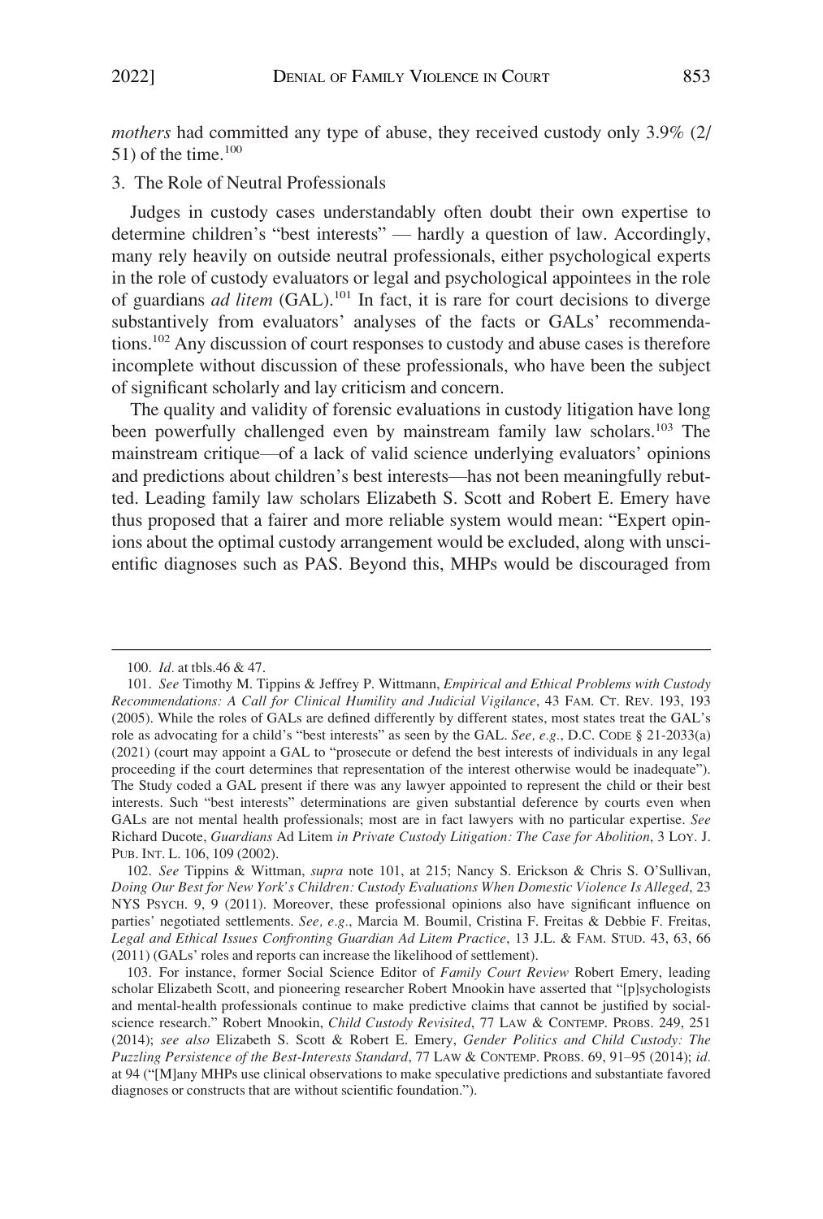*mothers* had committed any type of abuse, they received custody only 3.9% (2/51) of the time.[100]

### 3. The Role of Neutral Professionals

Judges in custody cases understandably often doubt their own expertise to determine children's "best interests" — hardly a question of law. Accordingly, many rely heavily on outside neutral professionals, either psychological experts in the role of custody evaluators or legal and psychological appointees in the role of guardians *ad litem* (GAL).[101] In fact, it is rare for court decisions to diverge substantively from evaluators' analyses of the facts or GALs' recommendations.[102] Any discussion of court responses to custody and abuse cases is therefore incomplete without discussion of these professionals, who have been the subject of significant scholarly and lay criticism and concern.

The quality and validity of forensic evaluations in custody litigation have long been powerfully challenged even by mainstream family law scholars.[103] The mainstream critique—of a lack of valid science underlying evaluators' opinions and predictions about children's best interests—has not been meaningfully rebutted. Leading family law scholars Elizabeth S. Scott and Robert E. Emery have thus proposed that a fairer and more reliable system would mean: "Expert opinions about the optimal custody arrangement would be excluded, along with unscientific diagnoses such as PAS. Beyond this, MHPs would be discouraged from

---

100. *Id.* at tbls.46 & 47.

101. *See* Timothy M. Tippins & Jeffrey P. Wittmann, *Empirical and Ethical Problems with Custody Recommendations: A Call for Clinical Humility and Judicial Vigilance*, 43 FAM. CT. REV. 193, 193 (2005). While the roles of GALs are defined differently by different states, most states treat the GAL's role as advocating for a child's "best interests" as seen by the GAL. *See, e.g.*, D.C. CODE § 21-2033(a) (2021) (court may appoint a GAL to "prosecute or defend the best interests of individuals in any legal proceeding if the court determines that representation of the interest otherwise would be inadequate"). The Study coded a GAL present if there was any lawyer appointed to represent the child or their best interests. Such "best interests" determinations are given substantial deference by courts even when GALs are not mental health professionals; most are in fact lawyers with no particular expertise. *See* Richard Ducote, *Guardians* Ad Litem *in Private Custody Litigation: The Case for Abolition*, 3 LOY. J. PUB. INT. L. 106, 109 (2002).

102. *See* Tippins & Wittman, *supra* note 101, at 215; Nancy S. Erickson & Chris S. O'Sullivan, *Doing Our Best for New York's Children: Custody Evaluations When Domestic Violence Is Alleged*, 23 NYS PSYCH. 9, 9 (2011). Moreover, these professional opinions also have significant influence on parties' negotiated settlements. *See, e.g.*, Marcia M. Boumil, Cristina F. Freitas & Debbie F. Freitas, *Legal and Ethical Issues Confronting Guardian Ad Litem Practice*, 13 J.L. & FAM. STUD. 43, 63, 66 (2011) (GALs' roles and reports can increase the likelihood of settlement).

103. For instance, former Social Science Editor of *Family Court Review* Robert Emery, leading scholar Elizabeth Scott, and pioneering researcher Robert Mnookin have asserted that "[p]sychologists and mental-health professionals continue to make predictive claims that cannot be justified by social-science research." Robert Mnookin, *Child Custody Revisited*, 77 LAW & CONTEMP. PROBS. 249, 251 (2014); *see also* Elizabeth S. Scott & Robert E. Emery, *Gender Politics and Child Custody: The Puzzling Persistence of the Best-Interests Standard*, 77 LAW & CONTEMP. PROBS. 69, 91–95 (2014); *id.* at 94 ("[M]any MHPs use clinical observations to make speculative predictions and substantiate favored diagnoses or constructs that are without scientific foundation.").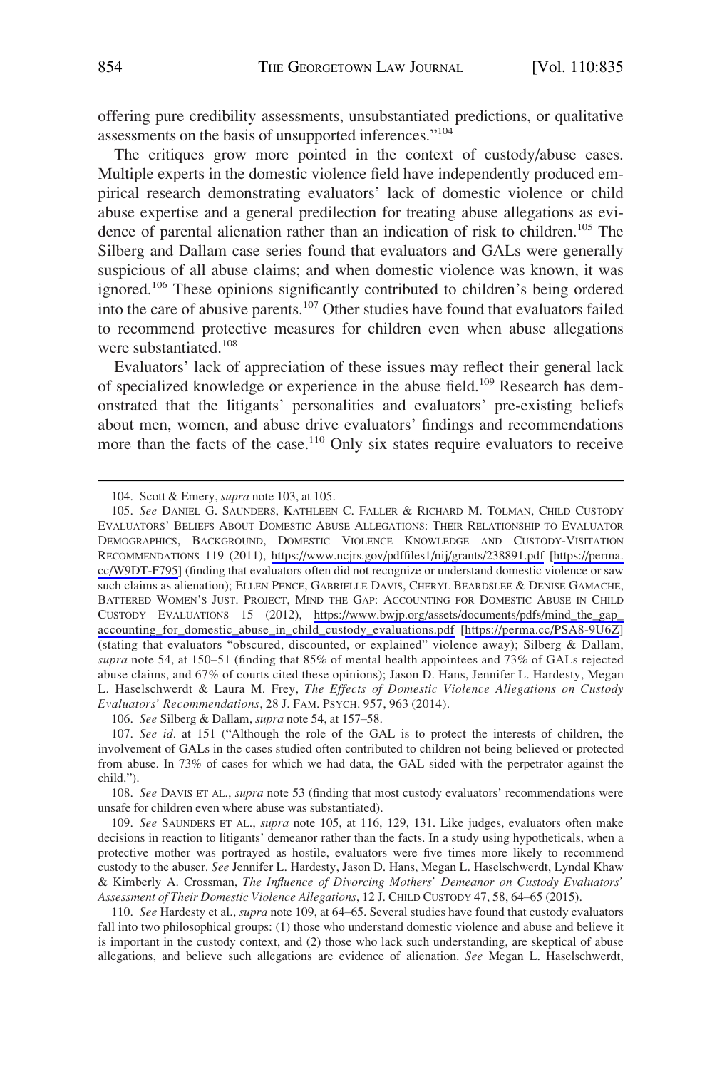offering pure credibility assessments, unsubstantiated predictions, or qualitative assessments on the basis of unsupported inferences."[104]

The critiques grow more pointed in the context of custody/abuse cases. Multiple experts in the domestic violence field have independently produced empirical research demonstrating evaluators' lack of domestic violence or child abuse expertise and a general predilection for treating abuse allegations as evidence of parental alienation rather than an indication of risk to children.[105] The Silberg and Dallam case series found that evaluators and GALs were generally suspicious of all abuse claims; and when domestic violence was known, it was ignored.[106] These opinions significantly contributed to children's being ordered into the care of abusive parents.[107] Other studies have found that evaluators failed to recommend protective measures for children even when abuse allegations were substantiated.[108]

Evaluators' lack of appreciation of these issues may reflect their general lack of specialized knowledge or experience in the abuse field.[109] Research has demonstrated that the litigants' personalities and evaluators' pre-existing beliefs about men, women, and abuse drive evaluators' findings and recommendations more than the facts of the case.[110] Only six states require evaluators to receive

---

104. Scott & Emery, *supra* note 103, at 105.

105. *See* DANIEL G. SAUNDERS, KATHLEEN C. FALLER & RICHARD M. TOLMAN, CHILD CUSTODY EVALUATORS' BELIEFS ABOUT DOMESTIC ABUSE ALLEGATIONS: THEIR RELATIONSHIP TO EVALUATOR DEMOGRAPHICS, BACKGROUND, DOMESTIC VIOLENCE KNOWLEDGE AND CUSTODY-VISITATION RECOMMENDATIONS 119 (2011), https://www.ncjrs.gov/pdffiles1/nij/grants/238891.pdf [https://perma.cc/W9DT-F795] (finding that evaluators often did not recognize or understand domestic violence or saw such claims as alienation); ELLEN PENCE, GABRIELLE DAVIS, CHERYL BEARDSLEE & DENISE GAMACHE, BATTERED WOMEN'S JUST. PROJECT, MIND THE GAP: ACCOUNTING FOR DOMESTIC ABUSE IN CHILD CUSTODY EVALUATIONS 15 (2012), https://www.bwjp.org/assets/documents/pdfs/mind_the_gap_accounting_for_domestic_abuse_in_child_custody_evaluations.pdf [https://perma.cc/PSA8-9U6Z] (stating that evaluators "obscured, discounted, or explained" violence away); Silberg & Dallam, *supra* note 54, at 150–51 (finding that 85% of mental health appointees and 73% of GALs rejected abuse claims, and 67% of courts cited these opinions); Jason D. Hans, Jennifer L. Hardesty, Megan L. Haselschwerdt & Laura M. Frey, *The Effects of Domestic Violence Allegations on Custody Evaluators' Recommendations*, 28 J. FAM. PSYCH. 957, 963 (2014).

106. *See* Silberg & Dallam, *supra* note 54, at 157–58.

107. *See id.* at 151 ("Although the role of the GAL is to protect the interests of children, the involvement of GALs in the cases studied often contributed to children not being believed or protected from abuse. In 73% of cases for which we had data, the GAL sided with the perpetrator against the child.").

108. *See* DAVIS ET AL., *supra* note 53 (finding that most custody evaluators' recommendations were unsafe for children even where abuse was substantiated).

109. *See* SAUNDERS ET AL., *supra* note 105, at 116, 129, 131. Like judges, evaluators often make decisions in reaction to litigants' demeanor rather than the facts. In a study using hypotheticals, when a protective mother was portrayed as hostile, evaluators were five times more likely to recommend custody to the abuser. *See* Jennifer L. Hardesty, Jason D. Hans, Megan L. Haselschwerdt, Lyndal Khaw & Kimberly A. Crossman, *The Influence of Divorcing Mothers' Demeanor on Custody Evaluators' Assessment of Their Domestic Violence Allegations*, 12 J. CHILD CUSTODY 47, 58, 64–65 (2015).

110. *See* Hardesty et al., *supra* note 109, at 64–65. Several studies have found that custody evaluators fall into two philosophical groups: (1) those who understand domestic violence and abuse and believe it is important in the custody context, and (2) those who lack such understanding, are skeptical of abuse allegations, and believe such allegations are evidence of alienation. *See* Megan L. Haselschwerdt,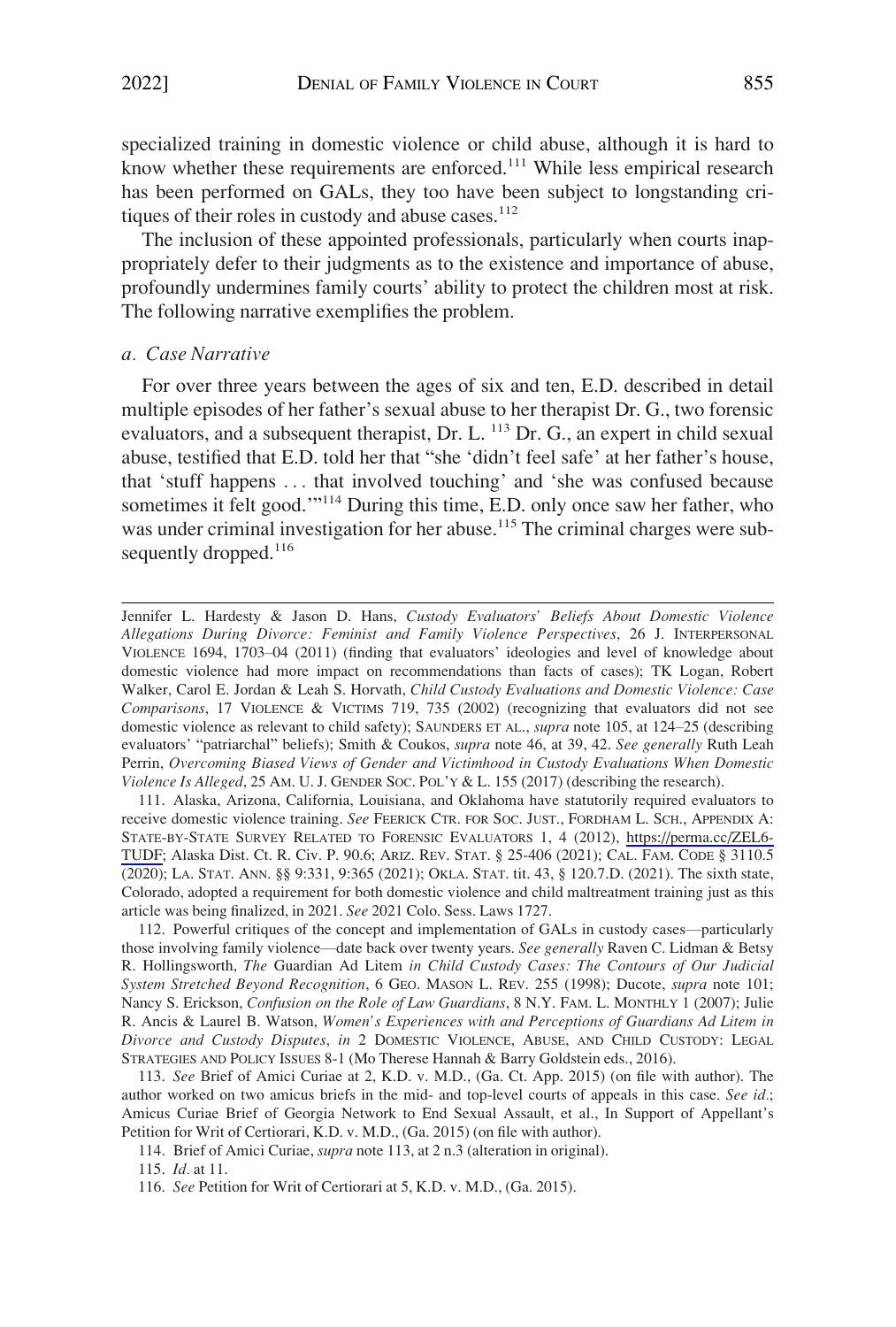specialized training in domestic violence or child abuse, although it is hard to know whether these requirements are enforced.[111] While less empirical research has been performed on GALs, they too have been subject to longstanding critiques of their roles in custody and abuse cases.[112]

The inclusion of these appointed professionals, particularly when courts inappropriately defer to their judgments as to the existence and importance of abuse, profoundly undermines family courts' ability to protect the children most at risk. The following narrative exemplifies the problem.

*a. Case Narrative*

For over three years between the ages of six and ten, E.D. described in detail multiple episodes of her father's sexual abuse to her therapist Dr. G., two forensic evaluators, and a subsequent therapist, Dr. L. [113] Dr. G., an expert in child sexual abuse, testified that E.D. told her that "she 'didn't feel safe' at her father's house, that 'stuff happens . . . that involved touching' and 'she was confused because sometimes it felt good.'"[114] During this time, E.D. only once saw her father, who was under criminal investigation for her abuse.[115] The criminal charges were subsequently dropped.[116]

---

Jennifer L. Hardesty & Jason D. Hans, *Custody Evaluators' Beliefs About Domestic Violence Allegations During Divorce: Feminist and Family Violence Perspectives*, 26 J. INTERPERSONAL VIOLENCE 1694, 1703–04 (2011) (finding that evaluators' ideologies and level of knowledge about domestic violence had more impact on recommendations than facts of cases); TK Logan, Robert Walker, Carol E. Jordan & Leah S. Horvath, *Child Custody Evaluations and Domestic Violence: Case Comparisons*, 17 VIOLENCE & VICTIMS 719, 735 (2002) (recognizing that evaluators did not see domestic violence as relevant to child safety); SAUNDERS ET AL., *supra* note 105, at 124–25 (describing evaluators' "patriarchal" beliefs); Smith & Coukos, *supra* note 46, at 39, 42. *See generally* Ruth Leah Perrin, *Overcoming Biased Views of Gender and Victimhood in Custody Evaluations When Domestic Violence Is Alleged*, 25 AM. U. J. GENDER SOC. POL'Y & L. 155 (2017) (describing the research).

111. Alaska, Arizona, California, Louisiana, and Oklahoma have statutorily required evaluators to receive domestic violence training. *See* FEERICK CTR. FOR SOC. JUST., FORDHAM L. SCH., APPENDIX A: STATE-BY-STATE SURVEY RELATED TO FORENSIC EVALUATORS 1, 4 (2012), https://perma.cc/ZEL6-TUDF; Alaska Dist. Ct. R. Civ. P. 90.6; ARIZ. REV. STAT. § 25-406 (2021); CAL. FAM. CODE § 3110.5 (2020); LA. STAT. ANN. §§ 9:331, 9:365 (2021); OKLA. STAT. tit. 43, § 120.7.D. (2021). The sixth state, Colorado, adopted a requirement for both domestic violence and child maltreatment training just as this article was being finalized, in 2021. *See* 2021 Colo. Sess. Laws 1727.

112. Powerful critiques of the concept and implementation of GALs in custody cases—particularly those involving family violence—date back over twenty years. *See generally* Raven C. Lidman & Betsy R. Hollingsworth, *The* Guardian Ad Litem *in Child Custody Cases: The Contours of Our Judicial System Stretched Beyond Recognition*, 6 GEO. MASON L. REV. 255 (1998); Ducote, *supra* note 101; Nancy S. Erickson, *Confusion on the Role of Law Guardians*, 8 N.Y. FAM. L. MONTHLY 1 (2007); Julie R. Ancis & Laurel B. Watson, *Women's Experiences with and Perceptions of Guardians Ad Litem in Divorce and Custody Disputes*, *in* 2 DOMESTIC VIOLENCE, ABUSE, AND CHILD CUSTODY: LEGAL STRATEGIES AND POLICY ISSUES 8-1 (Mo Therese Hannah & Barry Goldstein eds., 2016).

113. *See* Brief of Amici Curiae at 2, K.D. v. M.D., (Ga. Ct. App. 2015) (on file with author). The author worked on two amicus briefs in the mid- and top-level courts of appeals in this case. *See id*.; Amicus Curiae Brief of Georgia Network to End Sexual Assault, et al., In Support of Appellant's Petition for Writ of Certiorari, K.D. v. M.D., (Ga. 2015) (on file with author).

114. Brief of Amici Curiae, *supra* note 113, at 2 n.3 (alteration in original).

115. *Id*. at 11.

116. *See* Petition for Writ of Certiorari at 5, K.D. v. M.D., (Ga. 2015).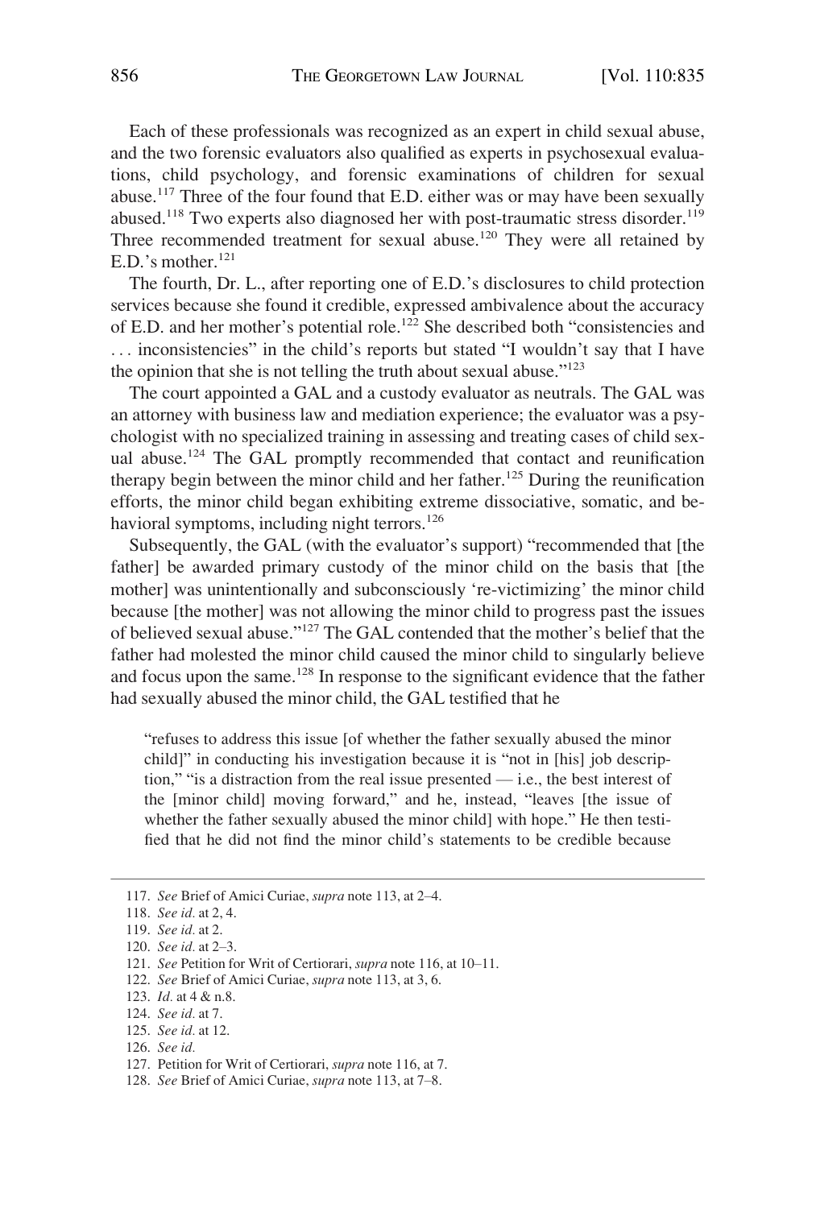Each of these professionals was recognized as an expert in child sexual abuse, and the two forensic evaluators also qualified as experts in psychosexual evaluations, child psychology, and forensic examinations of children for sexual abuse.[117] Three of the four found that E.D. either was or may have been sexually abused.[118] Two experts also diagnosed her with post-traumatic stress disorder.[119] Three recommended treatment for sexual abuse.[120] They were all retained by E.D.'s mother.[121]

The fourth, Dr. L., after reporting one of E.D.'s disclosures to child protection services because she found it credible, expressed ambivalence about the accuracy of E.D. and her mother's potential role.[122] She described both "consistencies and . . . inconsistencies" in the child's reports but stated "I wouldn't say that I have the opinion that she is not telling the truth about sexual abuse."[123]

The court appointed a GAL and a custody evaluator as neutrals. The GAL was an attorney with business law and mediation experience; the evaluator was a psychologist with no specialized training in assessing and treating cases of child sexual abuse.[124] The GAL promptly recommended that contact and reunification therapy begin between the minor child and her father.[125] During the reunification efforts, the minor child began exhibiting extreme dissociative, somatic, and behavioral symptoms, including night terrors.[126]

Subsequently, the GAL (with the evaluator's support) "recommended that [the father] be awarded primary custody of the minor child on the basis that [the mother] was unintentionally and subconsciously 're-victimizing' the minor child because [the mother] was not allowing the minor child to progress past the issues of believed sexual abuse."[127] The GAL contended that the mother's belief that the father had molested the minor child caused the minor child to singularly believe and focus upon the same.[128] In response to the significant evidence that the father had sexually abused the minor child, the GAL testified that he

> "refuses to address this issue [of whether the father sexually abused the minor child]" in conducting his investigation because it is "not in [his] job description," "is a distraction from the real issue presented — i.e., the best interest of the [minor child] moving forward," and he, instead, "leaves [the issue of whether the father sexually abused the minor child] with hope." He then testified that he did not find the minor child's statements to be credible because

---

117. *See* Brief of Amici Curiae, *supra* note 113, at 2–4.

118. *See id.* at 2, 4.

119. *See id.* at 2.

120. *See id.* at 2–3.

121. *See* Petition for Writ of Certiorari, *supra* note 116, at 10–11.

122. *See* Brief of Amici Curiae, *supra* note 113, at 3, 6.

123. *Id.* at 4 & n.8.

124. *See id.* at 7.

125. *See id.* at 12.

126. *See id.*

127. Petition for Writ of Certiorari, *supra* note 116, at 7.

128. *See* Brief of Amici Curiae, *supra* note 113, at 7–8.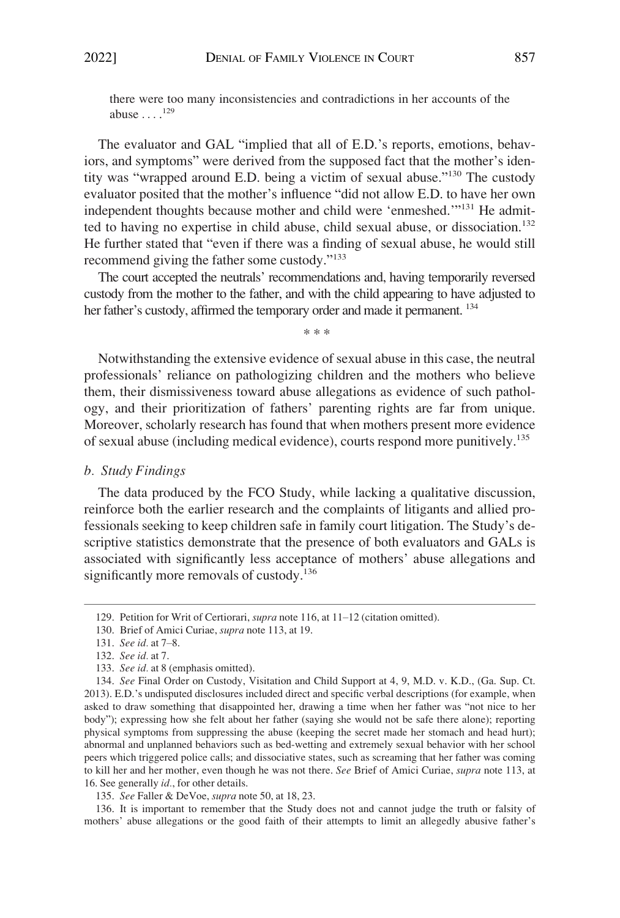there were too many inconsistencies and contradictions in her accounts of the abuse . . . .[129]

The evaluator and GAL "implied that all of E.D.'s reports, emotions, behaviors, and symptoms" were derived from the supposed fact that the mother's identity was "wrapped around E.D. being a victim of sexual abuse."[130] The custody evaluator posited that the mother's influence "did not allow E.D. to have her own independent thoughts because mother and child were 'enmeshed.'"[131] He admitted to having no expertise in child abuse, child sexual abuse, or dissociation.[132] He further stated that "even if there was a finding of sexual abuse, he would still recommend giving the father some custody."[133]

The court accepted the neutrals' recommendations and, having temporarily reversed custody from the mother to the father, and with the child appearing to have adjusted to her father's custody, affirmed the temporary order and made it permanent.[134]

\* \* \*

Notwithstanding the extensive evidence of sexual abuse in this case, the neutral professionals' reliance on pathologizing children and the mothers who believe them, their dismissiveness toward abuse allegations as evidence of such pathology, and their prioritization of fathers' parenting rights are far from unique. Moreover, scholarly research has found that when mothers present more evidence of sexual abuse (including medical evidence), courts respond more punitively.[135]

*b. Study Findings*

The data produced by the FCO Study, while lacking a qualitative discussion, reinforce both the earlier research and the complaints of litigants and allied professionals seeking to keep children safe in family court litigation. The Study's descriptive statistics demonstrate that the presence of both evaluators and GALs is associated with significantly less acceptance of mothers' abuse allegations and significantly more removals of custody.[136]

---

129. Petition for Writ of Certiorari, *supra* note 116, at 11–12 (citation omitted).

130. Brief of Amici Curiae, *supra* note 113, at 19.

131. *See id.* at 7–8.

132. *See id.* at 7.

133. *See id.* at 8 (emphasis omitted).

134. *See* Final Order on Custody, Visitation and Child Support at 4, 9, M.D. v. K.D., (Ga. Sup. Ct. 2013). E.D.'s undisputed disclosures included direct and specific verbal descriptions (for example, when asked to draw something that disappointed her, drawing a time when her father was "not nice to her body"); expressing how she felt about her father (saying she would not be safe there alone); reporting physical symptoms from suppressing the abuse (keeping the secret made her stomach and head hurt); abnormal and unplanned behaviors such as bed-wetting and extremely sexual behavior with her school peers which triggered police calls; and dissociative states, such as screaming that her father was coming to kill her and her mother, even though he was not there. *See* Brief of Amici Curiae, *supra* note 113, at 16. See generally *id.*, for other details.

135. *See* Faller & DeVoe, *supra* note 50, at 18, 23.

136. It is important to remember that the Study does not and cannot judge the truth or falsity of mothers' abuse allegations or the good faith of their attempts to limit an allegedly abusive father's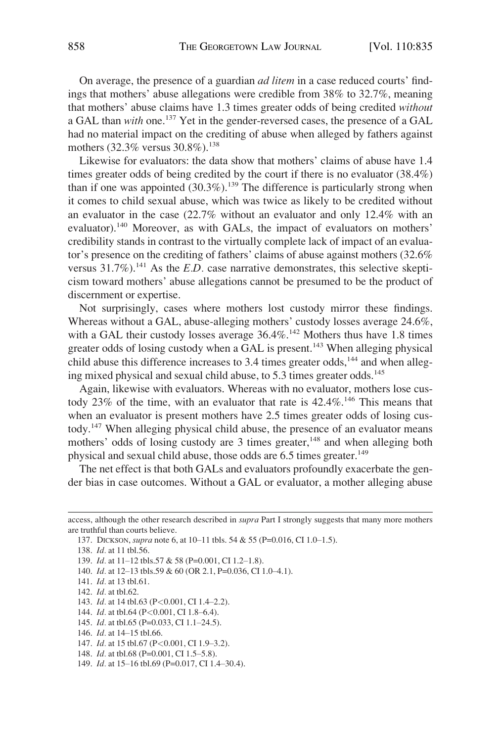On average, the presence of a guardian *ad litem* in a case reduced courts' findings that mothers' abuse allegations were credible from 38% to 32.7%, meaning that mothers' abuse claims have 1.3 times greater odds of being credited *without* a GAL than *with* one.[137] Yet in the gender-reversed cases, the presence of a GAL had no material impact on the crediting of abuse when alleged by fathers against mothers (32.3% versus 30.8%).[138]

Likewise for evaluators: the data show that mothers' claims of abuse have 1.4 times greater odds of being credited by the court if there is no evaluator (38.4%) than if one was appointed (30.3%).[139] The difference is particularly strong when it comes to child sexual abuse, which was twice as likely to be credited without an evaluator in the case (22.7% without an evaluator and only 12.4% with an evaluator).[140] Moreover, as with GALs, the impact of evaluators on mothers' credibility stands in contrast to the virtually complete lack of impact of an evaluator's presence on the crediting of fathers' claims of abuse against mothers (32.6% versus 31.7%).[141] As the *E.D.* case narrative demonstrates, this selective skepticism toward mothers' abuse allegations cannot be presumed to be the product of discernment or expertise.

Not surprisingly, cases where mothers lost custody mirror these findings. Whereas without a GAL, abuse-alleging mothers' custody losses average 24.6%, with a GAL their custody losses average 36.4%.[142] Mothers thus have 1.8 times greater odds of losing custody when a GAL is present.[143] When alleging physical child abuse this difference increases to 3.4 times greater odds,[144] and when alleging mixed physical and sexual child abuse, to 5.3 times greater odds.[145]

Again, likewise with evaluators. Whereas with no evaluator, mothers lose custody 23% of the time, with an evaluator that rate is 42.4%.[146] This means that when an evaluator is present mothers have 2.5 times greater odds of losing custody.[147] When alleging physical child abuse, the presence of an evaluator means mothers' odds of losing custody are 3 times greater,[148] and when alleging both physical and sexual child abuse, those odds are 6.5 times greater.[149]

The net effect is that both GALs and evaluators profoundly exacerbate the gender bias in case outcomes. Without a GAL or evaluator, a mother alleging abuse

---

access, although the other research described in *supra* Part I strongly suggests that many more mothers are truthful than courts believe.

137. DICKSON, *supra* note 6, at 10–11 tbls. 54 & 55 (P=0.016, CI 1.0–1.5).

138. *Id.* at 11 tbl.56.

139. *Id.* at 11–12 tbls.57 & 58 (P=0.001, CI 1.2–1.8).

140. *Id.* at 12–13 tbls.59 & 60 (OR 2.1, P=0.036, CI 1.0–4.1).

141. *Id.* at 13 tbl.61.

142. *Id.* at tbl.62.

143. *Id.* at 14 tbl.63 (P<0.001, CI 1.4–2.2).

144. *Id.* at tbl.64 (P<0.001, CI 1.8–6.4).

145. *Id.* at tbl.65 (P=0.033, CI 1.1–24.5).

146. *Id.* at 14–15 tbl.66.

147. *Id.* at 15 tbl.67 (P<0.001, CI 1.9–3.2).

148. *Id.* at tbl.68 (P=0.001, CI 1.5–5.8).

149. *Id.* at 15–16 tbl.69 (P=0.017, CI 1.4–30.4).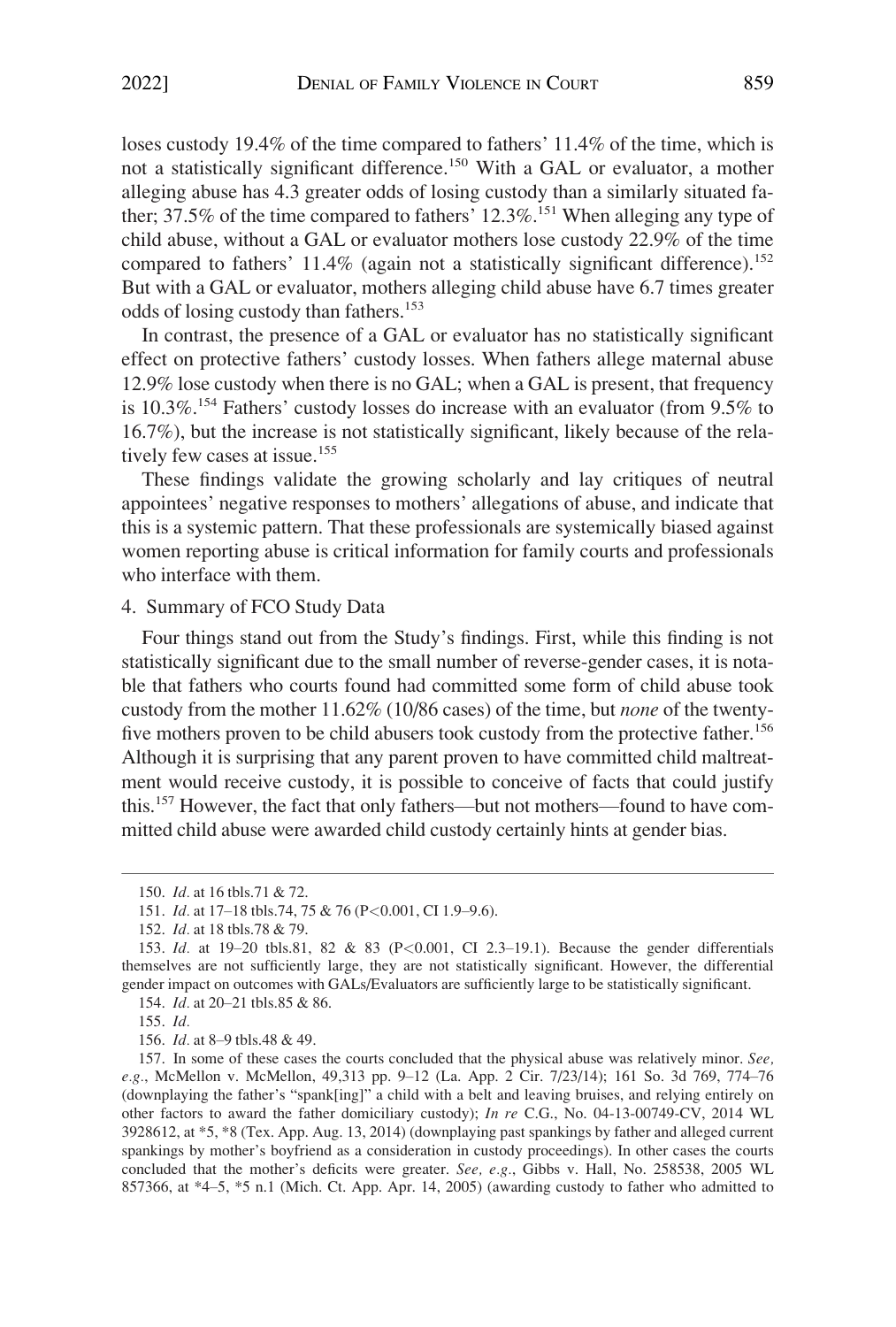loses custody 19.4% of the time compared to fathers' 11.4% of the time, which is not a statistically significant difference.[150] With a GAL or evaluator, a mother alleging abuse has 4.3 greater odds of losing custody than a similarly situated father; 37.5% of the time compared to fathers' 12.3%.[151] When alleging any type of child abuse, without a GAL or evaluator mothers lose custody 22.9% of the time compared to fathers' 11.4% (again not a statistically significant difference).[152] But with a GAL or evaluator, mothers alleging child abuse have 6.7 times greater odds of losing custody than fathers.[153]

In contrast, the presence of a GAL or evaluator has no statistically significant effect on protective fathers' custody losses. When fathers allege maternal abuse 12.9% lose custody when there is no GAL; when a GAL is present, that frequency is 10.3%.[154] Fathers' custody losses do increase with an evaluator (from 9.5% to 16.7%), but the increase is not statistically significant, likely because of the relatively few cases at issue.[155]

These findings validate the growing scholarly and lay critiques of neutral appointees' negative responses to mothers' allegations of abuse, and indicate that this is a systemic pattern. That these professionals are systemically biased against women reporting abuse is critical information for family courts and professionals who interface with them.

4. Summary of FCO Study Data

Four things stand out from the Study's findings. First, while this finding is not statistically significant due to the small number of reverse-gender cases, it is notable that fathers who courts found had committed some form of child abuse took custody from the mother 11.62% (10/86 cases) of the time, but *none* of the twenty-five mothers proven to be child abusers took custody from the protective father.[156] Although it is surprising that any parent proven to have committed child maltreatment would receive custody, it is possible to conceive of facts that could justify this.[157] However, the fact that only fathers—but not mothers—found to have committed child abuse were awarded child custody certainly hints at gender bias.

---

150. *Id.* at 16 tbls.71 & 72.

151. *Id.* at 17–18 tbls.74, 75 & 76 (P<0.001, CI 1.9–9.6).

152. *Id.* at 18 tbls.78 & 79.

153. *Id.* at 19–20 tbls.81, 82 & 83 (P<0.001, CI 2.3–19.1). Because the gender differentials themselves are not sufficiently large, they are not statistically significant. However, the differential gender impact on outcomes with GALs/Evaluators are sufficiently large to be statistically significant.

154. *Id.* at 20–21 tbls.85 & 86.

155. *Id.*

156. *Id.* at 8–9 tbls.48 & 49.

157. In some of these cases the courts concluded that the physical abuse was relatively minor. *See, e.g.*, McMellon v. McMellon, 49,313 pp. 9–12 (La. App. 2 Cir. 7/23/14); 161 So. 3d 769, 774–76 (downplaying the father's "spank[ing]" a child with a belt and leaving bruises, and relying entirely on other factors to award the father domiciliary custody); *In re* C.G., No. 04-13-00749-CV, 2014 WL 3928612, at *5, *8 (Tex. App. Aug. 13, 2014) (downplaying past spankings by father and alleged current spankings by mother's boyfriend as a consideration in custody proceedings). In other cases the courts concluded that the mother's deficits were greater. *See, e.g.*, Gibbs v. Hall, No. 258538, 2005 WL 857366, at *4–5, *5 n.1 (Mich. Ct. App. Apr. 14, 2005) (awarding custody to father who admitted to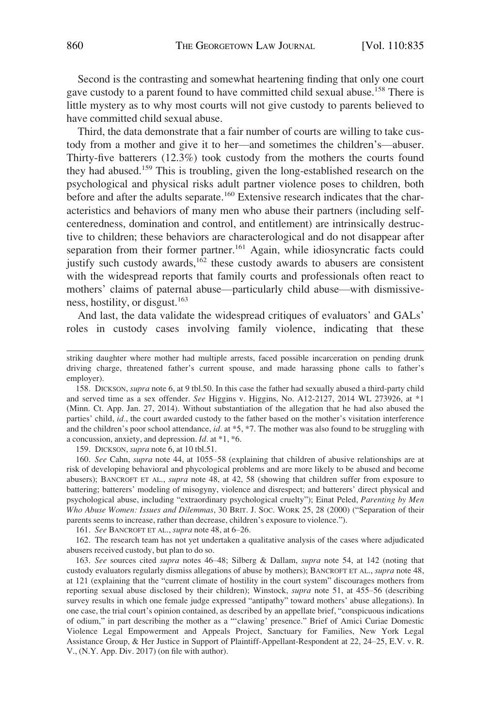Second is the contrasting and somewhat heartening finding that only one court gave custody to a parent found to have committed child sexual abuse.[158] There is little mystery as to why most courts will not give custody to parents believed to have committed child sexual abuse.

Third, the data demonstrate that a fair number of courts are willing to take custody from a mother and give it to her—and sometimes the children's—abuser. Thirty-five batterers (12.3%) took custody from the mothers the courts found they had abused.[159] This is troubling, given the long-established research on the psychological and physical risks adult partner violence poses to children, both before and after the adults separate.[160] Extensive research indicates that the characteristics and behaviors of many men who abuse their partners (including self-centeredness, domination and control, and entitlement) are intrinsically destructive to children; these behaviors are characterological and do not disappear after separation from their former partner.[161] Again, while idiosyncratic facts could justify such custody awards,[162] these custody awards to abusers are consistent with the widespread reports that family courts and professionals often react to mothers' claims of paternal abuse—particularly child abuse—with dismissiveness, hostility, or disgust.[163]

And last, the data validate the widespread critiques of evaluators' and GALs' roles in custody cases involving family violence, indicating that these

---

striking daughter where mother had multiple arrests, faced possible incarceration on pending drunk driving charge, threatened father's current spouse, and made harassing phone calls to father's employer).

158. DICKSON, *supra* note 6, at 9 tbl.50. In this case the father had sexually abused a third-party child and served time as a sex offender. *See* Higgins v. Higgins, No. A12-2127, 2014 WL 273926, at *1 (Minn. Ct. App. Jan. 27, 2014). Without substantiation of the allegation that he had also abused the parties' child, *id.*, the court awarded custody to the father based on the mother's visitation interference and the children's poor school attendance, *id.* at *5, *7. The mother was also found to be struggling with a concussion, anxiety, and depression. *Id.* at *1, *6.

159. DICKSON, *supra* note 6, at 10 tbl.51.

160. *See* Cahn, *supra* note 44, at 1055–58 (explaining that children of abusive relationships are at risk of developing behavioral and phycological problems and are more likely to be abused and become abusers); BANCROFT ET AL., *supra* note 48, at 42, 58 (showing that children suffer from exposure to battering; batterers' modeling of misogyny, violence and disrespect; and batterers' direct physical and psychological abuse, including "extraordinary psychological cruelty"); Einat Peled, *Parenting by Men Who Abuse Women: Issues and Dilemmas*, 30 BRIT. J. SOC. WORK 25, 28 (2000) ("Separation of their parents seems to increase, rather than decrease, children's exposure to violence.").

161. *See* BANCROFT ET AL., *supra* note 48, at 6–26.

162. The research team has not yet undertaken a qualitative analysis of the cases where adjudicated abusers received custody, but plan to do so.

163. *See* sources cited *supra* notes 46–48; Silberg & Dallam, *supra* note 54, at 142 (noting that custody evaluators regularly dismiss allegations of abuse by mothers); BANCROFT ET AL., *supra* note 48, at 121 (explaining that the "current climate of hostility in the court system" discourages mothers from reporting sexual abuse disclosed by their children); Winstock, *supra* note 51, at 455–56 (describing survey results in which one female judge expressed "antipathy" toward mothers' abuse allegations). In one case, the trial court's opinion contained, as described by an appellate brief, "conspicuous indications of odium," in part describing the mother as a "'clawing' presence." Brief of Amici Curiae Domestic Violence Legal Empowerment and Appeals Project, Sanctuary for Families, New York Legal Assistance Group, & Her Justice in Support of Plaintiff-Appellant-Respondent at 22, 24–25, E.V. v. R. V., (N.Y. App. Div. 2017) (on file with author).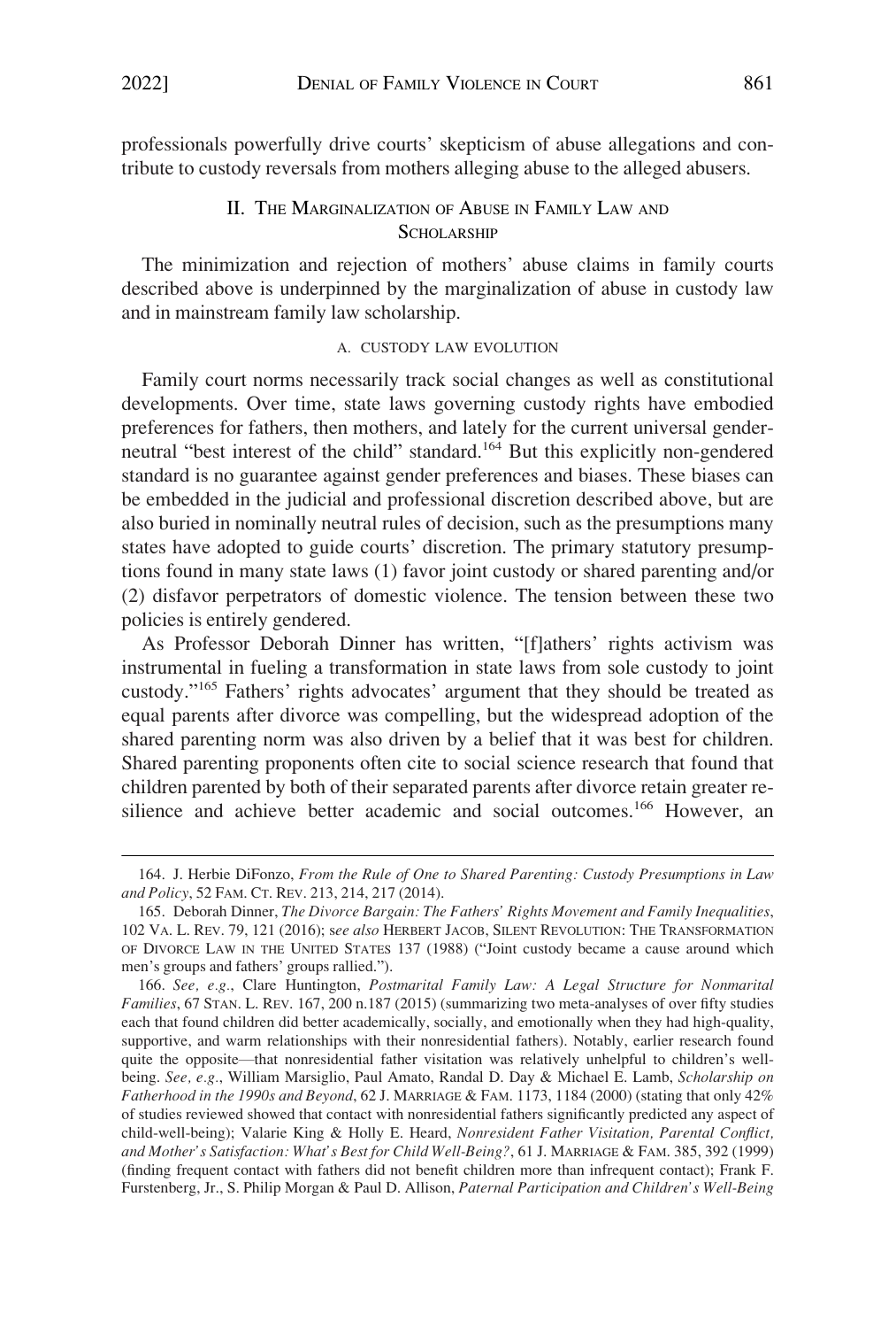professionals powerfully drive courts' skepticism of abuse allegations and contribute to custody reversals from mothers alleging abuse to the alleged abusers.

## II. The Marginalization of Abuse in Family Law and Scholarship

The minimization and rejection of mothers' abuse claims in family courts described above is underpinned by the marginalization of abuse in custody law and in mainstream family law scholarship.

### A. Custody Law Evolution

Family court norms necessarily track social changes as well as constitutional developments. Over time, state laws governing custody rights have embodied preferences for fathers, then mothers, and lately for the current universal gender-neutral "best interest of the child" standard.[164] But this explicitly non-gendered standard is no guarantee against gender preferences and biases. These biases can be embedded in the judicial and professional discretion described above, but are also buried in nominally neutral rules of decision, such as the presumptions many states have adopted to guide courts' discretion. The primary statutory presumptions found in many state laws (1) favor joint custody or shared parenting and/or (2) disfavor perpetrators of domestic violence. The tension between these two policies is entirely gendered.

As Professor Deborah Dinner has written, "[f]athers' rights activism was instrumental in fueling a transformation in state laws from sole custody to joint custody."[165] Fathers' rights advocates' argument that they should be treated as equal parents after divorce was compelling, but the widespread adoption of the shared parenting norm was also driven by a belief that it was best for children. Shared parenting proponents often cite to social science research that found that children parented by both of their separated parents after divorce retain greater resilience and achieve better academic and social outcomes.[166] However, an

---

164. J. Herbie DiFonzo, *From the Rule of One to Shared Parenting: Custody Presumptions in Law and Policy*, 52 FAM. CT. REV. 213, 214, 217 (2014).

165. Deborah Dinner, *The Divorce Bargain: The Fathers' Rights Movement and Family Inequalities*, 102 VA. L. REV. 79, 121 (2016); *see also* HERBERT JACOB, SILENT REVOLUTION: THE TRANSFORMATION OF DIVORCE LAW IN THE UNITED STATES 137 (1988) ("Joint custody became a cause around which men's groups and fathers' groups rallied.").

166. *See, e.g.*, Clare Huntington, *Postmarital Family Law: A Legal Structure for Nonmarital Families*, 67 STAN. L. REV. 167, 200 n.187 (2015) (summarizing two meta-analyses of over fifty studies each that found children did better academically, socially, and emotionally when they had high-quality, supportive, and warm relationships with their nonresidential fathers). Notably, earlier research found quite the opposite—that nonresidential father visitation was relatively unhelpful to children's well-being. *See, e.g.*, William Marsiglio, Paul Amato, Randal D. Day & Michael E. Lamb, *Scholarship on Fatherhood in the 1990s and Beyond*, 62 J. MARRIAGE & FAM. 1173, 1184 (2000) (stating that only 42% of studies reviewed showed that contact with nonresidential fathers significantly predicted any aspect of child-well-being); Valarie King & Holly E. Heard, *Nonresident Father Visitation, Parental Conflict, and Mother's Satisfaction: What's Best for Child Well-Being?*, 61 J. MARRIAGE & FAM. 385, 392 (1999) (finding frequent contact with fathers did not benefit children more than infrequent contact); Frank F. Furstenberg, Jr., S. Philip Morgan & Paul D. Allison, *Paternal Participation and Children's Well-Being*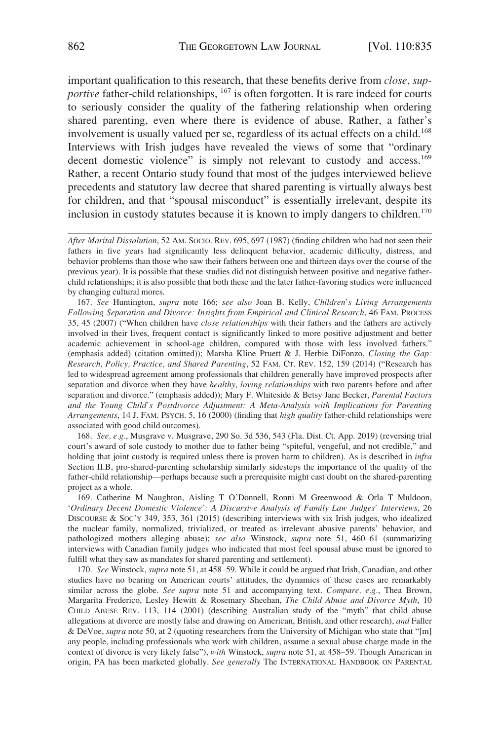important qualification to this research, that these benefits derive from *close*, *supportive* father-child relationships, [167] is often forgotten. It is rare indeed for courts to seriously consider the quality of the fathering relationship when ordering shared parenting, even where there is evidence of abuse. Rather, a father's involvement is usually valued per se, regardless of its actual effects on a child.[168] Interviews with Irish judges have revealed the views of some that "ordinary decent domestic violence" is simply not relevant to custody and access.[169] Rather, a recent Ontario study found that most of the judges interviewed believe precedents and statutory law decree that shared parenting is virtually always best for children, and that "spousal misconduct" is essentially irrelevant, despite its inclusion in custody statutes because it is known to imply dangers to children.[170]

---

*After Marital Dissolution*, 52 AM. SOCIO. REV. 695, 697 (1987) (finding children who had not seen their fathers in five years had significantly less delinquent behavior, academic difficulty, distress, and behavior problems than those who saw their fathers between one and thirteen days over the course of the previous year). It is possible that these studies did not distinguish between positive and negative father-child relationships; it is also possible that both these and the later father-favoring studies were influenced by changing cultural mores.

167. *See* Huntington, *supra* note 166; *see also* Joan B. Kelly, *Children's Living Arrangements Following Separation and Divorce: Insights from Empirical and Clinical Research*, 46 FAM. PROCESS 35, 45 (2007) ("When children have *close relationships* with their fathers and the fathers are actively involved in their lives, frequent contact is significantly linked to more positive adjustment and better academic achievement in school-age children, compared with those with less involved fathers." (emphasis added) (citation omitted)); Marsha Kline Pruett & J. Herbie DiFonzo, *Closing the Gap: Research, Policy, Practice, and Shared Parenting*, 52 FAM. CT. REV. 152, 159 (2014) ("Research has led to widespread agreement among professionals that children generally have improved prospects after separation and divorce when they have *healthy, loving relationships* with two parents before and after separation and divorce." (emphasis added)); Mary F. Whiteside & Betsy Jane Becker, *Parental Factors and the Young Child's Postdivorce Adjustment: A Meta-Analysis with Implications for Parenting Arrangements*, 14 J. FAM. PSYCH. 5, 16 (2000) (finding that *high quality* father-child relationships were associated with good child outcomes).

168. *See, e.g.*, Musgrave v. Musgrave, 290 So. 3d 536, 543 (Fla. Dist. Ct. App. 2019) (reversing trial court's award of sole custody to mother due to father being "spiteful, vengeful, and not credible," and holding that joint custody is required unless there is proven harm to children). As is described in *infra* Section II.B, pro-shared-parenting scholarship similarly sidesteps the importance of the quality of the father-child relationship—perhaps because such a prerequisite might cast doubt on the shared-parenting project as a whole.

169. Catherine M Naughton, Aisling T O'Donnell, Ronni M Greenwood & Orla T Muldoon, '*Ordinary Decent Domestic Violence*'*: A Discursive Analysis of Family Law Judges' Interviews*, 26 DISCOURSE & SOC'Y 349, 353, 361 (2015) (describing interviews with six Irish judges, who idealized the nuclear family, normalized, trivialized, or treated as irrelevant abusive parents' behavior, and pathologized mothers alleging abuse); *see also* Winstock, *supra* note 51, 460–61 (summarizing interviews with Canadian family judges who indicated that most feel spousal abuse must be ignored to fulfill what they saw as mandates for shared parenting and settlement).

170. *See* Winstock, *supra* note 51, at 458–59. While it could be argued that Irish, Canadian, and other studies have no bearing on American courts' attitudes, the dynamics of these cases are remarkably similar across the globe. *See supra* note 51 and accompanying text. *Compare, e.g.*, Thea Brown, Margarita Frederico, Lesley Hewitt & Rosemary Sheehan, *The Child Abuse and Divorce Myth*, 10 CHILD ABUSE REV. 113, 114 (2001) (describing Australian study of the "myth" that child abuse allegations at divorce are mostly false and drawing on American, British, and other research), *and* Faller & DeVoe, *supra* note 50, at 2 (quoting researchers from the University of Michigan who state that "[m]any people, including professionals who work with children, assume a sexual abuse charge made in the context of divorce is very likely false"), *with* Winstock, *supra* note 51, at 458–59. Though American in origin, PA has been marketed globally. *See generally* The INTERNATIONAL HANDBOOK ON PARENTAL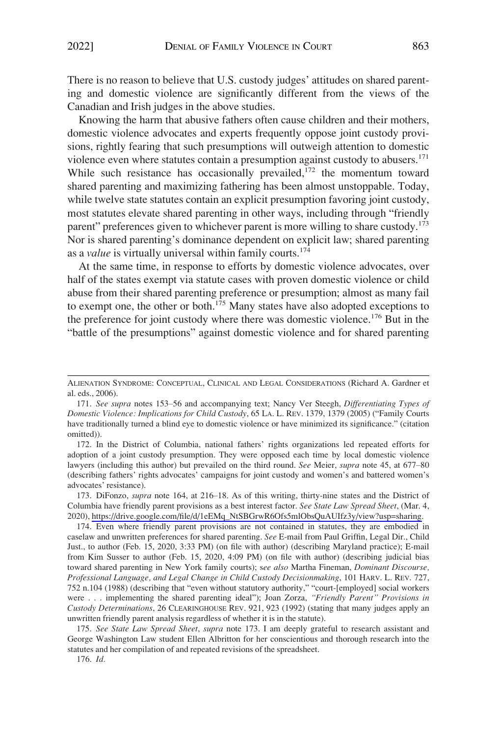There is no reason to believe that U.S. custody judges' attitudes on shared parenting and domestic violence are significantly different from the views of the Canadian and Irish judges in the above studies.

Knowing the harm that abusive fathers often cause children and their mothers, domestic violence advocates and experts frequently oppose joint custody provisions, rightly fearing that such presumptions will outweigh attention to domestic violence even where statutes contain a presumption against custody to abusers.[171] While such resistance has occasionally prevailed,[172] the momentum toward shared parenting and maximizing fathering has been almost unstoppable. Today, while twelve state statutes contain an explicit presumption favoring joint custody, most statutes elevate shared parenting in other ways, including through "friendly parent" preferences given to whichever parent is more willing to share custody.[173] Nor is shared parenting's dominance dependent on explicit law; shared parenting as a *value* is virtually universal within family courts.[174]

At the same time, in response to efforts by domestic violence advocates, over half of the states exempt via statute cases with proven domestic violence or child abuse from their shared parenting preference or presumption; almost as many fail to exempt one, the other or both.[175] Many states have also adopted exceptions to the preference for joint custody where there was domestic violence.[176] But in the "battle of the presumptions" against domestic violence and for shared parenting

---

ALIENATION SYNDROME: CONCEPTUAL, CLINICAL AND LEGAL CONSIDERATIONS (Richard A. Gardner et al. eds., 2006).

171. *See supra* notes 153–56 and accompanying text; Nancy Ver Steegh, *Differentiating Types of Domestic Violence: Implications for Child Custody*, 65 LA. L. REV. 1379, 1379 (2005) ("Family Courts have traditionally turned a blind eye to domestic violence or have minimized its significance." (citation omitted)).

172. In the District of Columbia, national fathers' rights organizations led repeated efforts for adoption of a joint custody presumption. They were opposed each time by local domestic violence lawyers (including this author) but prevailed on the third round. *See* Meier, *supra* note 45, at 677–80 (describing fathers' rights advocates' campaigns for joint custody and women's and battered women's advocates' resistance).

173. DiFonzo, *supra* note 164, at 216–18. As of this writing, thirty-nine states and the District of Columbia have friendly parent provisions as a best interest factor. *See State Law Spread Sheet*, (Mar. 4, 2020), https://drive.google.com/file/d/1eEMq_NtSBGrwR6Ofs5mlObsQuAUIfz3y/view?usp=sharing.

174. Even where friendly parent provisions are not contained in statutes, they are embodied in caselaw and unwritten preferences for shared parenting. *See* E-mail from Paul Griffin, Legal Dir., Child Just., to author (Feb. 15, 2020, 3:33 PM) (on file with author) (describing Maryland practice); E-mail from Kim Susser to author (Feb. 15, 2020, 4:09 PM) (on file with author) (describing judicial bias toward shared parenting in New York family courts); *see also* Martha Fineman, *Dominant Discourse, Professional Language, and Legal Change in Child Custody Decisionmaking*, 101 HARV. L. REV. 727, 752 n.104 (1988) (describing that "even without statutory authority," "court-[employed] social workers were . . . implementing the shared parenting ideal"); Joan Zorza, *"Friendly Parent" Provisions in Custody Determinations*, 26 CLEARINGHOUSE REV. 921, 923 (1992) (stating that many judges apply an unwritten friendly parent analysis regardless of whether it is in the statute).

175. *See State Law Spread Sheet*, *supra* note 173. I am deeply grateful to research assistant and George Washington Law student Ellen Albritton for her conscientious and thorough research into the statutes and her compilation of and repeated revisions of the spreadsheet.

176. *Id.*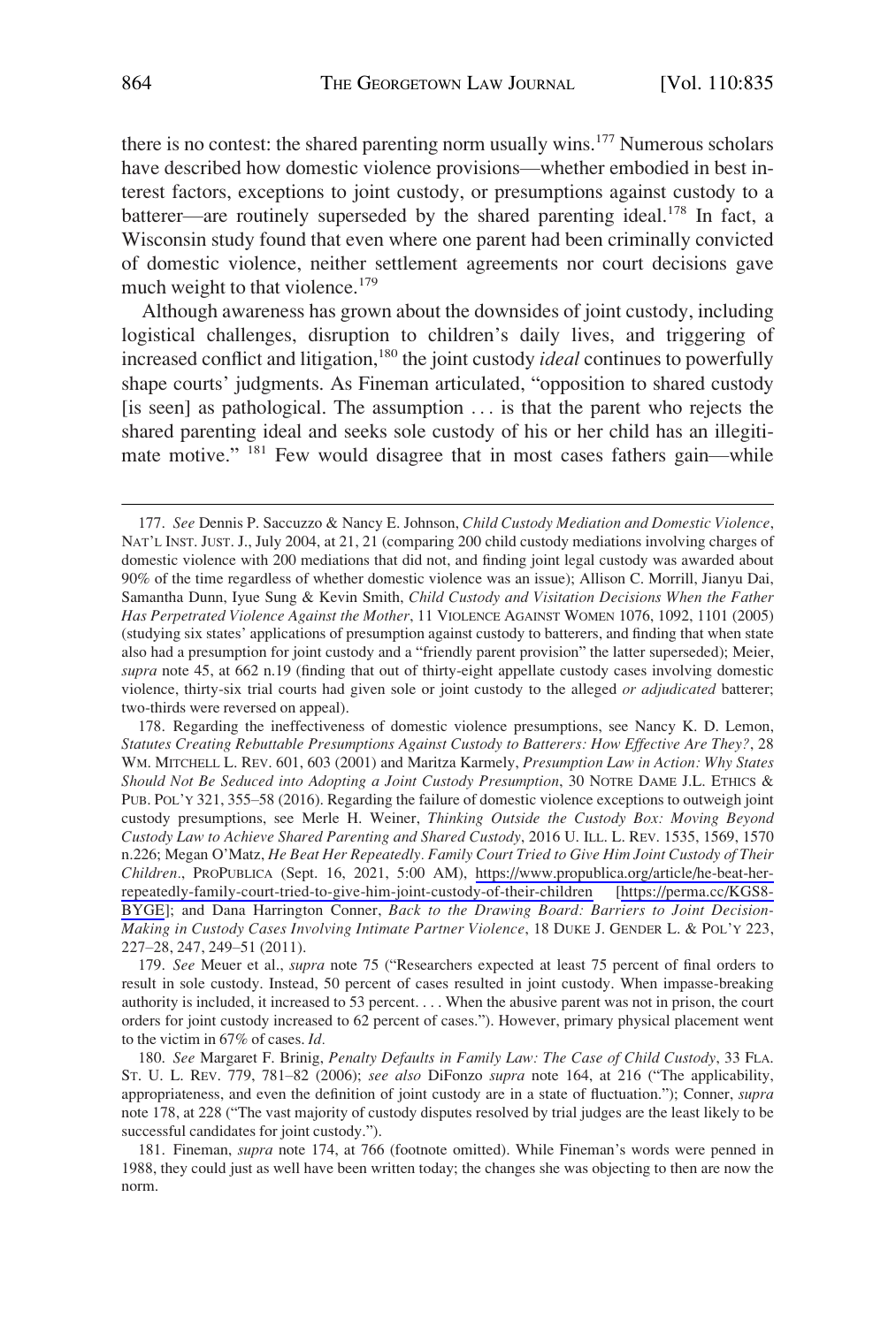there is no contest: the shared parenting norm usually wins.[177] Numerous scholars have described how domestic violence provisions—whether embodied in best interest factors, exceptions to joint custody, or presumptions against custody to a batterer—are routinely superseded by the shared parenting ideal.[178] In fact, a Wisconsin study found that even where one parent had been criminally convicted of domestic violence, neither settlement agreements nor court decisions gave much weight to that violence.[179]

Although awareness has grown about the downsides of joint custody, including logistical challenges, disruption to children's daily lives, and triggering of increased conflict and litigation,[180] the joint custody *ideal* continues to powerfully shape courts' judgments. As Fineman articulated, "opposition to shared custody [is seen] as pathological. The assumption . . . is that the parent who rejects the shared parenting ideal and seeks sole custody of his or her child has an illegitimate motive." [181] Few would disagree that in most cases fathers gain—while

---

177. *See* Dennis P. Saccuzzo & Nancy E. Johnson, *Child Custody Mediation and Domestic Violence*, NAT'L INST. JUST. J., July 2004, at 21, 21 (comparing 200 child custody mediations involving charges of domestic violence with 200 mediations that did not, and finding joint legal custody was awarded about 90% of the time regardless of whether domestic violence was an issue); Allison C. Morrill, Jianyu Dai, Samantha Dunn, Iyue Sung & Kevin Smith, *Child Custody and Visitation Decisions When the Father Has Perpetrated Violence Against the Mother*, 11 VIOLENCE AGAINST WOMEN 1076, 1092, 1101 (2005) (studying six states' applications of presumption against custody to batterers, and finding that when state also had a presumption for joint custody and a "friendly parent provision" the latter superseded); Meier, *supra* note 45, at 662 n.19 (finding that out of thirty-eight appellate custody cases involving domestic violence, thirty-six trial courts had given sole or joint custody to the alleged *or adjudicated* batterer; two-thirds were reversed on appeal).

178. Regarding the ineffectiveness of domestic violence presumptions, see Nancy K. D. Lemon, *Statutes Creating Rebuttable Presumptions Against Custody to Batterers: How Effective Are They?*, 28 WM. MITCHELL L. REV. 601, 603 (2001) and Maritza Karmely, *Presumption Law in Action: Why States Should Not Be Seduced into Adopting a Joint Custody Presumption*, 30 NOTRE DAME J.L. ETHICS & PUB. POL'Y 321, 355–58 (2016). Regarding the failure of domestic violence exceptions to outweigh joint custody presumptions, see Merle H. Weiner, *Thinking Outside the Custody Box: Moving Beyond Custody Law to Achieve Shared Parenting and Shared Custody*, 2016 U. ILL. L. REV. 1535, 1569, 1570 n.226; Megan O'Matz, *He Beat Her Repeatedly. Family Court Tried to Give Him Joint Custody of Their Children.*, PROPUBLICA (Sept. 16, 2021, 5:00 AM), https://www.propublica.org/article/he-beat-her-repeatedly-family-court-tried-to-give-him-joint-custody-of-their-children [https://perma.cc/KGS8-BYGE]; and Dana Harrington Conner, *Back to the Drawing Board: Barriers to Joint Decision-Making in Custody Cases Involving Intimate Partner Violence*, 18 DUKE J. GENDER L. & POL'Y 223, 227–28, 247, 249–51 (2011).

179. *See* Meuer et al., *supra* note 75 ("Researchers expected at least 75 percent of final orders to result in sole custody. Instead, 50 percent of cases resulted in joint custody. When impasse-breaking authority is included, it increased to 53 percent. . . . When the abusive parent was not in prison, the court orders for joint custody increased to 62 percent of cases."). However, primary physical placement went to the victim in 67% of cases. *Id.*

180. *See* Margaret F. Brinig, *Penalty Defaults in Family Law: The Case of Child Custody*, 33 FLA. ST. U. L. REV. 779, 781–82 (2006); *see also* DiFonzo *supra* note 164, at 216 ("The applicability, appropriateness, and even the definition of joint custody are in a state of fluctuation."); Conner, *supra* note 178, at 228 ("The vast majority of custody disputes resolved by trial judges are the least likely to be successful candidates for joint custody.").

181. Fineman, *supra* note 174, at 766 (footnote omitted). While Fineman's words were penned in 1988, they could just as well have been written today; the changes she was objecting to then are now the norm.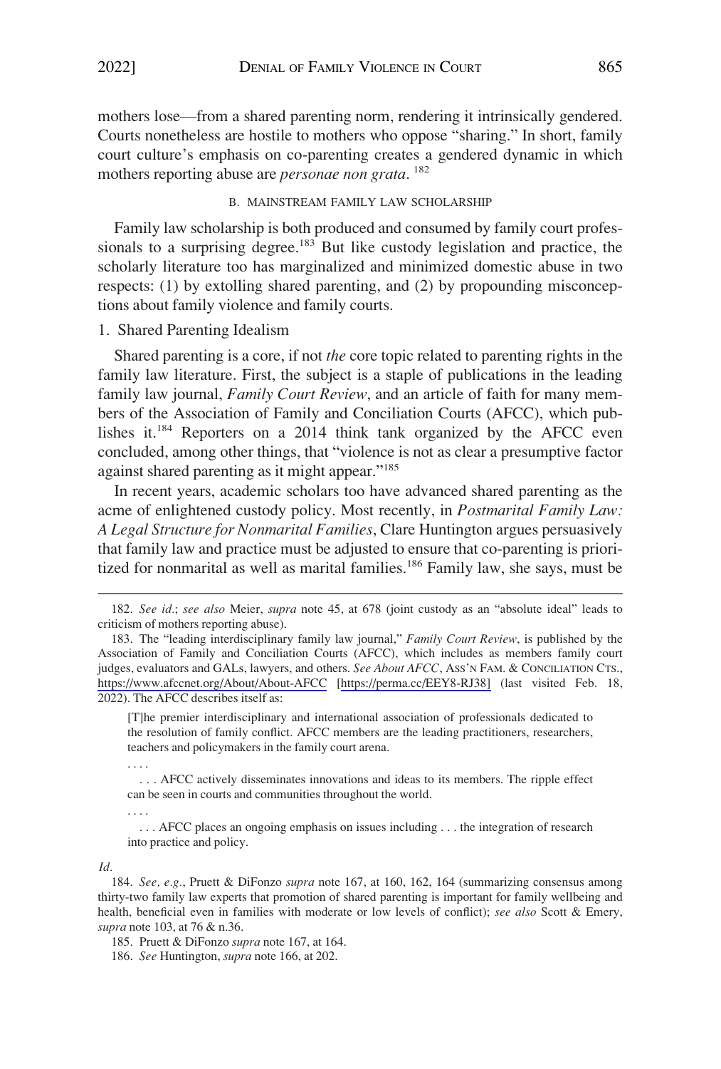mothers lose—from a shared parenting norm, rendering it intrinsically gendered. Courts nonetheless are hostile to mothers who oppose "sharing." In short, family court culture's emphasis on co-parenting creates a gendered dynamic in which mothers reporting abuse are *personae non grata*. [182]

### B. MAINSTREAM FAMILY LAW SCHOLARSHIP

Family law scholarship is both produced and consumed by family court professionals to a surprising degree.[183] But like custody legislation and practice, the scholarly literature too has marginalized and minimized domestic abuse in two respects: (1) by extolling shared parenting, and (2) by propounding misconceptions about family violence and family courts.

#### 1. Shared Parenting Idealism

Shared parenting is a core, if not *the* core topic related to parenting rights in the family law literature. First, the subject is a staple of publications in the leading family law journal, *Family Court Review*, and an article of faith for many members of the Association of Family and Conciliation Courts (AFCC), which publishes it.[184] Reporters on a 2014 think tank organized by the AFCC even concluded, among other things, that "violence is not as clear a presumptive factor against shared parenting as it might appear."[185]

In recent years, academic scholars too have advanced shared parenting as the acme of enlightened custody policy. Most recently, in *Postmarital Family Law: A Legal Structure for Nonmarital Families*, Clare Huntington argues persuasively that family law and practice must be adjusted to ensure that co-parenting is prioritized for nonmarital as well as marital families.[186] Family law, she says, must be

---

182. *See id.*; *see also* Meier, *supra* note 45, at 678 (joint custody as an "absolute ideal" leads to criticism of mothers reporting abuse).

183. The "leading interdisciplinary family law journal," *Family Court Review*, is published by the Association of Family and Conciliation Courts (AFCC), which includes as members family court judges, evaluators and GALs, lawyers, and others. *See About AFCC*, ASS'N FAM. & CONCILIATION CTS., https://www.afccnet.org/About/About-AFCC [https://perma.cc/EEY8-RJ38] (last visited Feb. 18, 2022). The AFCC describes itself as:

> [T]he premier interdisciplinary and international association of professionals dedicated to the resolution of family conflict. AFCC members are the leading practitioners, researchers, teachers and policymakers in the family court arena.
>
> . . . .
>
> . . . AFCC actively disseminates innovations and ideas to its members. The ripple effect can be seen in courts and communities throughout the world.
>
> . . . .
>
> . . . AFCC places an ongoing emphasis on issues including . . . the integration of research into practice and policy.

*Id.*

184. *See, e.g.*, Pruett & DiFonzo *supra* note 167, at 160, 162, 164 (summarizing consensus among thirty-two family law experts that promotion of shared parenting is important for family wellbeing and health, beneficial even in families with moderate or low levels of conflict); *see also* Scott & Emery, *supra* note 103, at 76 & n.36.

185. Pruett & DiFonzo *supra* note 167, at 164.

186. *See* Huntington, *supra* note 166, at 202.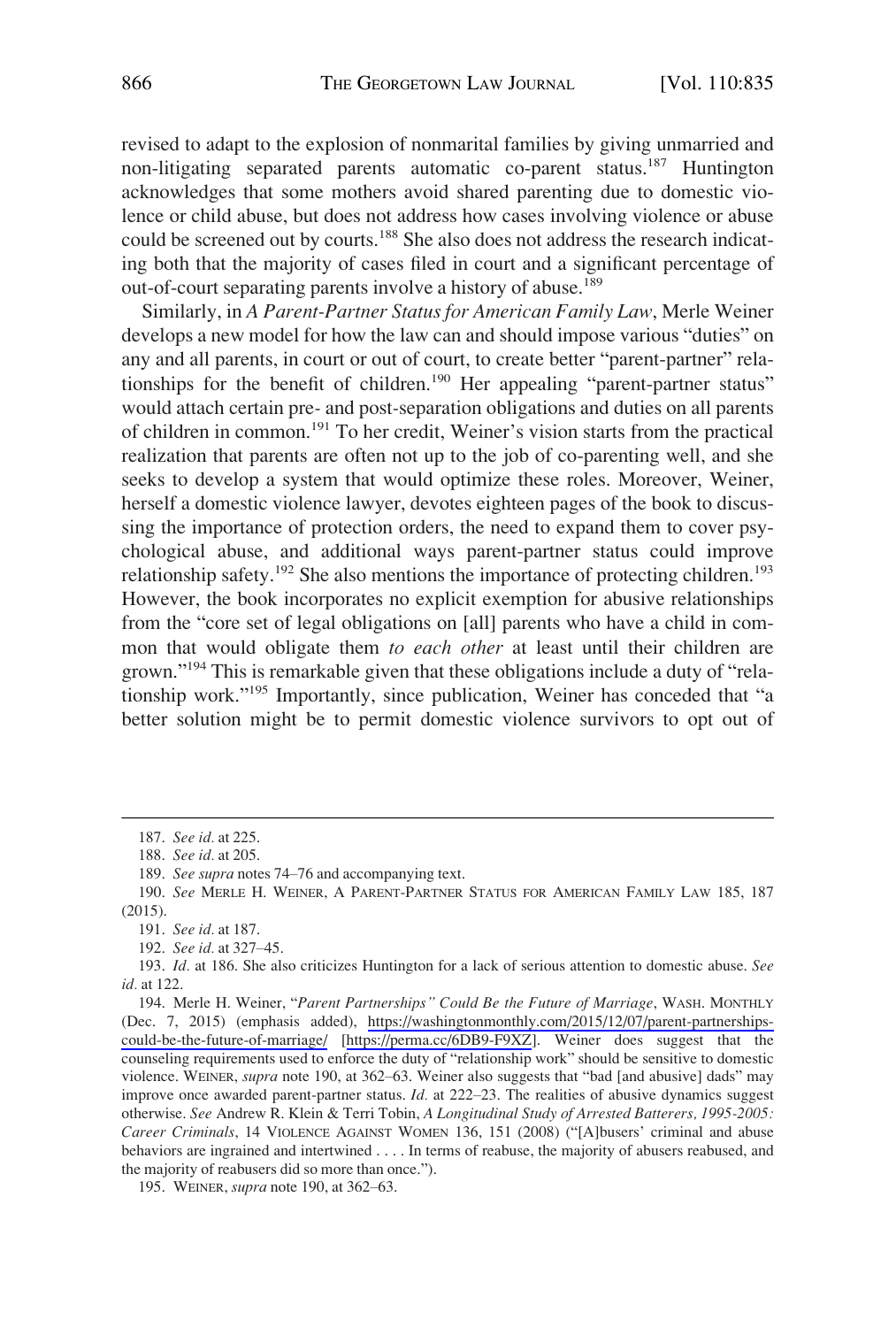revised to adapt to the explosion of nonmarital families by giving unmarried and non-litigating separated parents automatic co-parent status.[187] Huntington acknowledges that some mothers avoid shared parenting due to domestic violence or child abuse, but does not address how cases involving violence or abuse could be screened out by courts.[188] She also does not address the research indicating both that the majority of cases filed in court and a significant percentage of out-of-court separating parents involve a history of abuse.[189]

Similarly, in *A Parent-Partner Status for American Family Law*, Merle Weiner develops a new model for how the law can and should impose various "duties" on any and all parents, in court or out of court, to create better "parent-partner" relationships for the benefit of children.[190] Her appealing "parent-partner status" would attach certain pre- and post-separation obligations and duties on all parents of children in common.[191] To her credit, Weiner's vision starts from the practical realization that parents are often not up to the job of co-parenting well, and she seeks to develop a system that would optimize these roles. Moreover, Weiner, herself a domestic violence lawyer, devotes eighteen pages of the book to discussing the importance of protection orders, the need to expand them to cover psychological abuse, and additional ways parent-partner status could improve relationship safety.[192] She also mentions the importance of protecting children.[193] However, the book incorporates no explicit exemption for abusive relationships from the "core set of legal obligations on [all] parents who have a child in common that would obligate them *to each other* at least until their children are grown."[194] This is remarkable given that these obligations include a duty of "relationship work."[195] Importantly, since publication, Weiner has conceded that "a better solution might be to permit domestic violence survivors to opt out of

---

187. *See id.* at 225.

188. *See id.* at 205.

189. *See supra* notes 74–76 and accompanying text.

190. *See* MERLE H. WEINER, A PARENT-PARTNER STATUS FOR AMERICAN FAMILY LAW 185, 187 (2015).

191. *See id.* at 187.

192. *See id.* at 327–45.

193. *Id.* at 186. She also criticizes Huntington for a lack of serious attention to domestic abuse. *See id.* at 122.

194. Merle H. Weiner, "*Parent Partnerships" Could Be the Future of Marriage*, WASH. MONTHLY (Dec. 7, 2015) (emphasis added), https://washingtonmonthly.com/2015/12/07/parent-partnerships-could-be-the-future-of-marriage/ [https://perma.cc/6DB9-F9XZ]. Weiner does suggest that the counseling requirements used to enforce the duty of "relationship work" should be sensitive to domestic violence. WEINER, *supra* note 190, at 362–63. Weiner also suggests that "bad [and abusive] dads" may improve once awarded parent-partner status. *Id.* at 222–23. The realities of abusive dynamics suggest otherwise. *See* Andrew R. Klein & Terri Tobin, *A Longitudinal Study of Arrested Batterers, 1995-2005: Career Criminals*, 14 VIOLENCE AGAINST WOMEN 136, 151 (2008) ("[A]busers' criminal and abuse behaviors are ingrained and intertwined . . . . In terms of reabuse, the majority of abusers reabused, and the majority of reabusers did so more than once.").

195. WEINER, *supra* note 190, at 362–63.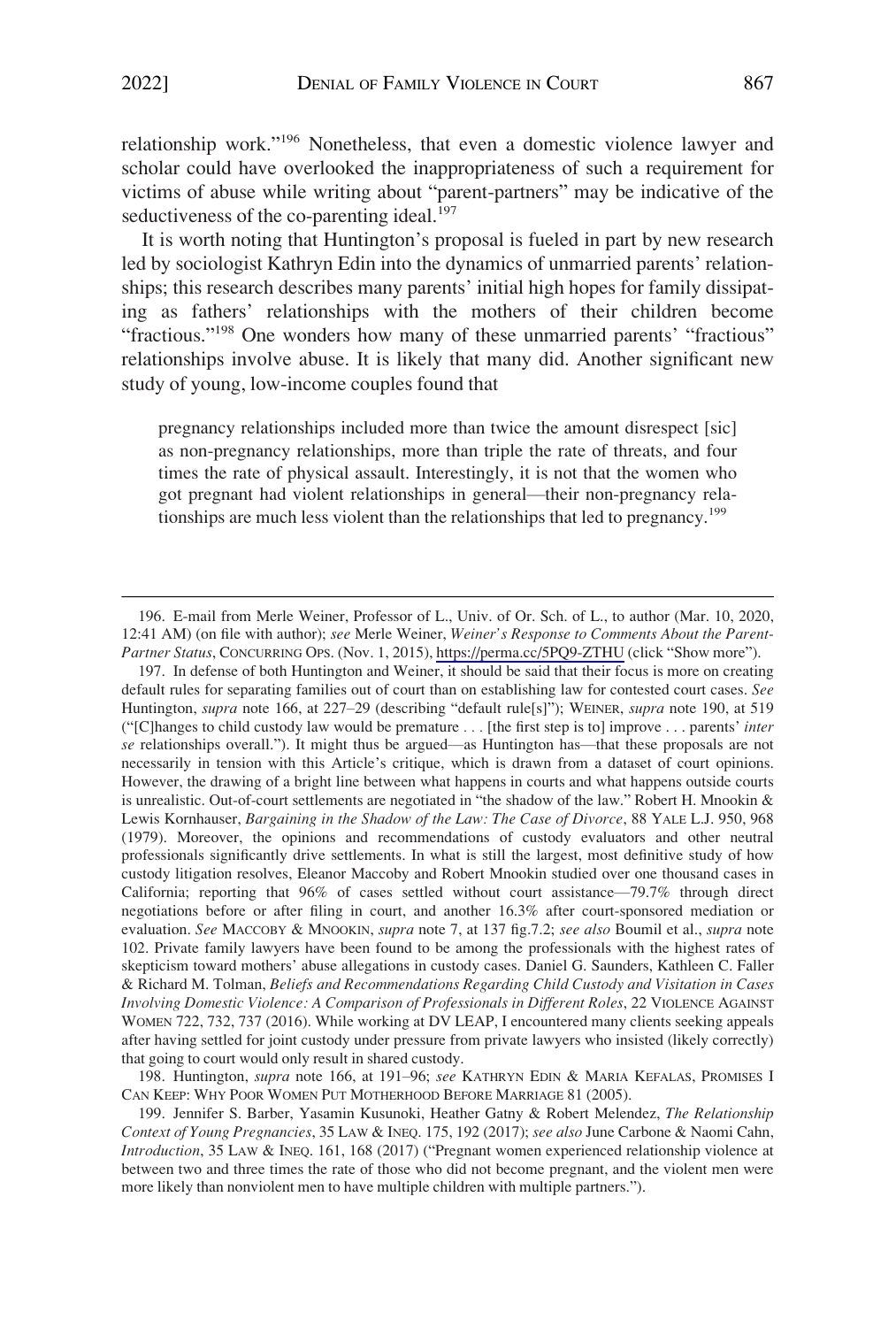relationship work."[196] Nonetheless, that even a domestic violence lawyer and scholar could have overlooked the inappropriateness of such a requirement for victims of abuse while writing about "parent-partners" may be indicative of the seductiveness of the co-parenting ideal.[197]

It is worth noting that Huntington's proposal is fueled in part by new research led by sociologist Kathryn Edin into the dynamics of unmarried parents' relationships; this research describes many parents' initial high hopes for family dissipating as fathers' relationships with the mothers of their children become "fractious."[198] One wonders how many of these unmarried parents' "fractious" relationships involve abuse. It is likely that many did. Another significant new study of young, low-income couples found that

> pregnancy relationships included more than twice the amount disrespect [sic] as non-pregnancy relationships, more than triple the rate of threats, and four times the rate of physical assault. Interestingly, it is not that the women who got pregnant had violent relationships in general—their non-pregnancy relationships are much less violent than the relationships that led to pregnancy.[199]

---

196. E-mail from Merle Weiner, Professor of L., Univ. of Or. Sch. of L., to author (Mar. 10, 2020, 12:41 AM) (on file with author); *see* Merle Weiner, *Weiner's Response to Comments About the Parent-Partner Status*, CONCURRING OPS. (Nov. 1, 2015), https://perma.cc/5PQ9-ZTHU (click "Show more").

197. In defense of both Huntington and Weiner, it should be said that their focus is more on creating default rules for separating families out of court than on establishing law for contested court cases. *See* Huntington, *supra* note 166, at 227–29 (describing "default rule[s]"); WEINER, *supra* note 190, at 519 ("[C]hanges to child custody law would be premature . . . [the first step is to] improve . . . parents' *inter se* relationships overall."). It might thus be argued—as Huntington has—that these proposals are not necessarily in tension with this Article's critique, which is drawn from a dataset of court opinions. However, the drawing of a bright line between what happens in courts and what happens outside courts is unrealistic. Out-of-court settlements are negotiated in "the shadow of the law." Robert H. Mnookin & Lewis Kornhauser, *Bargaining in the Shadow of the Law: The Case of Divorce*, 88 YALE L.J. 950, 968 (1979). Moreover, the opinions and recommendations of custody evaluators and other neutral professionals significantly drive settlements. In what is still the largest, most definitive study of how custody litigation resolves, Eleanor Maccoby and Robert Mnookin studied over one thousand cases in California; reporting that 96% of cases settled without court assistance—79.7% through direct negotiations before or after filing in court, and another 16.3% after court-sponsored mediation or evaluation. *See* MACCOBY & MNOOKIN, *supra* note 7, at 137 fig.7.2; *see also* Boumil et al., *supra* note 102. Private family lawyers have been found to be among the professionals with the highest rates of skepticism toward mothers' abuse allegations in custody cases. Daniel G. Saunders, Kathleen C. Faller & Richard M. Tolman, *Beliefs and Recommendations Regarding Child Custody and Visitation in Cases Involving Domestic Violence: A Comparison of Professionals in Different Roles*, 22 VIOLENCE AGAINST WOMEN 722, 732, 737 (2016). While working at DV LEAP, I encountered many clients seeking appeals after having settled for joint custody under pressure from private lawyers who insisted (likely correctly) that going to court would only result in shared custody.

198. Huntington, *supra* note 166, at 191–96; *see* KATHRYN EDIN & MARIA KEFALAS, PROMISES I CAN KEEP: WHY POOR WOMEN PUT MOTHERHOOD BEFORE MARRIAGE 81 (2005).

199. Jennifer S. Barber, Yasamin Kusunoki, Heather Gatny & Robert Melendez, *The Relationship Context of Young Pregnancies*, 35 LAW & INEQ. 175, 192 (2017); *see also* June Carbone & Naomi Cahn, *Introduction*, 35 LAW & INEQ. 161, 168 (2017) ("Pregnant women experienced relationship violence at between two and three times the rate of those who did not become pregnant, and the violent men were more likely than nonviolent men to have multiple children with multiple partners.").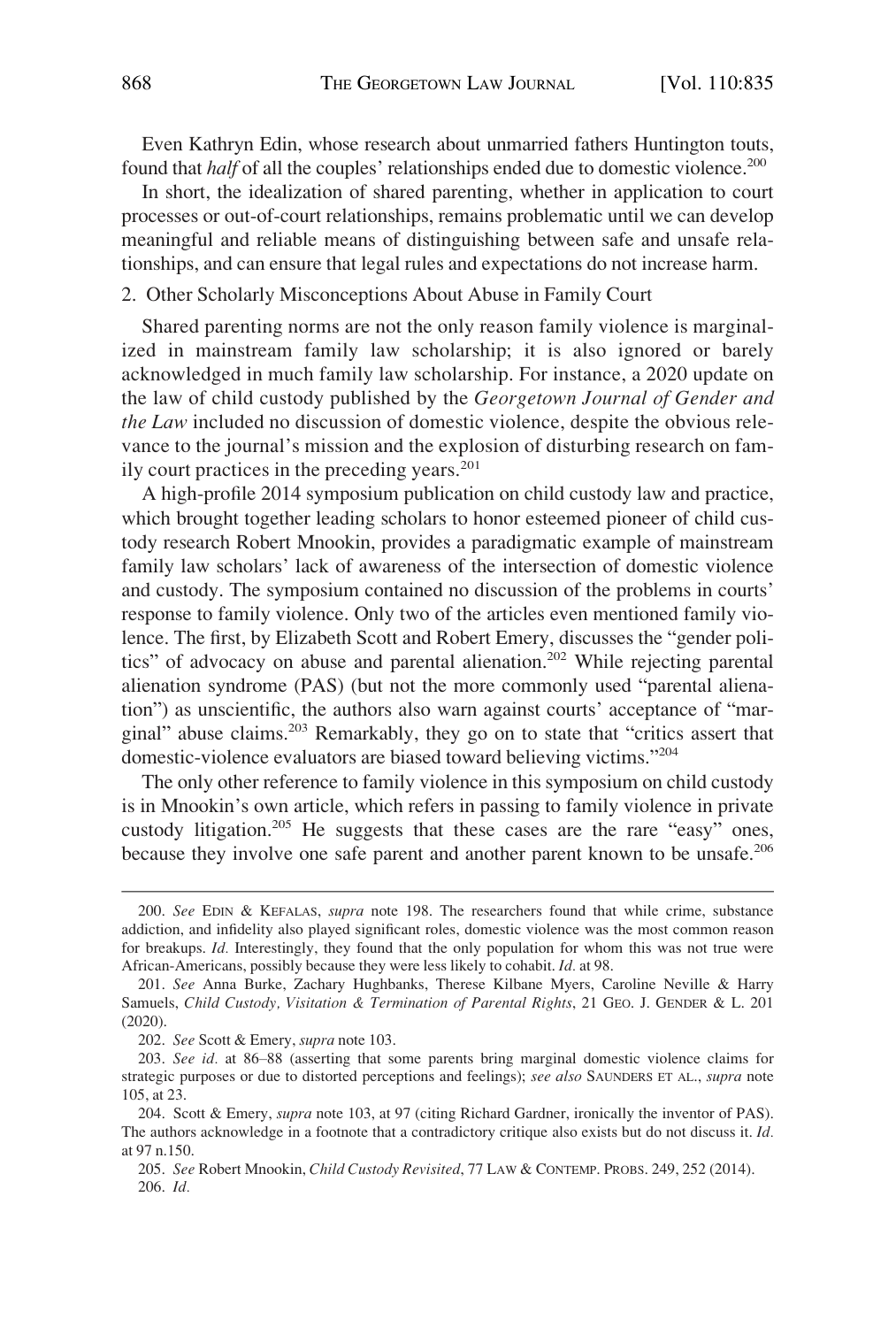Even Kathryn Edin, whose research about unmarried fathers Huntington touts, found that *half* of all the couples' relationships ended due to domestic violence.[200]

In short, the idealization of shared parenting, whether in application to court processes or out-of-court relationships, remains problematic until we can develop meaningful and reliable means of distinguishing between safe and unsafe relationships, and can ensure that legal rules and expectations do not increase harm.

### 2. Other Scholarly Misconceptions About Abuse in Family Court

Shared parenting norms are not the only reason family violence is marginalized in mainstream family law scholarship; it is also ignored or barely acknowledged in much family law scholarship. For instance, a 2020 update on the law of child custody published by the *Georgetown Journal of Gender and the Law* included no discussion of domestic violence, despite the obvious relevance to the journal's mission and the explosion of disturbing research on family court practices in the preceding years.[201]

A high-profile 2014 symposium publication on child custody law and practice, which brought together leading scholars to honor esteemed pioneer of child custody research Robert Mnookin, provides a paradigmatic example of mainstream family law scholars' lack of awareness of the intersection of domestic violence and custody. The symposium contained no discussion of the problems in courts' response to family violence. Only two of the articles even mentioned family violence. The first, by Elizabeth Scott and Robert Emery, discusses the "gender politics" of advocacy on abuse and parental alienation.[202] While rejecting parental alienation syndrome (PAS) (but not the more commonly used "parental alienation") as unscientific, the authors also warn against courts' acceptance of "marginal" abuse claims.[203] Remarkably, they go on to state that "critics assert that domestic-violence evaluators are biased toward believing victims."[204]

The only other reference to family violence in this symposium on child custody is in Mnookin's own article, which refers in passing to family violence in private custody litigation.[205] He suggests that these cases are the rare "easy" ones, because they involve one safe parent and another parent known to be unsafe.[206]

---

200. *See* EDIN & KEFALAS, *supra* note 198. The researchers found that while crime, substance addiction, and infidelity also played significant roles, domestic violence was the most common reason for breakups. *Id.* Interestingly, they found that the only population for whom this was not true were African-Americans, possibly because they were less likely to cohabit. *Id.* at 98.

201. *See* Anna Burke, Zachary Hughbanks, Therese Kilbane Myers, Caroline Neville & Harry Samuels, *Child Custody, Visitation & Termination of Parental Rights*, 21 GEO. J. GENDER & L. 201 (2020).

202. *See* Scott & Emery, *supra* note 103.

203. *See id.* at 86–88 (asserting that some parents bring marginal domestic violence claims for strategic purposes or due to distorted perceptions and feelings); *see also* SAUNDERS ET AL., *supra* note 105, at 23.

204. Scott & Emery, *supra* note 103, at 97 (citing Richard Gardner, ironically the inventor of PAS). The authors acknowledge in a footnote that a contradictory critique also exists but do not discuss it. *Id.* at 97 n.150.

205. *See* Robert Mnookin, *Child Custody Revisited*, 77 LAW & CONTEMP. PROBS. 249, 252 (2014).

206. *Id.*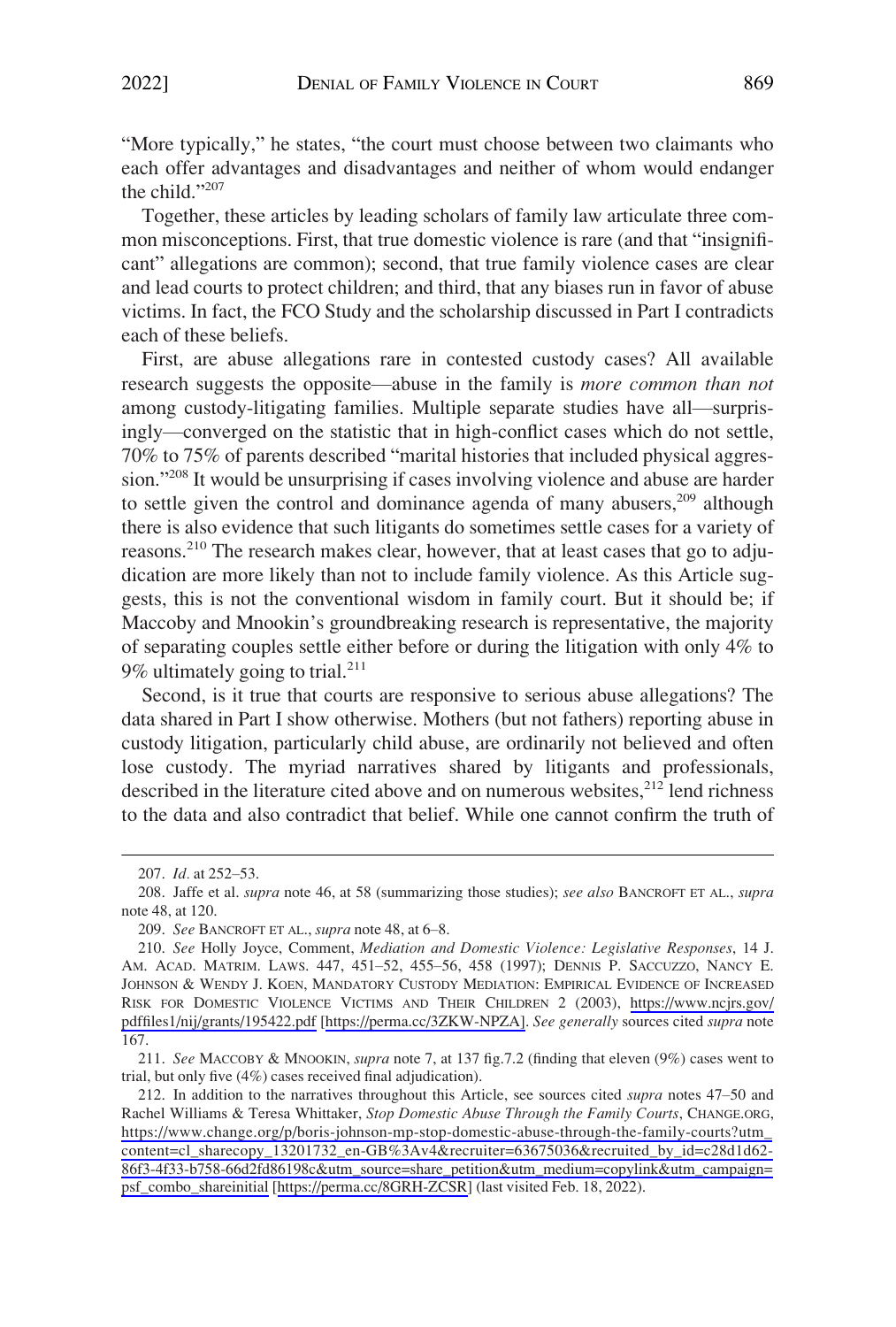"More typically," he states, "the court must choose between two claimants who each offer advantages and disadvantages and neither of whom would endanger the child."[207]

Together, these articles by leading scholars of family law articulate three common misconceptions. First, that true domestic violence is rare (and that "insignificant" allegations are common); second, that true family violence cases are clear and lead courts to protect children; and third, that any biases run in favor of abuse victims. In fact, the FCO Study and the scholarship discussed in Part I contradicts each of these beliefs.

First, are abuse allegations rare in contested custody cases? All available research suggests the opposite—abuse in the family is *more common than not* among custody-litigating families. Multiple separate studies have all—surprisingly—converged on the statistic that in high-conflict cases which do not settle, 70% to 75% of parents described "marital histories that included physical aggression."[208] It would be unsurprising if cases involving violence and abuse are harder to settle given the control and dominance agenda of many abusers,[209] although there is also evidence that such litigants do sometimes settle cases for a variety of reasons.[210] The research makes clear, however, that at least cases that go to adjudication are more likely than not to include family violence. As this Article suggests, this is not the conventional wisdom in family court. But it should be; if Maccoby and Mnookin's groundbreaking research is representative, the majority of separating couples settle either before or during the litigation with only 4% to 9% ultimately going to trial.[211]

Second, is it true that courts are responsive to serious abuse allegations? The data shared in Part I show otherwise. Mothers (but not fathers) reporting abuse in custody litigation, particularly child abuse, are ordinarily not believed and often lose custody. The myriad narratives shared by litigants and professionals, described in the literature cited above and on numerous websites,[212] lend richness to the data and also contradict that belief. While one cannot confirm the truth of

---

207. *Id.* at 252–53.

208. Jaffe et al. *supra* note 46, at 58 (summarizing those studies); *see also* BANCROFT ET AL., *supra* note 48, at 120.

209. *See* BANCROFT ET AL., *supra* note 48, at 6–8.

210. *See* Holly Joyce, Comment, *Mediation and Domestic Violence: Legislative Responses*, 14 J. AM. ACAD. MATRIM. LAWS. 447, 451–52, 455–56, 458 (1997); DENNIS P. SACCUZZO, NANCY E. JOHNSON & WENDY J. KOEN, MANDATORY CUSTODY MEDIATION: EMPIRICAL EVIDENCE OF INCREASED RISK FOR DOMESTIC VIOLENCE VICTIMS AND THEIR CHILDREN 2 (2003), https://www.ncjrs.gov/pdffiles1/nij/grants/195422.pdf [https://perma.cc/3ZKW-NPZA]. *See generally* sources cited *supra* note 167.

211. *See* MACCOBY & MNOOKIN, *supra* note 7, at 137 fig.7.2 (finding that eleven (9%) cases went to trial, but only five (4%) cases received final adjudication).

212. In addition to the narratives throughout this Article, see sources cited *supra* notes 47–50 and Rachel Williams & Teresa Whittaker, *Stop Domestic Abuse Through the Family Courts*, CHANGE.ORG, https://www.change.org/p/boris-johnson-mp-stop-domestic-abuse-through-the-family-courts?utm_content=cl_sharecopy_13201732_en-GB%3Av4&recruiter=63675036&recruited_by_id=c28d1d62-86f3-4f33-b758-66d2fd86198c&utm_source=share_petition&utm_medium=copylink&utm_campaign=psf_combo_shareinitial [https://perma.cc/8GRH-ZCSR] (last visited Feb. 18, 2022).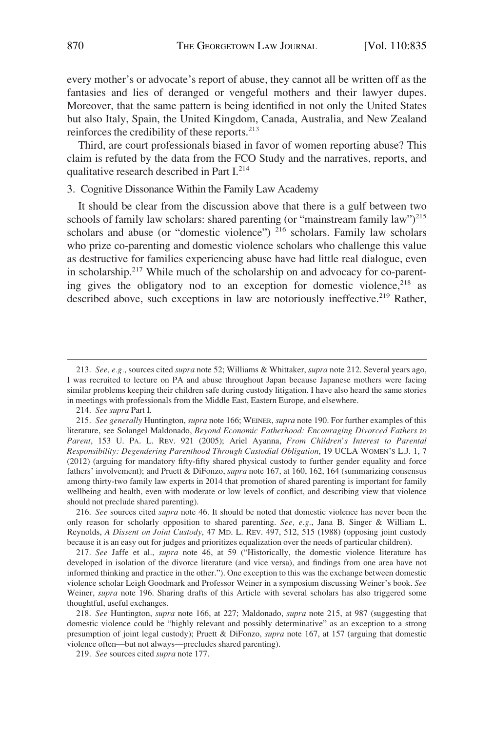every mother's or advocate's report of abuse, they cannot all be written off as the fantasies and lies of deranged or vengeful mothers and their lawyer dupes. Moreover, that the same pattern is being identified in not only the United States but also Italy, Spain, the United Kingdom, Canada, Australia, and New Zealand reinforces the credibility of these reports.[213]

Third, are court professionals biased in favor of women reporting abuse? This claim is refuted by the data from the FCO Study and the narratives, reports, and qualitative research described in Part I.[214]

### 3. Cognitive Dissonance Within the Family Law Academy

It should be clear from the discussion above that there is a gulf between two schools of family law scholars: shared parenting (or "mainstream family law")[215] scholars and abuse (or "domestic violence")[216] scholars. Family law scholars who prize co-parenting and domestic violence scholars who challenge this value as destructive for families experiencing abuse have had little real dialogue, even in scholarship.[217] While much of the scholarship on and advocacy for co-parenting gives the obligatory nod to an exception for domestic violence,[218] as described above, such exceptions in law are notoriously ineffective.[219] Rather,

---

213. *See, e.g.*, sources cited *supra* note 52; Williams & Whittaker, *supra* note 212. Several years ago, I was recruited to lecture on PA and abuse throughout Japan because Japanese mothers were facing similar problems keeping their children safe during custody litigation. I have also heard the same stories in meetings with professionals from the Middle East, Eastern Europe, and elsewhere.

214. *See supra* Part I.

215. *See generally* Huntington, *supra* note 166; WEINER, *supra* note 190. For further examples of this literature, see Solangel Maldonado, *Beyond Economic Fatherhood: Encouraging Divorced Fathers to Parent*, 153 U. PA. L. REV. 921 (2005); Ariel Ayanna, *From Children's Interest to Parental Responsibility: Degendering Parenthood Through Custodial Obligation*, 19 UCLA WOMEN'S L.J. 1, 7 (2012) (arguing for mandatory fifty-fifty shared physical custody to further gender equality and force fathers' involvement); and Pruett & DiFonzo, *supra* note 167, at 160, 162, 164 (summarizing consensus among thirty-two family law experts in 2014 that promotion of shared parenting is important for family wellbeing and health, even with moderate or low levels of conflict, and describing view that violence should not preclude shared parenting).

216. *See* sources cited *supra* note 46. It should be noted that domestic violence has never been the only reason for scholarly opposition to shared parenting. *See, e.g.*, Jana B. Singer & William L. Reynolds, *A Dissent on Joint Custody*, 47 MD. L. REV. 497, 512, 515 (1988) (opposing joint custody because it is an easy out for judges and prioritizes equalization over the needs of particular children).

217. *See* Jaffe et al., *supra* note 46, at 59 ("Historically, the domestic violence literature has developed in isolation of the divorce literature (and vice versa), and findings from one area have not informed thinking and practice in the other."). One exception to this was the exchange between domestic violence scholar Leigh Goodmark and Professor Weiner in a symposium discussing Weiner's book. *See* Weiner, *supra* note 196. Sharing drafts of this Article with several scholars has also triggered some thoughtful, useful exchanges.

218. *See* Huntington, *supra* note 166, at 227; Maldonado, *supra* note 215, at 987 (suggesting that domestic violence could be "highly relevant and possibly determinative" as an exception to a strong presumption of joint legal custody); Pruett & DiFonzo, *supra* note 167, at 157 (arguing that domestic violence often—but not always—precludes shared parenting).

219. *See* sources cited *supra* note 177.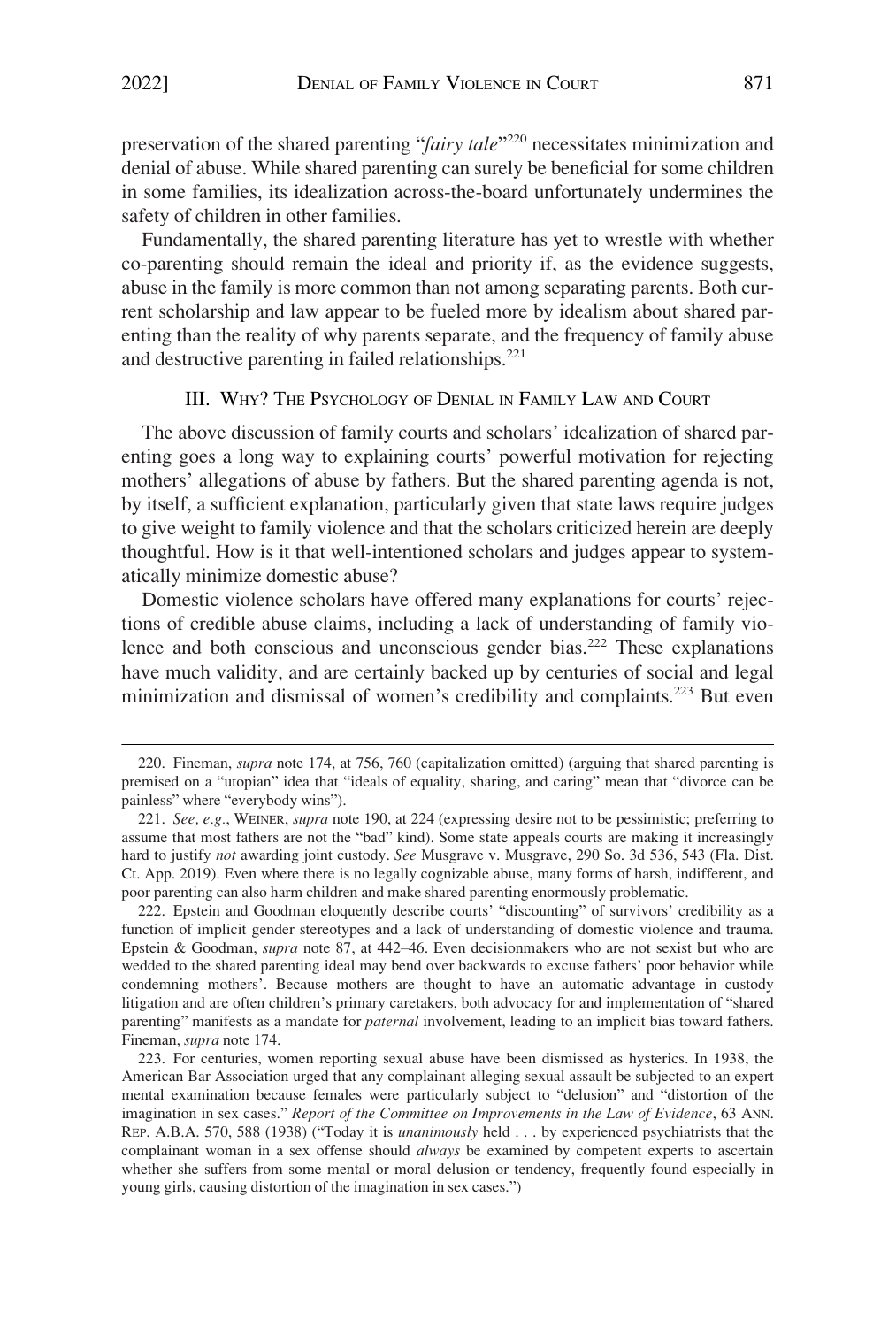preservation of the shared parenting "*fairy tale*"[220] necessitates minimization and denial of abuse. While shared parenting can surely be beneficial for some children in some families, its idealization across-the-board unfortunately undermines the safety of children in other families.

Fundamentally, the shared parenting literature has yet to wrestle with whether co-parenting should remain the ideal and priority if, as the evidence suggests, abuse in the family is more common than not among separating parents. Both current scholarship and law appear to be fueled more by idealism about shared parenting than the reality of why parents separate, and the frequency of family abuse and destructive parenting in failed relationships.[221]

## III. WHY? THE PSYCHOLOGY OF DENIAL IN FAMILY LAW AND COURT

The above discussion of family courts and scholars' idealization of shared parenting goes a long way to explaining courts' powerful motivation for rejecting mothers' allegations of abuse by fathers. But the shared parenting agenda is not, by itself, a sufficient explanation, particularly given that state laws require judges to give weight to family violence and that the scholars criticized herein are deeply thoughtful. How is it that well-intentioned scholars and judges appear to systematically minimize domestic abuse?

Domestic violence scholars have offered many explanations for courts' rejections of credible abuse claims, including a lack of understanding of family violence and both conscious and unconscious gender bias.[222] These explanations have much validity, and are certainly backed up by centuries of social and legal minimization and dismissal of women's credibility and complaints.[223] But even

---

220. Fineman, *supra* note 174, at 756, 760 (capitalization omitted) (arguing that shared parenting is premised on a "utopian" idea that "ideals of equality, sharing, and caring" mean that "divorce can be painless" where "everybody wins").

221. *See, e.g.*, WEINER, *supra* note 190, at 224 (expressing desire not to be pessimistic; preferring to assume that most fathers are not the "bad" kind). Some state appeals courts are making it increasingly hard to justify *not* awarding joint custody. *See* Musgrave v. Musgrave, 290 So. 3d 536, 543 (Fla. Dist. Ct. App. 2019). Even where there is no legally cognizable abuse, many forms of harsh, indifferent, and poor parenting can also harm children and make shared parenting enormously problematic.

222. Epstein and Goodman eloquently describe courts' "discounting" of survivors' credibility as a function of implicit gender stereotypes and a lack of understanding of domestic violence and trauma. Epstein & Goodman, *supra* note 87, at 442–46. Even decisionmakers who are not sexist but who are wedded to the shared parenting ideal may bend over backwards to excuse fathers' poor behavior while condemning mothers'. Because mothers are thought to have an automatic advantage in custody litigation and are often children's primary caretakers, both advocacy for and implementation of "shared parenting" manifests as a mandate for *paternal* involvement, leading to an implicit bias toward fathers. Fineman, *supra* note 174.

223. For centuries, women reporting sexual abuse have been dismissed as hysterics. In 1938, the American Bar Association urged that any complainant alleging sexual assault be subjected to an expert mental examination because females were particularly subject to "delusion" and "distortion of the imagination in sex cases." *Report of the Committee on Improvements in the Law of Evidence*, 63 ANN. REP. A.B.A. 570, 588 (1938) ("Today it is *unanimously* held . . . by experienced psychiatrists that the complainant woman in a sex offense should *always* be examined by competent experts to ascertain whether she suffers from some mental or moral delusion or tendency, frequently found especially in young girls, causing distortion of the imagination in sex cases.")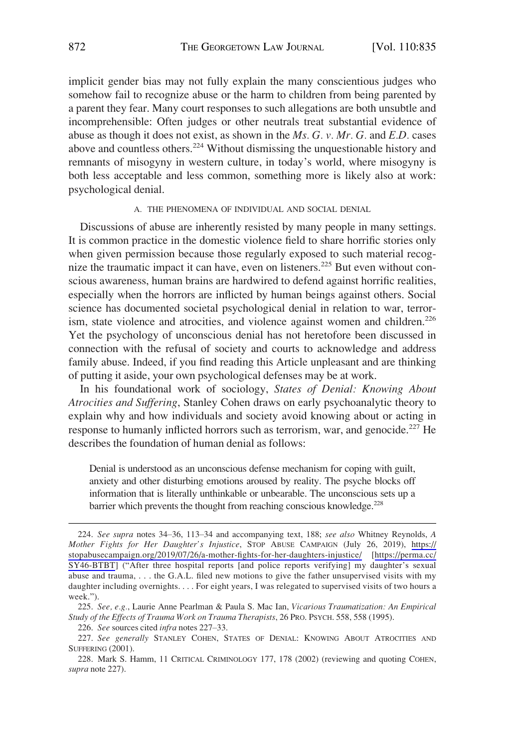implicit gender bias may not fully explain the many conscientious judges who somehow fail to recognize abuse or the harm to children from being parented by a parent they fear. Many court responses to such allegations are both unsubtle and incomprehensible: Often judges or other neutrals treat substantial evidence of abuse as though it does not exist, as shown in the *Ms. G. v. Mr. G.* and *E.D.* cases above and countless others.[224] Without dismissing the unquestionable history and remnants of misogyny in western culture, in today's world, where misogyny is both less acceptable and less common, something more is likely also at work: psychological denial.

### A. THE PHENOMENA OF INDIVIDUAL AND SOCIAL DENIAL

Discussions of abuse are inherently resisted by many people in many settings. It is common practice in the domestic violence field to share horrific stories only when given permission because those regularly exposed to such material recognize the traumatic impact it can have, even on listeners.[225] But even without conscious awareness, human brains are hardwired to defend against horrific realities, especially when the horrors are inflicted by human beings against others. Social science has documented societal psychological denial in relation to war, terrorism, state violence and atrocities, and violence against women and children.[226] Yet the psychology of unconscious denial has not heretofore been discussed in connection with the refusal of society and courts to acknowledge and address family abuse. Indeed, if you find reading this Article unpleasant and are thinking of putting it aside, your own psychological defenses may be at work.

In his foundational work of sociology, *States of Denial: Knowing About Atrocities and Suffering*, Stanley Cohen draws on early psychoanalytic theory to explain why and how individuals and society avoid knowing about or acting in response to humanly inflicted horrors such as terrorism, war, and genocide.[227] He describes the foundation of human denial as follows:

> Denial is understood as an unconscious defense mechanism for coping with guilt, anxiety and other disturbing emotions aroused by reality. The psyche blocks off information that is literally unthinkable or unbearable. The unconscious sets up a barrier which prevents the thought from reaching conscious knowledge.[228]

---

224. *See supra* notes 34–36, 113–34 and accompanying text, 188; *see also* Whitney Reynolds, *A Mother Fights for Her Daughter's Injustice*, STOP ABUSE CAMPAIGN (July 26, 2019), https://stopabusecampaign.org/2019/07/26/a-mother-fights-for-her-daughters-injustice/ [https://perma.cc/SY46-BTBT] ("After three hospital reports [and police reports verifying] my daughter's sexual abuse and trauma, . . . the G.A.L. filed new motions to give the father unsupervised visits with my daughter including overnights. . . . For eight years, I was relegated to supervised visits of two hours a week.").

225. *See, e.g.*, Laurie Anne Pearlman & Paula S. Mac Ian, *Vicarious Traumatization: An Empirical Study of the Effects of Trauma Work on Trauma Therapists*, 26 PRO. PSYCH. 558, 558 (1995).

226. *See* sources cited *infra* notes 227–33.

227. *See generally* STANLEY COHEN, STATES OF DENIAL: KNOWING ABOUT ATROCITIES AND SUFFERING (2001).

228. Mark S. Hamm, 11 CRITICAL CRIMINOLOGY 177, 178 (2002) (reviewing and quoting COHEN, *supra* note 227).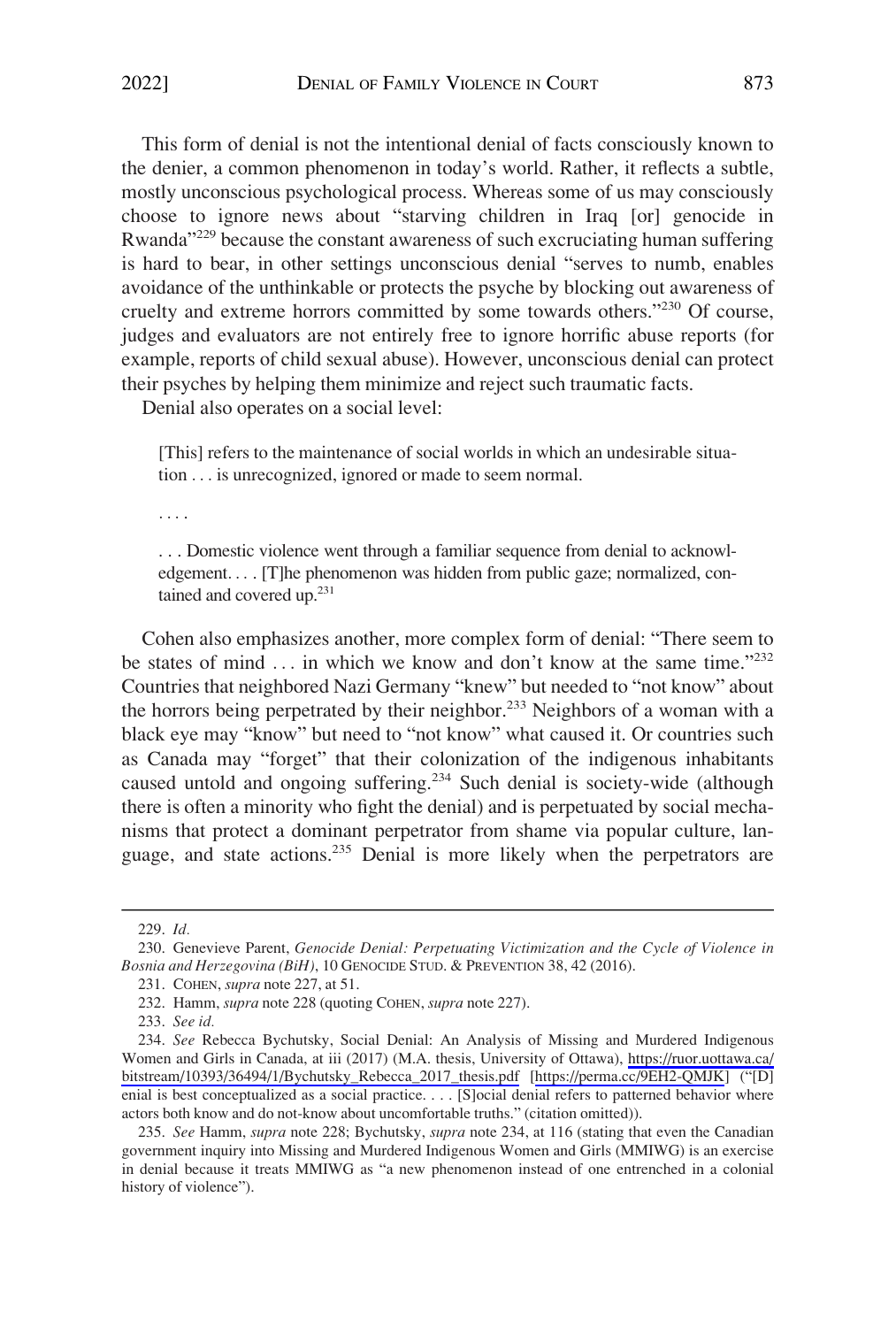This form of denial is not the intentional denial of facts consciously known to the denier, a common phenomenon in today's world. Rather, it reflects a subtle, mostly unconscious psychological process. Whereas some of us may consciously choose to ignore news about "starving children in Iraq [or] genocide in Rwanda"[229] because the constant awareness of such excruciating human suffering is hard to bear, in other settings unconscious denial "serves to numb, enables avoidance of the unthinkable or protects the psyche by blocking out awareness of cruelty and extreme horrors committed by some towards others."[230] Of course, judges and evaluators are not entirely free to ignore horrific abuse reports (for example, reports of child sexual abuse). However, unconscious denial can protect their psyches by helping them minimize and reject such traumatic facts.

Denial also operates on a social level:

> [This] refers to the maintenance of social worlds in which an undesirable situation . . . is unrecognized, ignored or made to seem normal.
>
> . . . .
>
> . . . Domestic violence went through a familiar sequence from denial to acknowledgement. . . . [T]he phenomenon was hidden from public gaze; normalized, contained and covered up.[231]

Cohen also emphasizes another, more complex form of denial: "There seem to be states of mind . . . in which we know and don't know at the same time."[232] Countries that neighbored Nazi Germany "knew" but needed to "not know" about the horrors being perpetrated by their neighbor.[233] Neighbors of a woman with a black eye may "know" but need to "not know" what caused it. Or countries such as Canada may "forget" that their colonization of the indigenous inhabitants caused untold and ongoing suffering.[234] Such denial is society-wide (although there is often a minority who fight the denial) and is perpetuated by social mechanisms that protect a dominant perpetrator from shame via popular culture, language, and state actions.[235] Denial is more likely when the perpetrators are

---

229. *Id.*

230. Genevieve Parent, *Genocide Denial: Perpetuating Victimization and the Cycle of Violence in Bosnia and Herzegovina (BiH)*, 10 GENOCIDE STUD. & PREVENTION 38, 42 (2016).

231. COHEN, *supra* note 227, at 51.

232. Hamm, *supra* note 228 (quoting COHEN, *supra* note 227).

233. *See id.*

234. *See* Rebecca Bychutsky, Social Denial: An Analysis of Missing and Murdered Indigenous Women and Girls in Canada, at iii (2017) (M.A. thesis, University of Ottawa), https://ruor.uottawa.ca/bitstream/10393/36494/1/Bychutsky_Rebecca_2017_thesis.pdf [https://perma.cc/9EH2-QMJK] ("[D]enial is best conceptualized as a social practice. . . . [S]ocial denial refers to patterned behavior where actors both know and do not-know about uncomfortable truths." (citation omitted)).

235. *See* Hamm, *supra* note 228; Bychutsky, *supra* note 234, at 116 (stating that even the Canadian government inquiry into Missing and Murdered Indigenous Women and Girls (MMIWG) is an exercise in denial because it treats MMIWG as "a new phenomenon instead of one entrenched in a colonial history of violence").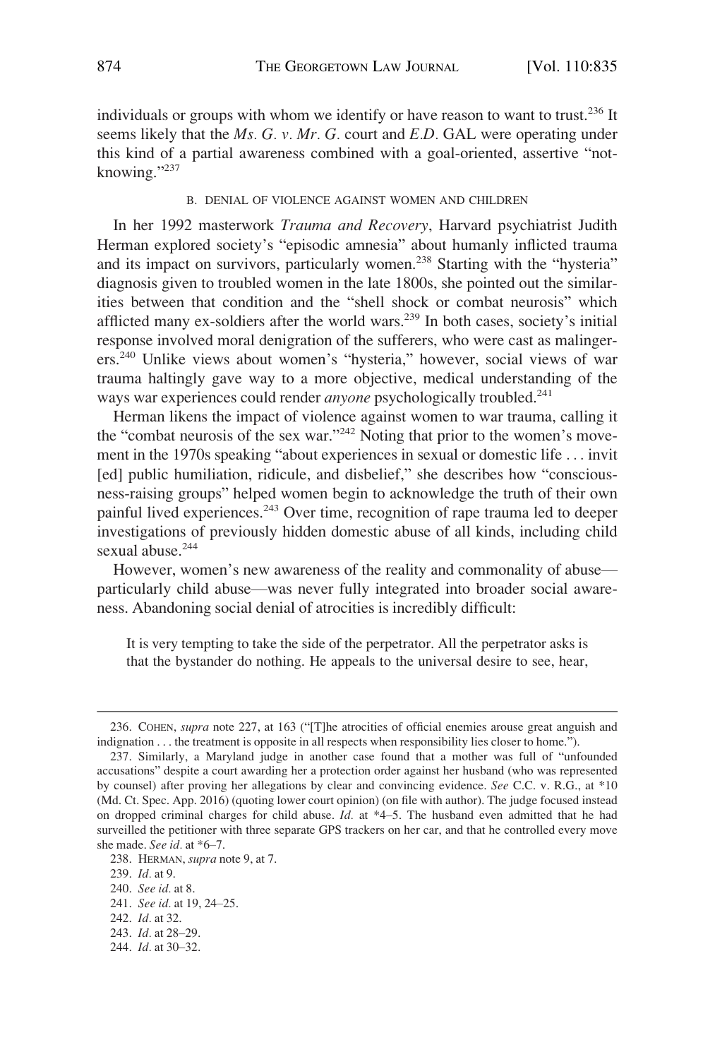individuals or groups with whom we identify or have reason to want to trust.[236] It seems likely that the *Ms. G. v. Mr. G.* court and *E.D.* GAL were operating under this kind of a partial awareness combined with a goal-oriented, assertive "not-knowing."[237]

### B. DENIAL OF VIOLENCE AGAINST WOMEN AND CHILDREN

In her 1992 masterwork *Trauma and Recovery*, Harvard psychiatrist Judith Herman explored society's "episodic amnesia" about humanly inflicted trauma and its impact on survivors, particularly women.[238] Starting with the "hysteria" diagnosis given to troubled women in the late 1800s, she pointed out the similarities between that condition and the "shell shock or combat neurosis" which afflicted many ex-soldiers after the world wars.[239] In both cases, society's initial response involved moral denigration of the sufferers, who were cast as malingerers.[240] Unlike views about women's "hysteria," however, social views of war trauma haltingly gave way to a more objective, medical understanding of the ways war experiences could render *anyone* psychologically troubled.[241]

Herman likens the impact of violence against women to war trauma, calling it the "combat neurosis of the sex war."[242] Noting that prior to the women's movement in the 1970s speaking "about experiences in sexual or domestic life . . . invit[ed] public humiliation, ridicule, and disbelief," she describes how "consciousness-raising groups" helped women begin to acknowledge the truth of their own painful lived experiences.[243] Over time, recognition of rape trauma led to deeper investigations of previously hidden domestic abuse of all kinds, including child sexual abuse.[244]

However, women's new awareness of the reality and commonality of abuse—particularly child abuse—was never fully integrated into broader social awareness. Abandoning social denial of atrocities is incredibly difficult:

> It is very tempting to take the side of the perpetrator. All the perpetrator asks is that the bystander do nothing. He appeals to the universal desire to see, hear,

---

236. COHEN, *supra* note 227, at 163 ("[T]he atrocities of official enemies arouse great anguish and indignation . . . the treatment is opposite in all respects when responsibility lies closer to home.").

237. Similarly, a Maryland judge in another case found that a mother was full of "unfounded accusations" despite a court awarding her a protection order against her husband (who was represented by counsel) after proving her allegations by clear and convincing evidence. *See* C.C. v. R.G., at *10 (Md. Ct. Spec. App. 2016) (quoting lower court opinion) (on file with author). The judge focused instead on dropped criminal charges for child abuse. *Id.* at *4–5. The husband even admitted that he had surveilled the petitioner with three separate GPS trackers on her car, and that he controlled every move she made. *See id.* at *6–7.

238. HERMAN, *supra* note 9, at 7.

239. *Id.* at 9.

240. *See id.* at 8.

241. *See id.* at 19, 24–25.

242. *Id.* at 32.

243. *Id.* at 28–29.

244. *Id.* at 30–32.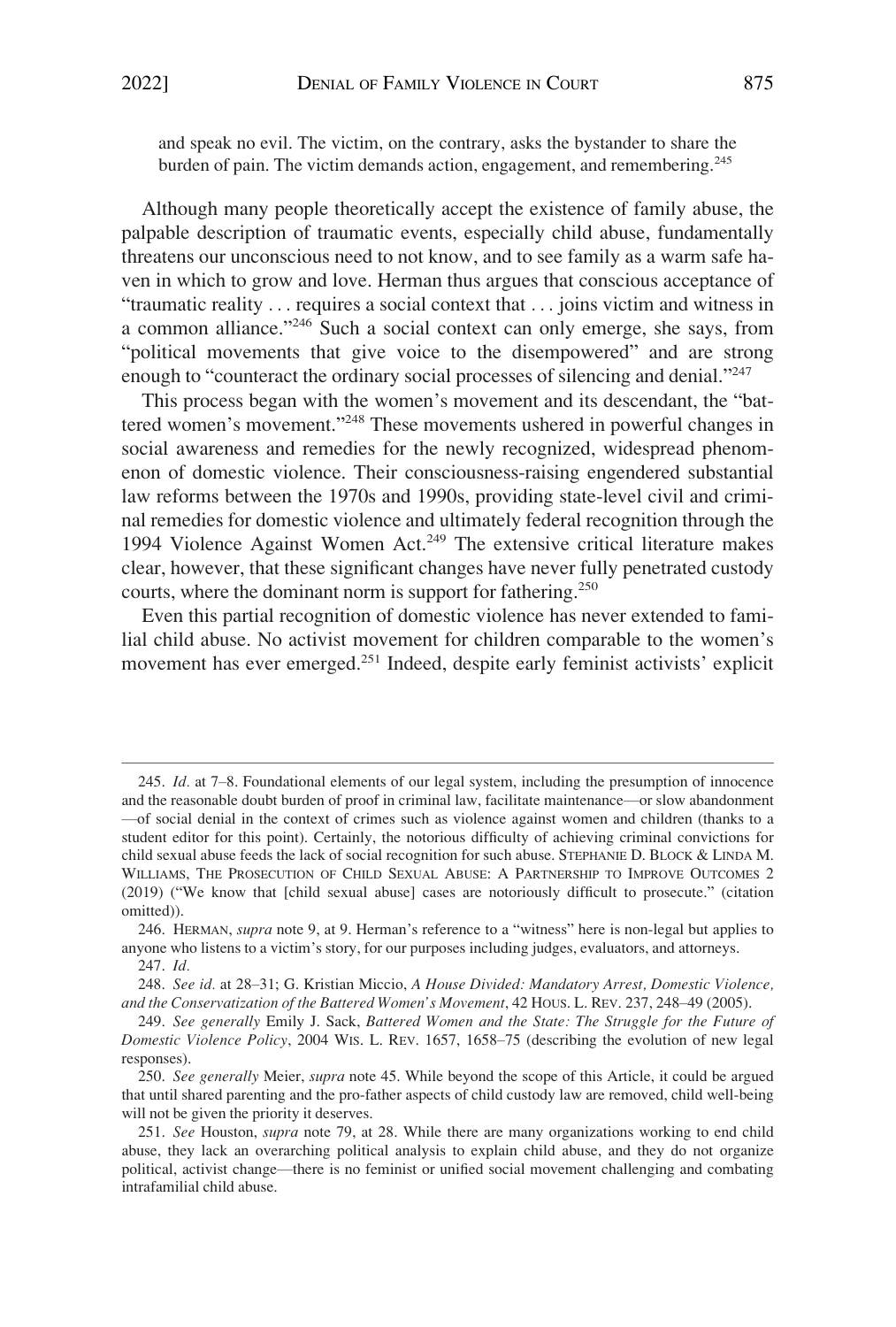and speak no evil. The victim, on the contrary, asks the bystander to share the burden of pain. The victim demands action, engagement, and remembering.[245]

Although many people theoretically accept the existence of family abuse, the palpable description of traumatic events, especially child abuse, fundamentally threatens our unconscious need to not know, and to see family as a warm safe haven in which to grow and love. Herman thus argues that conscious acceptance of "traumatic reality . . . requires a social context that . . . joins victim and witness in a common alliance."[246] Such a social context can only emerge, she says, from "political movements that give voice to the disempowered" and are strong enough to "counteract the ordinary social processes of silencing and denial."[247]

This process began with the women's movement and its descendant, the "battered women's movement."[248] These movements ushered in powerful changes in social awareness and remedies for the newly recognized, widespread phenomenon of domestic violence. Their consciousness-raising engendered substantial law reforms between the 1970s and 1990s, providing state-level civil and criminal remedies for domestic violence and ultimately federal recognition through the 1994 Violence Against Women Act.[249] The extensive critical literature makes clear, however, that these significant changes have never fully penetrated custody courts, where the dominant norm is support for fathering.[250]

Even this partial recognition of domestic violence has never extended to familial child abuse. No activist movement for children comparable to the women's movement has ever emerged.[251] Indeed, despite early feminist activists' explicit

---

245. *Id.* at 7–8. Foundational elements of our legal system, including the presumption of innocence and the reasonable doubt burden of proof in criminal law, facilitate maintenance—or slow abandonment—of social denial in the context of crimes such as violence against women and children (thanks to a student editor for this point). Certainly, the notorious difficulty of achieving criminal convictions for child sexual abuse feeds the lack of social recognition for such abuse. STEPHANIE D. BLOCK & LINDA M. WILLIAMS, THE PROSECUTION OF CHILD SEXUAL ABUSE: A PARTNERSHIP TO IMPROVE OUTCOMES 2 (2019) ("We know that [child sexual abuse] cases are notoriously difficult to prosecute." (citation omitted)).

246. HERMAN, *supra* note 9, at 9. Herman's reference to a "witness" here is non-legal but applies to anyone who listens to a victim's story, for our purposes including judges, evaluators, and attorneys.

247. *Id.*

248. *See id.* at 28–31; G. Kristian Miccio, *A House Divided: Mandatory Arrest, Domestic Violence, and the Conservatization of the Battered Women's Movement*, 42 HOUS. L. REV. 237, 248–49 (2005).

249. *See generally* Emily J. Sack, *Battered Women and the State: The Struggle for the Future of Domestic Violence Policy*, 2004 WIS. L. REV. 1657, 1658–75 (describing the evolution of new legal responses).

250. *See generally* Meier, *supra* note 45. While beyond the scope of this Article, it could be argued that until shared parenting and the pro-father aspects of child custody law are removed, child well-being will not be given the priority it deserves.

251. *See* Houston, *supra* note 79, at 28. While there are many organizations working to end child abuse, they lack an overarching political analysis to explain child abuse, and they do not organize political, activist change—there is no feminist or unified social movement challenging and combating intrafamilial child abuse.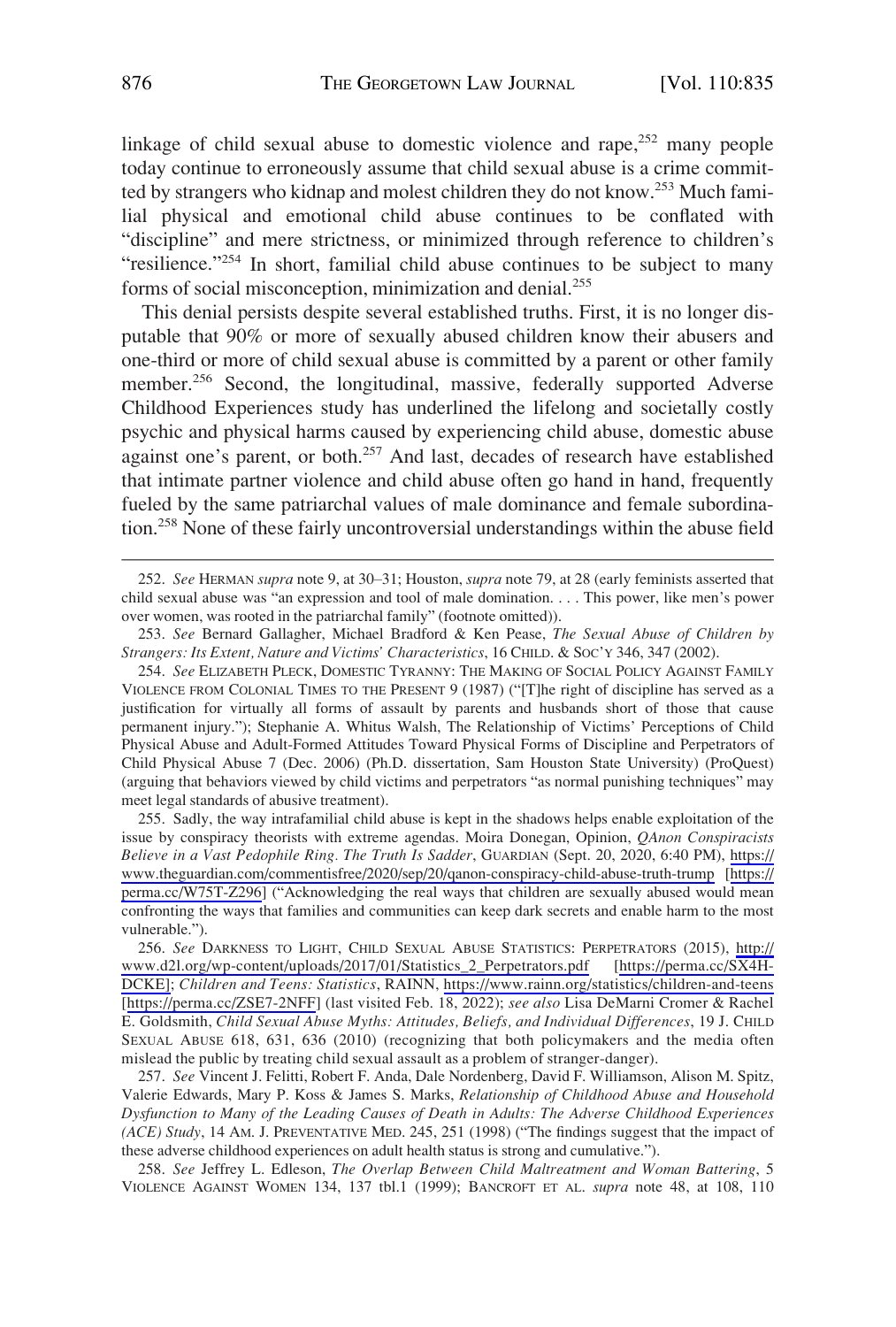linkage of child sexual abuse to domestic violence and rape,[252] many people today continue to erroneously assume that child sexual abuse is a crime committed by strangers who kidnap and molest children they do not know.[253] Much familial physical and emotional child abuse continues to be conflated with "discipline" and mere strictness, or minimized through reference to children's "resilience."[254] In short, familial child abuse continues to be subject to many forms of social misconception, minimization and denial.[255]

This denial persists despite several established truths. First, it is no longer disputable that 90% or more of sexually abused children know their abusers and one-third or more of child sexual abuse is committed by a parent or other family member.[256] Second, the longitudinal, massive, federally supported Adverse Childhood Experiences study has underlined the lifelong and societally costly psychic and physical harms caused by experiencing child abuse, domestic abuse against one's parent, or both.[257] And last, decades of research have established that intimate partner violence and child abuse often go hand in hand, frequently fueled by the same patriarchal values of male dominance and female subordination.[258] None of these fairly uncontroversial understandings within the abuse field

---

252. *See* HERMAN *supra* note 9, at 30–31; Houston, *supra* note 79, at 28 (early feminists asserted that child sexual abuse was "an expression and tool of male domination. . . . This power, like men's power over women, was rooted in the patriarchal family" (footnote omitted)).

253. *See* Bernard Gallagher, Michael Bradford & Ken Pease, *The Sexual Abuse of Children by Strangers: Its Extent, Nature and Victims' Characteristics*, 16 CHILD. & SOC'Y 346, 347 (2002).

254. *See* ELIZABETH PLECK, DOMESTIC TYRANNY: THE MAKING OF SOCIAL POLICY AGAINST FAMILY VIOLENCE FROM COLONIAL TIMES TO THE PRESENT 9 (1987) ("[T]he right of discipline has served as a justification for virtually all forms of assault by parents and husbands short of those that cause permanent injury."); Stephanie A. Whitus Walsh, The Relationship of Victims' Perceptions of Child Physical Abuse and Adult-Formed Attitudes Toward Physical Forms of Discipline and Perpetrators of Child Physical Abuse 7 (Dec. 2006) (Ph.D. dissertation, Sam Houston State University) (ProQuest) (arguing that behaviors viewed by child victims and perpetrators "as normal punishing techniques" may meet legal standards of abusive treatment).

255. Sadly, the way intrafamilial child abuse is kept in the shadows helps enable exploitation of the issue by conspiracy theorists with extreme agendas. Moira Donegan, Opinion, *QAnon Conspiracists Believe in a Vast Pedophile Ring. The Truth Is Sadder*, GUARDIAN (Sept. 20, 2020, 6:40 PM), https://www.theguardian.com/commentisfree/2020/sep/20/qanon-conspiracy-child-abuse-truth-trump [https://perma.cc/W75T-Z296] ("Acknowledging the real ways that children are sexually abused would mean confronting the ways that families and communities can keep dark secrets and enable harm to the most vulnerable.").

256. *See* DARKNESS TO LIGHT, CHILD SEXUAL ABUSE STATISTICS: PERPETRATORS (2015), http://www.d2l.org/wp-content/uploads/2017/01/Statistics_2_Perpetrators.pdf [https://perma.cc/SX4H-DCKE]; *Children and Teens: Statistics*, RAINN, https://www.rainn.org/statistics/children-and-teens [https://perma.cc/ZSE7-2NFF] (last visited Feb. 18, 2022); *see also* Lisa DeMarni Cromer & Rachel E. Goldsmith, *Child Sexual Abuse Myths: Attitudes, Beliefs, and Individual Differences*, 19 J. CHILD SEXUAL ABUSE 618, 631, 636 (2010) (recognizing that both policymakers and the media often mislead the public by treating child sexual assault as a problem of stranger-danger).

257. *See* Vincent J. Felitti, Robert F. Anda, Dale Nordenberg, David F. Williamson, Alison M. Spitz, Valerie Edwards, Mary P. Koss & James S. Marks, *Relationship of Childhood Abuse and Household Dysfunction to Many of the Leading Causes of Death in Adults: The Adverse Childhood Experiences (ACE) Study*, 14 AM. J. PREVENTATIVE MED. 245, 251 (1998) ("The findings suggest that the impact of these adverse childhood experiences on adult health status is strong and cumulative.").

258. *See* Jeffrey L. Edleson, *The Overlap Between Child Maltreatment and Woman Battering*, 5 VIOLENCE AGAINST WOMEN 134, 137 tbl.1 (1999); BANCROFT ET AL. *supra* note 48, at 108, 110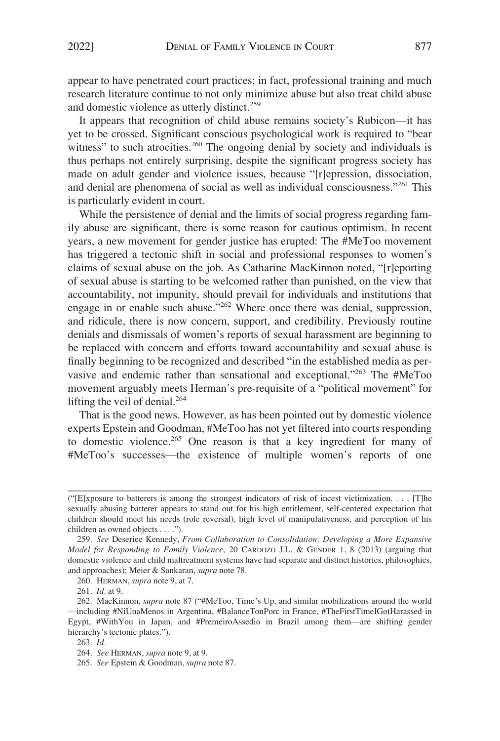appear to have penetrated court practices; in fact, professional training and much research literature continue to not only minimize abuse but also treat child abuse and domestic violence as utterly distinct.[259]

It appears that recognition of child abuse remains society's Rubicon—it has yet to be crossed. Significant conscious psychological work is required to "bear witness" to such atrocities.[260] The ongoing denial by society and individuals is thus perhaps not entirely surprising, despite the significant progress society has made on adult gender and violence issues, because "[r]epression, dissociation, and denial are phenomena of social as well as individual consciousness."[261] This is particularly evident in court.

While the persistence of denial and the limits of social progress regarding family abuse are significant, there is some reason for cautious optimism. In recent years, a new movement for gender justice has erupted: The #MeToo movement has triggered a tectonic shift in social and professional responses to women's claims of sexual abuse on the job. As Catharine MacKinnon noted, "[r]eporting of sexual abuse is starting to be welcomed rather than punished, on the view that accountability, not impunity, should prevail for individuals and institutions that engage in or enable such abuse."[262] Where once there was denial, suppression, and ridicule, there is now concern, support, and credibility. Previously routine denials and dismissals of women's reports of sexual harassment are beginning to be replaced with concern and efforts toward accountability and sexual abuse is finally beginning to be recognized and described "in the established media as pervasive and endemic rather than sensational and exceptional."[263] The #MeToo movement arguably meets Herman's pre-requisite of a "political movement" for lifting the veil of denial.[264]

That is the good news. However, as has been pointed out by domestic violence experts Epstein and Goodman, #MeToo has not yet filtered into courts responding to domestic violence.[265] One reason is that a key ingredient for many of #MeToo's successes—the existence of multiple women's reports of one

("[E]xposure to batterers is among the strongest indicators of risk of incest victimization. . . . [T]he sexually abusing batterer appears to stand out for his high entitlement, self-centered expectation that children should meet his needs (role reversal), high level of manipulativeness, and perception of his children as owned objects . . . .").

259. *See* Deseriee Kennedy, *From Collaboration to Consolidation: Developing a More Expansive Model for Responding to Family Violence*, 20 CARDOZO J.L. & GENDER 1, 8 (2013) (arguing that domestic violence and child maltreatment systems have had separate and distinct histories, philosophies, and approaches); Meier & Sankaran, *supra* note 78.

260. HERMAN, *supra* note 9, at 7.

261. *Id.* at 9.

262. MacKinnon, *supra* note 87 ("#MeToo, Time's Up, and similar mobilizations around the world —including #NiUnaMenos in Argentina, #BalanceTonPorc in France, #TheFirstTimeIGotHarassed in Egypt, #WithYou in Japan, and #PremeiroAssedio in Brazil among them—are shifting gender hierarchy's tectonic plates.").

263. *Id.*

264. *See* HERMAN, *supra* note 9, at 9.

265. *See* Epstein & Goodman, *supra* note 87.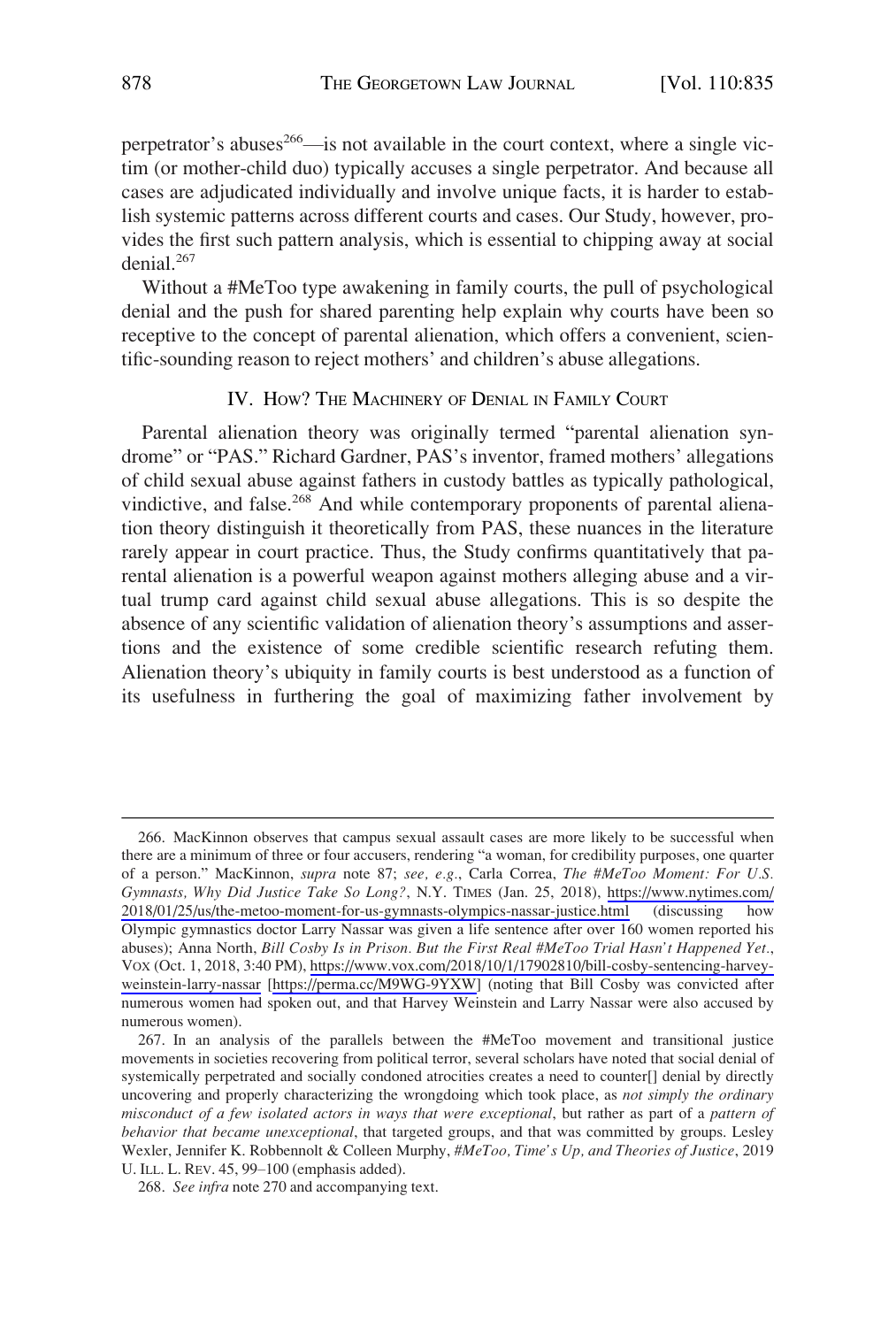perpetrator's abuses[266]—is not available in the court context, where a single victim (or mother-child duo) typically accuses a single perpetrator. And because all cases are adjudicated individually and involve unique facts, it is harder to establish systemic patterns across different courts and cases. Our Study, however, provides the first such pattern analysis, which is essential to chipping away at social denial.[267]

Without a #MeToo type awakening in family courts, the pull of psychological denial and the push for shared parenting help explain why courts have been so receptive to the concept of parental alienation, which offers a convenient, scientific-sounding reason to reject mothers' and children's abuse allegations.

## IV. HOW? THE MACHINERY OF DENIAL IN FAMILY COURT

Parental alienation theory was originally termed "parental alienation syndrome" or "PAS." Richard Gardner, PAS's inventor, framed mothers' allegations of child sexual abuse against fathers in custody battles as typically pathological, vindictive, and false.[268] And while contemporary proponents of parental alienation theory distinguish it theoretically from PAS, these nuances in the literature rarely appear in court practice. Thus, the Study confirms quantitatively that parental alienation is a powerful weapon against mothers alleging abuse and a virtual trump card against child sexual abuse allegations. This is so despite the absence of any scientific validation of alienation theory's assumptions and assertions and the existence of some credible scientific research refuting them. Alienation theory's ubiquity in family courts is best understood as a function of its usefulness in furthering the goal of maximizing father involvement by

---

266. MacKinnon observes that campus sexual assault cases are more likely to be successful when there are a minimum of three or four accusers, rendering "a woman, for credibility purposes, one quarter of a person." MacKinnon, *supra* note 87; *see, e.g.*, Carla Correa, *The #MeToo Moment: For U.S. Gymnasts, Why Did Justice Take So Long?*, N.Y. TIMES (Jan. 25, 2018), https://www.nytimes.com/2018/01/25/us/the-metoo-moment-for-us-gymnasts-olympics-nassar-justice.html (discussing how Olympic gymnastics doctor Larry Nassar was given a life sentence after over 160 women reported his abuses); Anna North, *Bill Cosby Is in Prison. But the First Real #MeToo Trial Hasn't Happened Yet.*, VOX (Oct. 1, 2018, 3:40 PM), https://www.vox.com/2018/10/1/17902810/bill-cosby-sentencing-harvey-weinstein-larry-nassar [https://perma.cc/M9WG-9YXW] (noting that Bill Cosby was convicted after numerous women had spoken out, and that Harvey Weinstein and Larry Nassar were also accused by numerous women).

267. In an analysis of the parallels between the #MeToo movement and transitional justice movements in societies recovering from political terror, several scholars have noted that social denial of systemically perpetrated and socially condoned atrocities creates a need to counter[] denial by directly uncovering and properly characterizing the wrongdoing which took place, as *not simply the ordinary misconduct of a few isolated actors in ways that were exceptional*, but rather as part of a *pattern of behavior that became unexceptional*, that targeted groups, and that was committed by groups. Lesley Wexler, Jennifer K. Robbennolt & Colleen Murphy, *#MeToo, Time's Up, and Theories of Justice*, 2019 U. ILL. L. REV. 45, 99–100 (emphasis added).

268. *See infra* note 270 and accompanying text.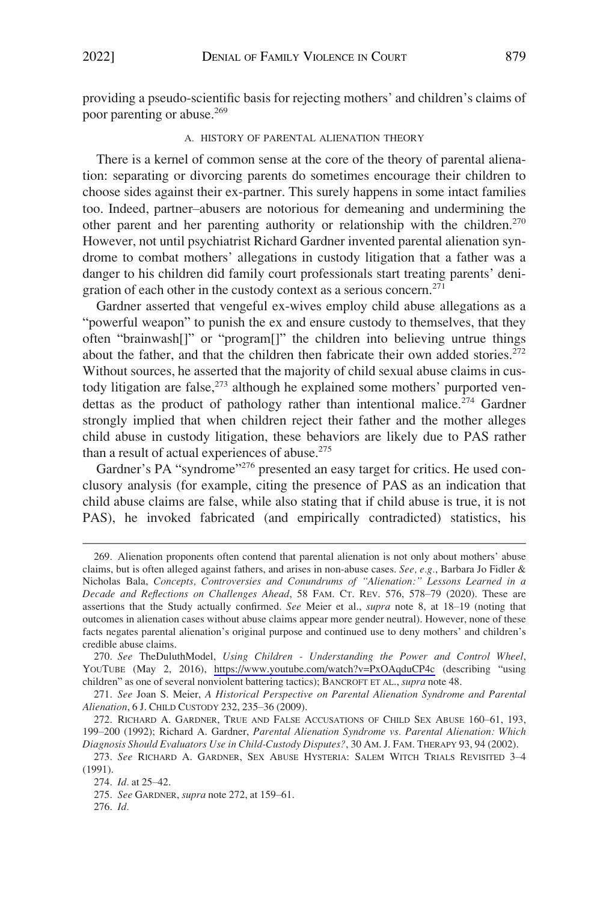providing a pseudo-scientific basis for rejecting mothers' and children's claims of poor parenting or abuse.[269]

### A. HISTORY OF PARENTAL ALIENATION THEORY

There is a kernel of common sense at the core of the theory of parental alienation: separating or divorcing parents do sometimes encourage their children to choose sides against their ex-partner. This surely happens in some intact families too. Indeed, partner–abusers are notorious for demeaning and undermining the other parent and her parenting authority or relationship with the children.[270] However, not until psychiatrist Richard Gardner invented parental alienation syndrome to combat mothers' allegations in custody litigation that a father was a danger to his children did family court professionals start treating parents' denigration of each other in the custody context as a serious concern.[271]

Gardner asserted that vengeful ex-wives employ child abuse allegations as a "powerful weapon" to punish the ex and ensure custody to themselves, that they often "brainwash[]" or "program[]" the children into believing untrue things about the father, and that the children then fabricate their own added stories.[272] Without sources, he asserted that the majority of child sexual abuse claims in custody litigation are false,[273] although he explained some mothers' purported vendettas as the product of pathology rather than intentional malice.[274] Gardner strongly implied that when children reject their father and the mother alleges child abuse in custody litigation, these behaviors are likely due to PAS rather than a result of actual experiences of abuse.[275]

Gardner's PA "syndrome"[276] presented an easy target for critics. He used conclusory analysis (for example, citing the presence of PAS as an indication that child abuse claims are false, while also stating that if child abuse is true, it is not PAS), he invoked fabricated (and empirically contradicted) statistics, his

---

269. Alienation proponents often contend that parental alienation is not only about mothers' abuse claims, but is often alleged against fathers, and arises in non-abuse cases. *See, e.g.*, Barbara Jo Fidler & Nicholas Bala, *Concepts, Controversies and Conundrums of "Alienation:" Lessons Learned in a Decade and Reflections on Challenges Ahead*, 58 FAM. CT. REV. 576, 578–79 (2020). These are assertions that the Study actually confirmed. *See* Meier et al., *supra* note 8, at 18–19 (noting that outcomes in alienation cases without abuse claims appear more gender neutral). However, none of these facts negates parental alienation's original purpose and continued use to deny mothers' and children's credible abuse claims.

270. *See* TheDuluthModel, *Using Children - Understanding the Power and Control Wheel*, YOUTUBE (May 2, 2016), https://www.youtube.com/watch?v=PxOAqduCP4c (describing "using children" as one of several nonviolent battering tactics); BANCROFT ET AL., *supra* note 48.

271. *See* Joan S. Meier, *A Historical Perspective on Parental Alienation Syndrome and Parental Alienation*, 6 J. CHILD CUSTODY 232, 235–36 (2009).

272. RICHARD A. GARDNER, TRUE AND FALSE ACCUSATIONS OF CHILD SEX ABUSE 160–61, 193, 199–200 (1992); Richard A. Gardner, *Parental Alienation Syndrome vs. Parental Alienation: Which Diagnosis Should Evaluators Use in Child-Custody Disputes?*, 30 AM. J. FAM. THERAPY 93, 94 (2002).

273. *See* RICHARD A. GARDNER, SEX ABUSE HYSTERIA: SALEM WITCH TRIALS REVISITED 3–4 (1991).

274. *Id.* at 25–42.

275. *See* GARDNER, *supra* note 272, at 159–61.

276. *Id.*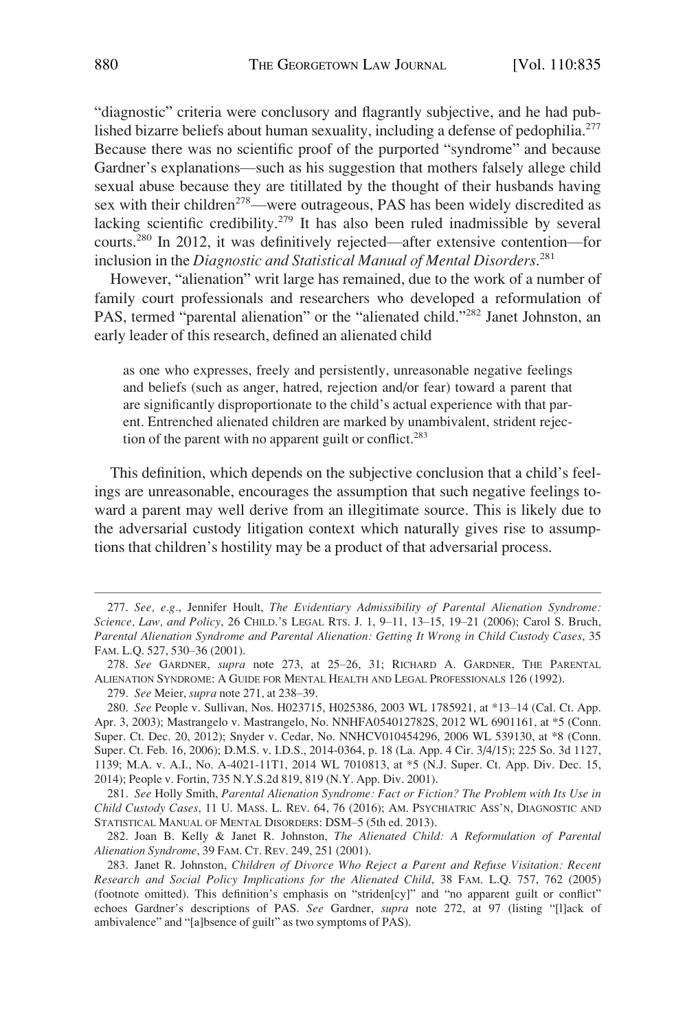"diagnostic" criteria were conclusory and flagrantly subjective, and he had published bizarre beliefs about human sexuality, including a defense of pedophilia.[277] Because there was no scientific proof of the purported "syndrome" and because Gardner's explanations—such as his suggestion that mothers falsely allege child sexual abuse because they are titillated by the thought of their husbands having sex with their children[278]—were outrageous, PAS has been widely discredited as lacking scientific credibility.[279] It has also been ruled inadmissible by several courts.[280] In 2012, it was definitively rejected—after extensive contention—for inclusion in the *Diagnostic and Statistical Manual of Mental Disorders*.[281]

However, "alienation" writ large has remained, due to the work of a number of family court professionals and researchers who developed a reformulation of PAS, termed "parental alienation" or the "alienated child."[282] Janet Johnston, an early leader of this research, defined an alienated child

> as one who expresses, freely and persistently, unreasonable negative feelings and beliefs (such as anger, hatred, rejection and/or fear) toward a parent that are significantly disproportionate to the child's actual experience with that parent. Entrenched alienated children are marked by unambivalent, strident rejection of the parent with no apparent guilt or conflict.[283]

This definition, which depends on the subjective conclusion that a child's feelings are unreasonable, encourages the assumption that such negative feelings toward a parent may well derive from an illegitimate source. This is likely due to the adversarial custody litigation context which naturally gives rise to assumptions that children's hostility may be a product of that adversarial process.

---

277. *See, e.g.*, Jennifer Hoult, *The Evidentiary Admissibility of Parental Alienation Syndrome: Science, Law, and Policy*, 26 CHILD.'S LEGAL RTS. J. 1, 9–11, 13–15, 19–21 (2006); Carol S. Bruch, *Parental Alienation Syndrome and Parental Alienation: Getting It Wrong in Child Custody Cases*, 35 FAM. L.Q. 527, 530–36 (2001).

278. *See* GARDNER, *supra* note 273, at 25–26, 31; RICHARD A. GARDNER, THE PARENTAL ALIENATION SYNDROME: A GUIDE FOR MENTAL HEALTH AND LEGAL PROFESSIONALS 126 (1992).

279. *See* Meier, *supra* note 271, at 238–39.

280. *See* People v. Sullivan, Nos. H023715, H025386, 2003 WL 1785921, at *13–14 (Cal. Ct. App. Apr. 3, 2003); Mastrangelo v. Mastrangelo, No. NNHFA054012782S, 2012 WL 6901161, at *5 (Conn. Super. Ct. Dec. 20, 2012); Snyder v. Cedar, No. NNHCV010454296, 2006 WL 539130, at *8 (Conn. Super. Ct. Feb. 16, 2006); D.M.S. v. I.D.S., 2014-0364, p. 18 (La. App. 4 Cir. 3/4/15); 225 So. 3d 1127, 1139; M.A. v. A.I., No. A-4021-11T1, 2014 WL 7010813, at *5 (N.J. Super. Ct. App. Div. Dec. 15, 2014); People v. Fortin, 735 N.Y.S.2d 819, 819 (N.Y. App. Div. 2001).

281. *See* Holly Smith, *Parental Alienation Syndrome: Fact or Fiction? The Problem with Its Use in Child Custody Cases*, 11 U. MASS. L. REV. 64, 76 (2016); AM. PSYCHIATRIC ASS'N, DIAGNOSTIC AND STATISTICAL MANUAL OF MENTAL DISORDERS: DSM–5 (5th ed. 2013).

282. Joan B. Kelly & Janet R. Johnston, *The Alienated Child: A Reformulation of Parental Alienation Syndrome*, 39 FAM. CT. REV. 249, 251 (2001).

283. Janet R. Johnston, *Children of Divorce Who Reject a Parent and Refuse Visitation: Recent Research and Social Policy Implications for the Alienated Child*, 38 FAM. L.Q. 757, 762 (2005) (footnote omitted). This definition's emphasis on "striden[cy]" and "no apparent guilt or conflict" echoes Gardner's descriptions of PAS. *See* Gardner, *supra* note 272, at 97 (listing "[l]ack of ambivalence" and "[a]bsence of guilt" as two symptoms of PAS).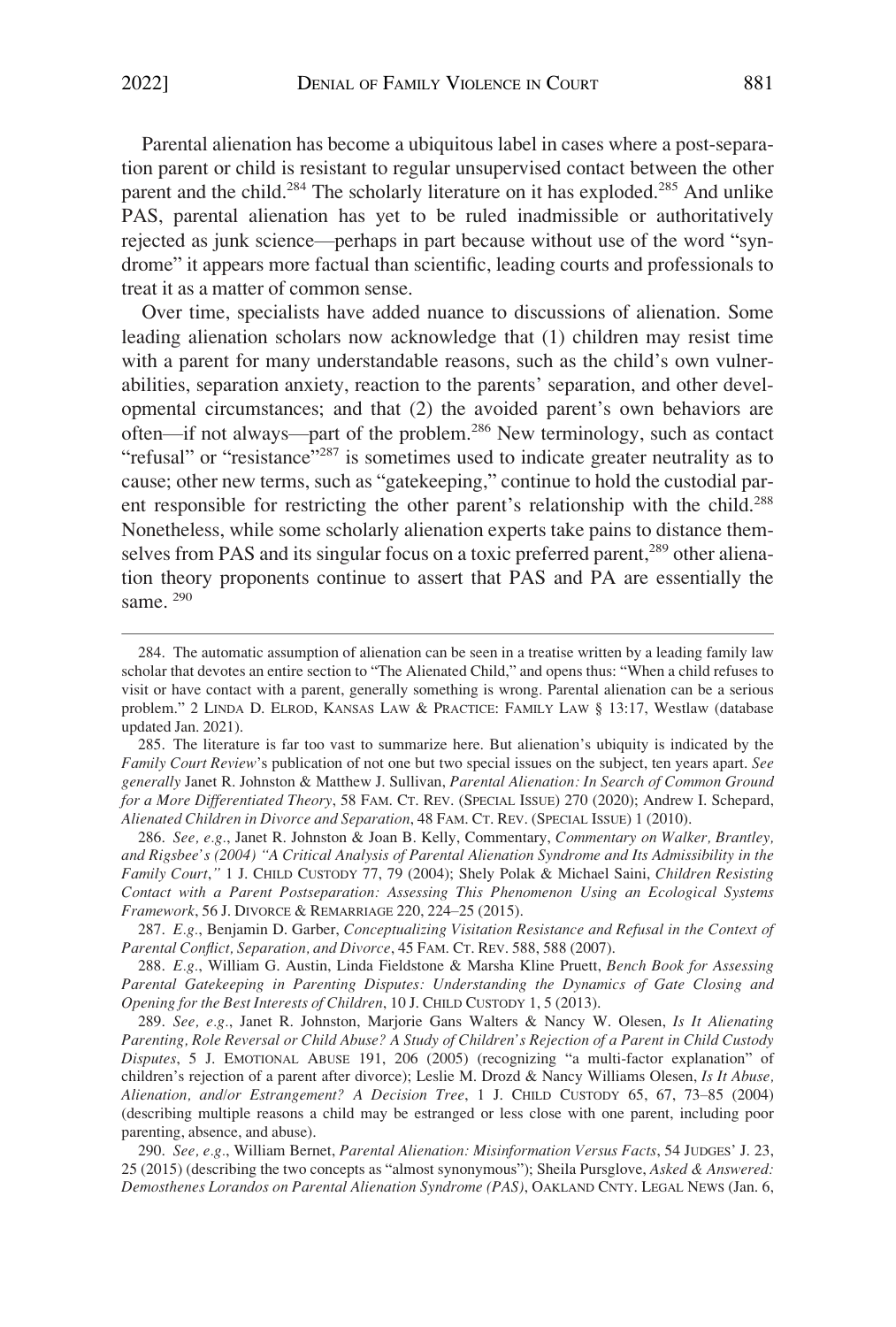Parental alienation has become a ubiquitous label in cases where a post-separation parent or child is resistant to regular unsupervised contact between the other parent and the child.[284] The scholarly literature on it has exploded.[285] And unlike PAS, parental alienation has yet to be ruled inadmissible or authoritatively rejected as junk science—perhaps in part because without use of the word "syndrome" it appears more factual than scientific, leading courts and professionals to treat it as a matter of common sense.

Over time, specialists have added nuance to discussions of alienation. Some leading alienation scholars now acknowledge that (1) children may resist time with a parent for many understandable reasons, such as the child's own vulnerabilities, separation anxiety, reaction to the parents' separation, and other developmental circumstances; and that (2) the avoided parent's own behaviors are often—if not always—part of the problem.[286] New terminology, such as contact "refusal" or "resistance"[287] is sometimes used to indicate greater neutrality as to cause; other new terms, such as "gatekeeping," continue to hold the custodial parent responsible for restricting the other parent's relationship with the child.[288] Nonetheless, while some scholarly alienation experts take pains to distance themselves from PAS and its singular focus on a toxic preferred parent,[289] other alienation theory proponents continue to assert that PAS and PA are essentially the same. [290]

---

284. The automatic assumption of alienation can be seen in a treatise written by a leading family law scholar that devotes an entire section to "The Alienated Child," and opens thus: "When a child refuses to visit or have contact with a parent, generally something is wrong. Parental alienation can be a serious problem." 2 LINDA D. ELROD, KANSAS LAW & PRACTICE: FAMILY LAW § 13:17, Westlaw (database updated Jan. 2021).

285. The literature is far too vast to summarize here. But alienation's ubiquity is indicated by the *Family Court Review*'s publication of not one but two special issues on the subject, ten years apart. *See generally* Janet R. Johnston & Matthew J. Sullivan, *Parental Alienation: In Search of Common Ground for a More Differentiated Theory*, 58 FAM. CT. REV. (SPECIAL ISSUE) 270 (2020); Andrew I. Schepard, *Alienated Children in Divorce and Separation*, 48 FAM. CT. REV. (SPECIAL ISSUE) 1 (2010).

286. *See, e.g.*, Janet R. Johnston & Joan B. Kelly, Commentary, *Commentary on Walker, Brantley, and Rigsbee's (2004) "A Critical Analysis of Parental Alienation Syndrome and Its Admissibility in the Family Court*,*"* 1 J. CHILD CUSTODY 77, 79 (2004); Shely Polak & Michael Saini, *Children Resisting Contact with a Parent Postseparation: Assessing This Phenomenon Using an Ecological Systems Framework*, 56 J. DIVORCE & REMARRIAGE 220, 224–25 (2015).

287. *E.g.*, Benjamin D. Garber, *Conceptualizing Visitation Resistance and Refusal in the Context of Parental Conflict, Separation, and Divorce*, 45 FAM. CT. REV. 588, 588 (2007).

288. *E.g.*, William G. Austin, Linda Fieldstone & Marsha Kline Pruett, *Bench Book for Assessing Parental Gatekeeping in Parenting Disputes: Understanding the Dynamics of Gate Closing and Opening for the Best Interests of Children*, 10 J. CHILD CUSTODY 1, 5 (2013).

289. *See, e.g.*, Janet R. Johnston, Marjorie Gans Walters & Nancy W. Olesen, *Is It Alienating Parenting, Role Reversal or Child Abuse? A Study of Children's Rejection of a Parent in Child Custody Disputes*, 5 J. EMOTIONAL ABUSE 191, 206 (2005) (recognizing "a multi-factor explanation" of children's rejection of a parent after divorce); Leslie M. Drozd & Nancy Williams Olesen, *Is It Abuse, Alienation, and/or Estrangement? A Decision Tree*, 1 J. CHILD CUSTODY 65, 67, 73–85 (2004) (describing multiple reasons a child may be estranged or less close with one parent, including poor parenting, absence, and abuse).

290. *See, e.g.*, William Bernet, *Parental Alienation: Misinformation Versus Facts*, 54 JUDGES' J. 23, 25 (2015) (describing the two concepts as "almost synonymous"); Sheila Pursglove, *Asked & Answered: Demosthenes Lorandos on Parental Alienation Syndrome (PAS)*, OAKLAND CNTY. LEGAL NEWS (Jan. 6,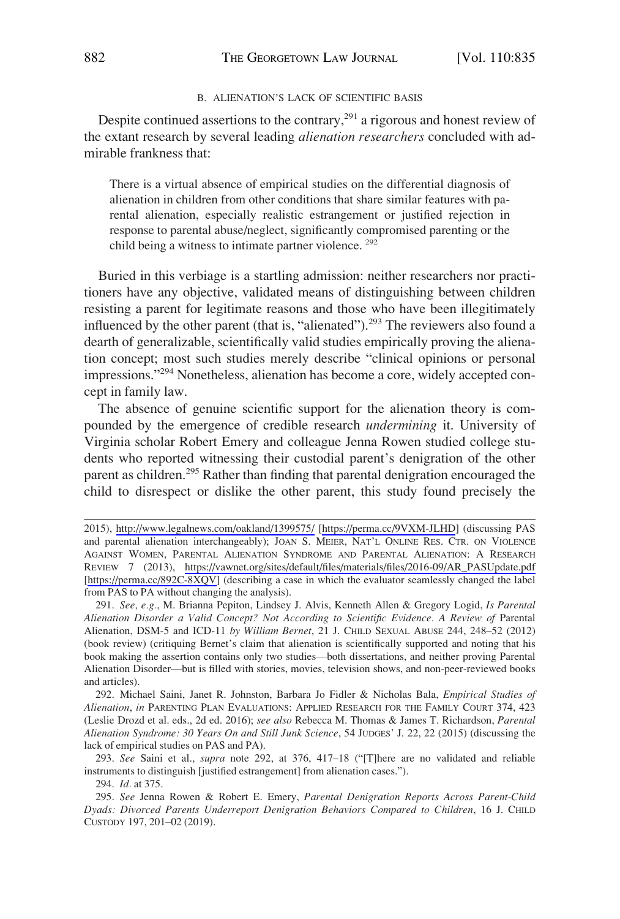### B. ALIENATION'S LACK OF SCIENTIFIC BASIS

Despite continued assertions to the contrary,[291] a rigorous and honest review of the extant research by several leading *alienation researchers* concluded with admirable frankness that:

> There is a virtual absence of empirical studies on the differential diagnosis of alienation in children from other conditions that share similar features with parental alienation, especially realistic estrangement or justified rejection in response to parental abuse/neglect, significantly compromised parenting or the child being a witness to intimate partner violence. [292]

Buried in this verbiage is a startling admission: neither researchers nor practitioners have any objective, validated means of distinguishing between children resisting a parent for legitimate reasons and those who have been illegitimately influenced by the other parent (that is, "alienated").[293] The reviewers also found a dearth of generalizable, scientifically valid studies empirically proving the alienation concept; most such studies merely describe "clinical opinions or personal impressions."[294] Nonetheless, alienation has become a core, widely accepted concept in family law.

The absence of genuine scientific support for the alienation theory is compounded by the emergence of credible research *undermining* it. University of Virginia scholar Robert Emery and colleague Jenna Rowen studied college students who reported witnessing their custodial parent's denigration of the other parent as children.[295] Rather than finding that parental denigration encouraged the child to disrespect or dislike the other parent, this study found precisely the

---

2015), http://www.legalnews.com/oakland/1399575/ [https://perma.cc/9VXM-JLHD] (discussing PAS and parental alienation interchangeably); JOAN S. MEIER, NAT'L ONLINE RES. CTR. ON VIOLENCE AGAINST WOMEN, PARENTAL ALIENATION SYNDROME AND PARENTAL ALIENATION: A RESEARCH REVIEW 7 (2013), https://vawnet.org/sites/default/files/materials/files/2016-09/AR_PASUpdate.pdf [https://perma.cc/892C-8XQV] (describing a case in which the evaluator seamlessly changed the label from PAS to PA without changing the analysis).

291. *See, e.g.*, M. Brianna Pepiton, Lindsey J. Alvis, Kenneth Allen & Gregory Logid, *Is Parental Alienation Disorder a Valid Concept? Not According to Scientific Evidence. A Review of* Parental Alienation, DSM-5 and ICD-11 *by William Bernet*, 21 J. CHILD SEXUAL ABUSE 244, 248–52 (2012) (book review) (critiquing Bernet's claim that alienation is scientifically supported and noting that his book making the assertion contains only two studies—both dissertations, and neither proving Parental Alienation Disorder—but is filled with stories, movies, television shows, and non-peer-reviewed books and articles).

292. Michael Saini, Janet R. Johnston, Barbara Jo Fidler & Nicholas Bala, *Empirical Studies of Alienation*, *in* PARENTING PLAN EVALUATIONS: APPLIED RESEARCH FOR THE FAMILY COURT 374, 423 (Leslie Drozd et al. eds., 2d ed. 2016); *see also* Rebecca M. Thomas & James T. Richardson, *Parental Alienation Syndrome: 30 Years On and Still Junk Science*, 54 JUDGES' J. 22, 22 (2015) (discussing the lack of empirical studies on PAS and PA).

293. *See* Saini et al., *supra* note 292, at 376, 417–18 ("[T]here are no validated and reliable instruments to distinguish [justified estrangement] from alienation cases.").

294. *Id.* at 375.

295. *See* Jenna Rowen & Robert E. Emery, *Parental Denigration Reports Across Parent-Child Dyads: Divorced Parents Underreport Denigration Behaviors Compared to Children*, 16 J. CHILD CUSTODY 197, 201–02 (2019).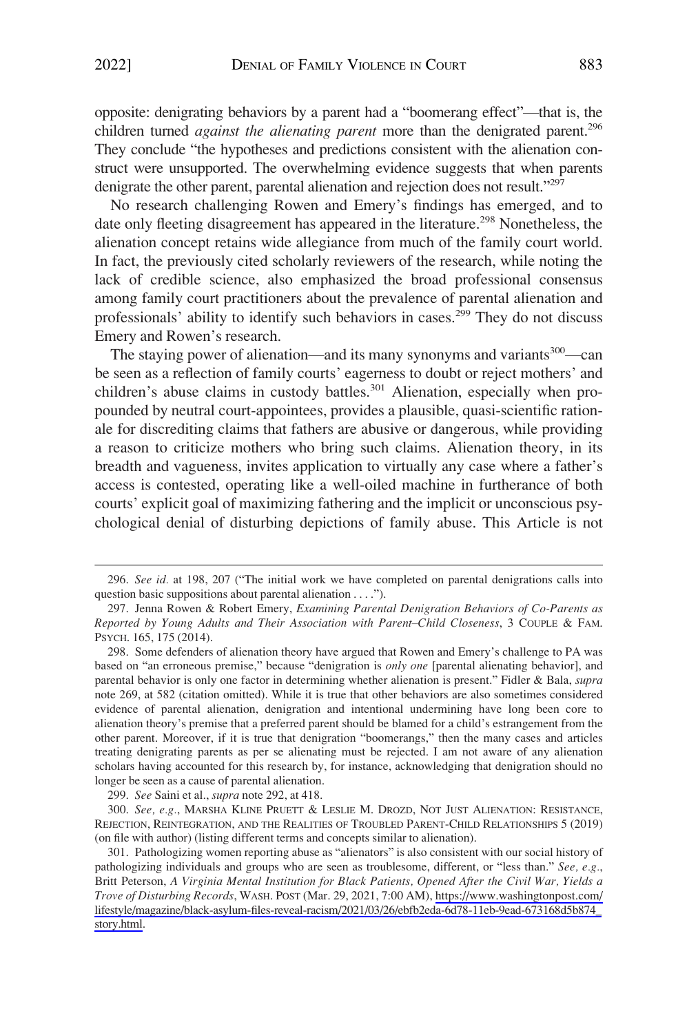opposite: denigrating behaviors by a parent had a "boomerang effect"—that is, the children turned *against the alienating parent* more than the denigrated parent.[296] They conclude "the hypotheses and predictions consistent with the alienation construct were unsupported. The overwhelming evidence suggests that when parents denigrate the other parent, parental alienation and rejection does not result."[297]

No research challenging Rowen and Emery's findings has emerged, and to date only fleeting disagreement has appeared in the literature.[298] Nonetheless, the alienation concept retains wide allegiance from much of the family court world. In fact, the previously cited scholarly reviewers of the research, while noting the lack of credible science, also emphasized the broad professional consensus among family court practitioners about the prevalence of parental alienation and professionals' ability to identify such behaviors in cases.[299] They do not discuss Emery and Rowen's research.

The staying power of alienation—and its many synonyms and variants[300]—can be seen as a reflection of family courts' eagerness to doubt or reject mothers' and children's abuse claims in custody battles.[301] Alienation, especially when propounded by neutral court-appointees, provides a plausible, quasi-scientific rationale for discrediting claims that fathers are abusive or dangerous, while providing a reason to criticize mothers who bring such claims. Alienation theory, in its breadth and vagueness, invites application to virtually any case where a father's access is contested, operating like a well-oiled machine in furtherance of both courts' explicit goal of maximizing fathering and the implicit or unconscious psychological denial of disturbing depictions of family abuse. This Article is not

296. *See id.* at 198, 207 ("The initial work we have completed on parental denigrations calls into question basic suppositions about parental alienation . . . .").

297. Jenna Rowen & Robert Emery, *Examining Parental Denigration Behaviors of Co-Parents as Reported by Young Adults and Their Association with Parent–Child Closeness*, 3 COUPLE & FAM. PSYCH. 165, 175 (2014).

298. Some defenders of alienation theory have argued that Rowen and Emery's challenge to PA was based on "an erroneous premise," because "denigration is *only one* [parental alienating behavior], and parental behavior is only one factor in determining whether alienation is present." Fidler & Bala, *supra* note 269, at 582 (citation omitted). While it is true that other behaviors are also sometimes considered evidence of parental alienation, denigration and intentional undermining have long been core to alienation theory's premise that a preferred parent should be blamed for a child's estrangement from the other parent. Moreover, if it is true that denigration "boomerangs," then the many cases and articles treating denigrating parents as per se alienating must be rejected. I am not aware of any alienation scholars having accounted for this research by, for instance, acknowledging that denigration should no longer be seen as a cause of parental alienation.

299. *See* Saini et al., *supra* note 292, at 418.

300. *See, e.g.*, MARSHA KLINE PRUETT & LESLIE M. DROZD, NOT JUST ALIENATION: RESISTANCE, REJECTION, REINTEGRATION, AND THE REALITIES OF TROUBLED PARENT-CHILD RELATIONSHIPS 5 (2019) (on file with author) (listing different terms and concepts similar to alienation).

301. Pathologizing women reporting abuse as "alienators" is also consistent with our social history of pathologizing individuals and groups who are seen as troublesome, different, or "less than." *See, e.g.*, Britt Peterson, *A Virginia Mental Institution for Black Patients, Opened After the Civil War, Yields a Trove of Disturbing Records*, WASH. POST (Mar. 29, 2021, 7:00 AM), https://www.washingtonpost.com/lifestyle/magazine/black-asylum-files-reveal-racism/2021/03/26/ebfb2eda-6d78-11eb-9ead-673168d5b874_story.html.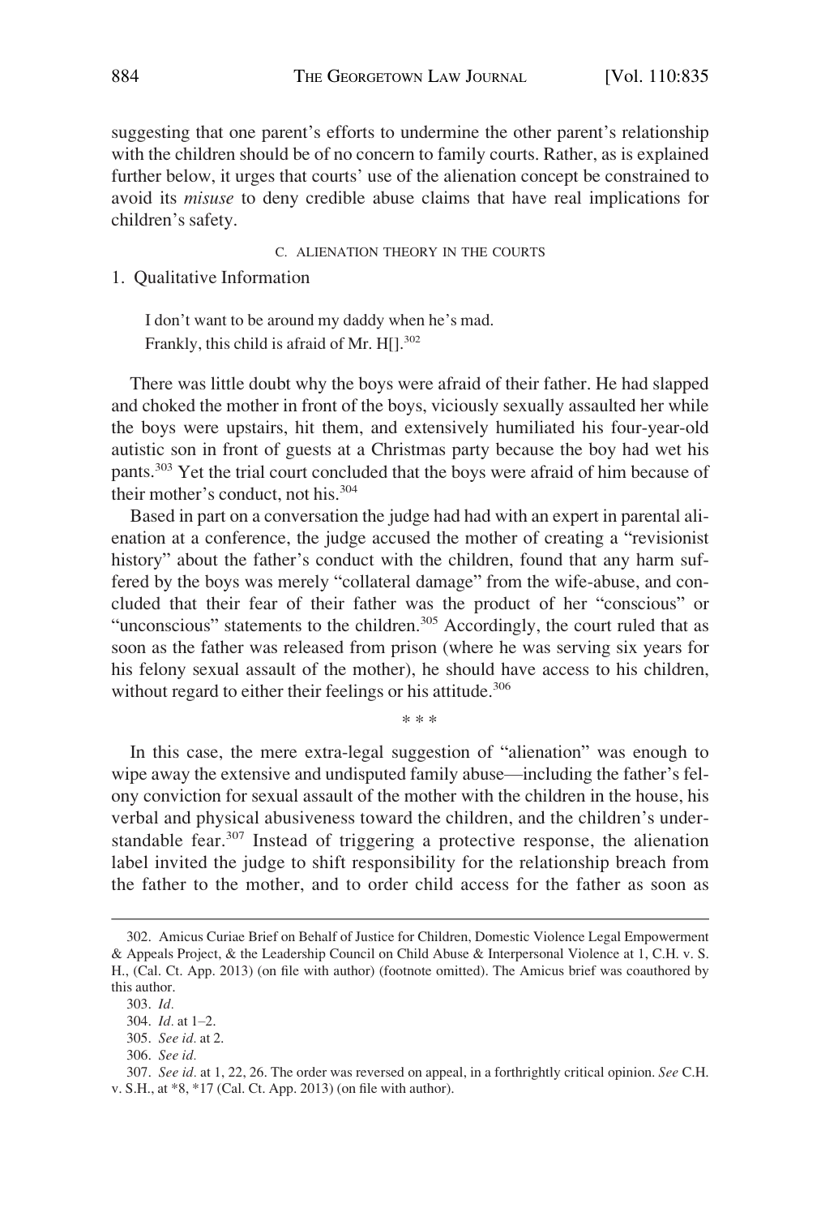suggesting that one parent's efforts to undermine the other parent's relationship with the children should be of no concern to family courts. Rather, as is explained further below, it urges that courts' use of the alienation concept be constrained to avoid its *misuse* to deny credible abuse claims that have real implications for children's safety.

### C. ALIENATION THEORY IN THE COURTS

#### 1. Qualitative Information

> I don't want to be around my daddy when he's mad.
> Frankly, this child is afraid of Mr. H[].[302]

There was little doubt why the boys were afraid of their father. He had slapped and choked the mother in front of the boys, viciously sexually assaulted her while the boys were upstairs, hit them, and extensively humiliated his four-year-old autistic son in front of guests at a Christmas party because the boy had wet his pants.[303] Yet the trial court concluded that the boys were afraid of him because of their mother's conduct, not his.[304]

Based in part on a conversation the judge had had with an expert in parental alienation at a conference, the judge accused the mother of creating a "revisionist history" about the father's conduct with the children, found that any harm suffered by the boys was merely "collateral damage" from the wife-abuse, and concluded that their fear of their father was the product of her "conscious" or "unconscious" statements to the children.[305] Accordingly, the court ruled that as soon as the father was released from prison (where he was serving six years for his felony sexual assault of the mother), he should have access to his children, without regard to either their feelings or his attitude.[306]

\* \* \*

In this case, the mere extra-legal suggestion of "alienation" was enough to wipe away the extensive and undisputed family abuse—including the father's felony conviction for sexual assault of the mother with the children in the house, his verbal and physical abusiveness toward the children, and the children's understandable fear.[307] Instead of triggering a protective response, the alienation label invited the judge to shift responsibility for the relationship breach from the father to the mother, and to order child access for the father as soon as

---

302. Amicus Curiae Brief on Behalf of Justice for Children, Domestic Violence Legal Empowerment & Appeals Project, & the Leadership Council on Child Abuse & Interpersonal Violence at 1, C.H. v. S. H., (Cal. Ct. App. 2013) (on file with author) (footnote omitted). The Amicus brief was coauthored by this author.

303. *Id.*

304. *Id.* at 1–2.

305. *See id.* at 2.

306. *See id.*

307. *See id.* at 1, 22, 26. The order was reversed on appeal, in a forthrightly critical opinion. *See* C.H. v. S.H., at \*8, \*17 (Cal. Ct. App. 2013) (on file with author).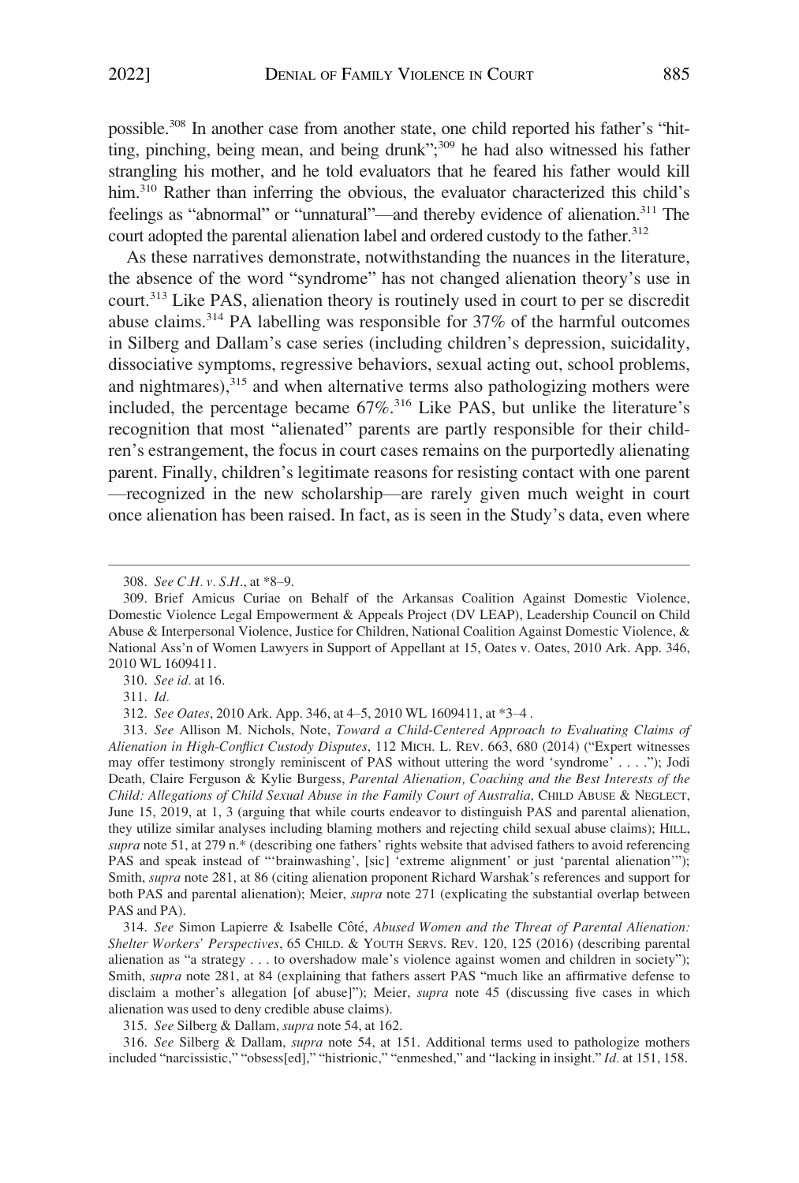possible.[308] In another case from another state, one child reported his father's "hitting, pinching, being mean, and being drunk";[309] he had also witnessed his father strangling his mother, and he told evaluators that he feared his father would kill him.[310] Rather than inferring the obvious, the evaluator characterized this child's feelings as "abnormal" or "unnatural"—and thereby evidence of alienation.[311] The court adopted the parental alienation label and ordered custody to the father.[312]

As these narratives demonstrate, notwithstanding the nuances in the literature, the absence of the word "syndrome" has not changed alienation theory's use in court.[313] Like PAS, alienation theory is routinely used in court to per se discredit abuse claims.[314] PA labelling was responsible for 37% of the harmful outcomes in Silberg and Dallam's case series (including children's depression, suicidality, dissociative symptoms, regressive behaviors, sexual acting out, school problems, and nightmares),[315] and when alternative terms also pathologizing mothers were included, the percentage became 67%.[316] Like PAS, but unlike the literature's recognition that most "alienated" parents are partly responsible for their children's estrangement, the focus in court cases remains on the purportedly alienating parent. Finally, children's legitimate reasons for resisting contact with one parent —recognized in the new scholarship—are rarely given much weight in court once alienation has been raised. In fact, as is seen in the Study's data, even where

---

308. *See C.H. v. S.H.*, at *8–9.

309. Brief Amicus Curiae on Behalf of the Arkansas Coalition Against Domestic Violence, Domestic Violence Legal Empowerment & Appeals Project (DV LEAP), Leadership Council on Child Abuse & Interpersonal Violence, Justice for Children, National Coalition Against Domestic Violence, & National Ass'n of Women Lawyers in Support of Appellant at 15, Oates v. Oates, 2010 Ark. App. 346, 2010 WL 1609411.

310. *See id.* at 16.

311. *Id.*

312. *See Oates*, 2010 Ark. App. 346, at 4–5, 2010 WL 1609411, at *3–4 .

313. *See* Allison M. Nichols, Note, *Toward a Child-Centered Approach to Evaluating Claims of Alienation in High-Conflict Custody Disputes*, 112 MICH. L. REV. 663, 680 (2014) ("Expert witnesses may offer testimony strongly reminiscent of PAS without uttering the word 'syndrome' . . . ."); Jodi Death, Claire Ferguson & Kylie Burgess, *Parental Alienation, Coaching and the Best Interests of the Child: Allegations of Child Sexual Abuse in the Family Court of Australia*, CHILD ABUSE & NEGLECT, June 15, 2019, at 1, 3 (arguing that while courts endeavor to distinguish PAS and parental alienation, they utilize similar analyses including blaming mothers and rejecting child sexual abuse claims); HILL, *supra* note 51, at 279 n.* (describing one fathers' rights website that advised fathers to avoid referencing PAS and speak instead of "'brainwashing', [sic] 'extreme alignment' or just 'parental alienation'"); Smith, *supra* note 281, at 86 (citing alienation proponent Richard Warshak's references and support for both PAS and parental alienation); Meier, *supra* note 271 (explicating the substantial overlap between PAS and PA).

314. *See* Simon Lapierre & Isabelle Côté, *Abused Women and the Threat of Parental Alienation: Shelter Workers' Perspectives*, 65 CHILD. & YOUTH SERVS. REV. 120, 125 (2016) (describing parental alienation as "a strategy . . . to overshadow male's violence against women and children in society"); Smith, *supra* note 281, at 84 (explaining that fathers assert PAS "much like an affirmative defense to disclaim a mother's allegation [of abuse]"); Meier, *supra* note 45 (discussing five cases in which alienation was used to deny credible abuse claims).

315. *See* Silberg & Dallam, *supra* note 54, at 162.

316. *See* Silberg & Dallam, *supra* note 54, at 151. Additional terms used to pathologize mothers included "narcissistic," "obsess[ed]," "histrionic," "enmeshed," and "lacking in insight." *Id.* at 151, 158.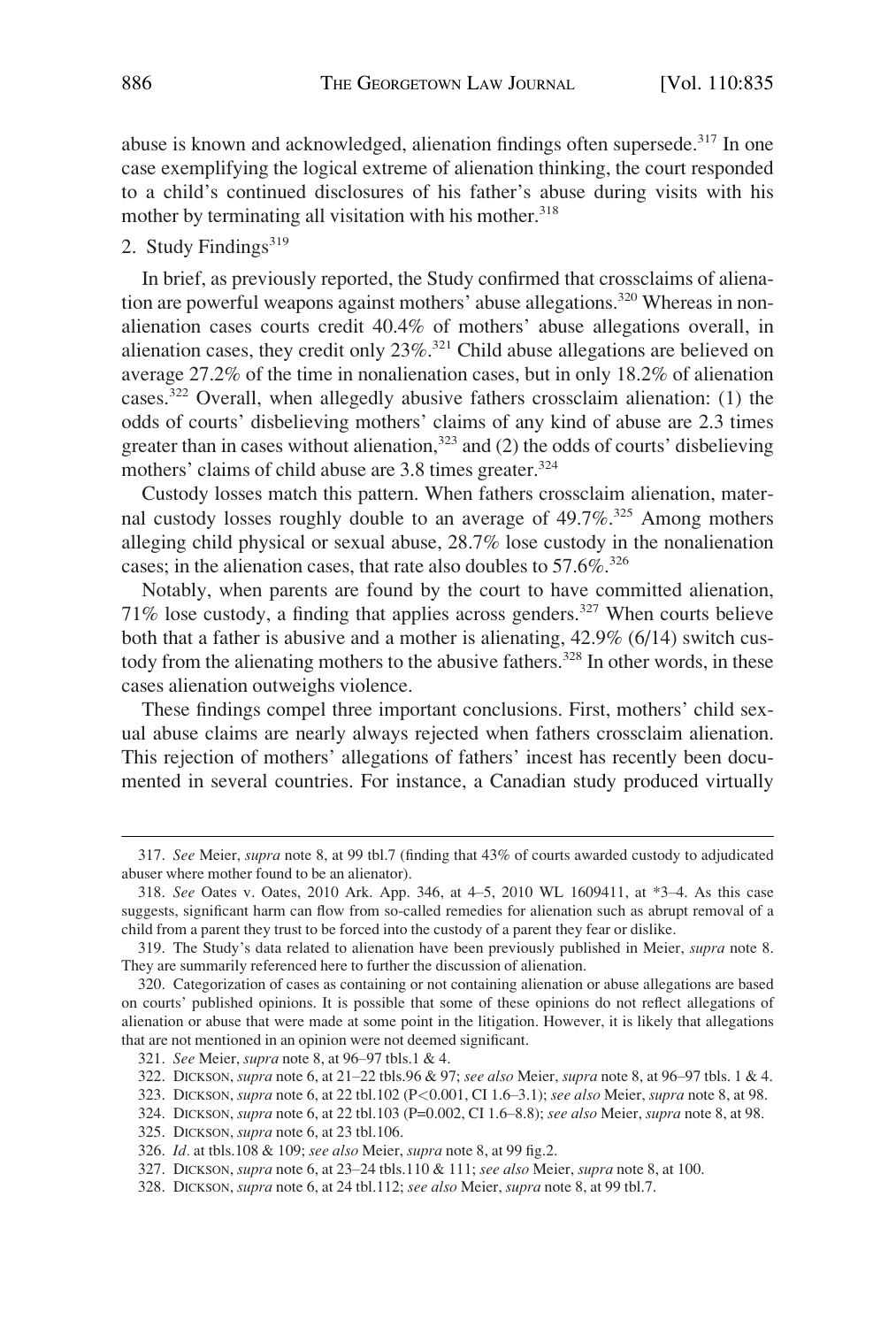abuse is known and acknowledged, alienation findings often supersede.[317] In one case exemplifying the logical extreme of alienation thinking, the court responded to a child's continued disclosures of his father's abuse during visits with his mother by terminating all visitation with his mother.[318]

2. Study Findings[319]

In brief, as previously reported, the Study confirmed that crossclaims of alienation are powerful weapons against mothers' abuse allegations.[320] Whereas in nonalienation cases courts credit 40.4% of mothers' abuse allegations overall, in alienation cases, they credit only 23%.[321] Child abuse allegations are believed on average 27.2% of the time in nonalienation cases, but in only 18.2% of alienation cases.[322] Overall, when allegedly abusive fathers crossclaim alienation: (1) the odds of courts' disbelieving mothers' claims of any kind of abuse are 2.3 times greater than in cases without alienation,[323] and (2) the odds of courts' disbelieving mothers' claims of child abuse are 3.8 times greater.[324]

Custody losses match this pattern. When fathers crossclaim alienation, maternal custody losses roughly double to an average of 49.7%.[325] Among mothers alleging child physical or sexual abuse, 28.7% lose custody in the nonalienation cases; in the alienation cases, that rate also doubles to 57.6%.[326]

Notably, when parents are found by the court to have committed alienation, 71% lose custody, a finding that applies across genders.[327] When courts believe both that a father is abusive and a mother is alienating, 42.9% (6/14) switch custody from the alienating mothers to the abusive fathers.[328] In other words, in these cases alienation outweighs violence.

These findings compel three important conclusions. First, mothers' child sexual abuse claims are nearly always rejected when fathers crossclaim alienation. This rejection of mothers' allegations of fathers' incest has recently been documented in several countries. For instance, a Canadian study produced virtually

---

317. *See* Meier, *supra* note 8, at 99 tbl.7 (finding that 43% of courts awarded custody to adjudicated abuser where mother found to be an alienator).

318. *See* Oates v. Oates, 2010 Ark. App. 346, at 4–5, 2010 WL 1609411, at *3–4. As this case suggests, significant harm can flow from so-called remedies for alienation such as abrupt removal of a child from a parent they trust to be forced into the custody of a parent they fear or dislike.

319. The Study's data related to alienation have been previously published in Meier, *supra* note 8. They are summarily referenced here to further the discussion of alienation.

320. Categorization of cases as containing or not containing alienation or abuse allegations are based on courts' published opinions. It is possible that some of these opinions do not reflect allegations of alienation or abuse that were made at some point in the litigation. However, it is likely that allegations that are not mentioned in an opinion were not deemed significant.

321. *See* Meier, *supra* note 8, at 96–97 tbls.1 & 4.

322. DICKSON, *supra* note 6, at 21–22 tbls.96 & 97; *see also* Meier, *supra* note 8, at 96–97 tbls. 1 & 4.

323. DICKSON, *supra* note 6, at 22 tbl.102 ($P<0.001$, CI 1.6–3.1); *see also* Meier, *supra* note 8, at 98.

324. DICKSON, *supra* note 6, at 22 tbl.103 ($P=0.002$, CI 1.6–8.8); *see also* Meier, *supra* note 8, at 98.

325. DICKSON, *supra* note 6, at 23 tbl.106.

326. *Id.* at tbls.108 & 109; *see also* Meier, *supra* note 8, at 99 fig.2.

327. DICKSON, *supra* note 6, at 23–24 tbls.110 & 111; *see also* Meier, *supra* note 8, at 100.

328. DICKSON, *supra* note 6, at 24 tbl.112; *see also* Meier, *supra* note 8, at 99 tbl.7.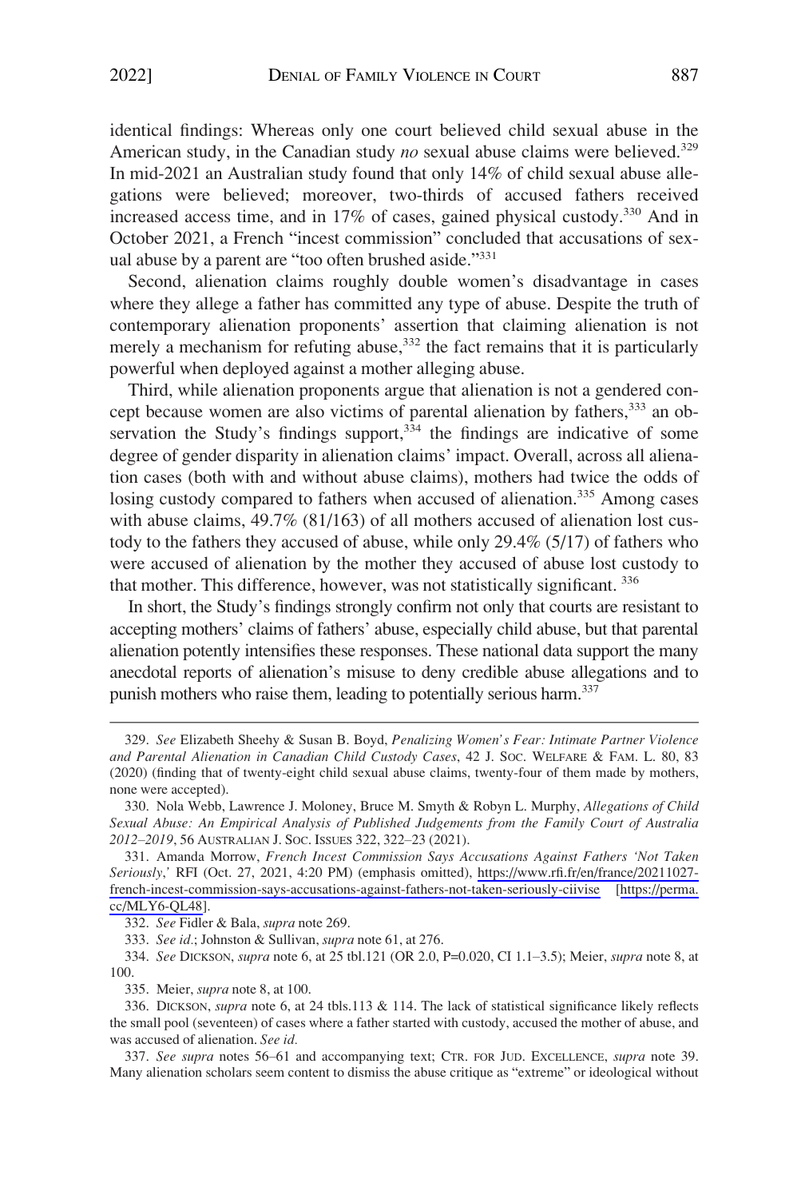identical findings: Whereas only one court believed child sexual abuse in the American study, in the Canadian study *no* sexual abuse claims were believed.[329] In mid-2021 an Australian study found that only 14% of child sexual abuse allegations were believed; moreover, two-thirds of accused fathers received increased access time, and in 17% of cases, gained physical custody.[330] And in October 2021, a French "incest commission" concluded that accusations of sexual abuse by a parent are "too often brushed aside."[331]

Second, alienation claims roughly double women's disadvantage in cases where they allege a father has committed any type of abuse. Despite the truth of contemporary alienation proponents' assertion that claiming alienation is not merely a mechanism for refuting abuse,[332] the fact remains that it is particularly powerful when deployed against a mother alleging abuse.

Third, while alienation proponents argue that alienation is not a gendered concept because women are also victims of parental alienation by fathers,[333] an observation the Study's findings support,[334] the findings are indicative of some degree of gender disparity in alienation claims' impact. Overall, across all alienation cases (both with and without abuse claims), mothers had twice the odds of losing custody compared to fathers when accused of alienation.[335] Among cases with abuse claims, 49.7% (81/163) of all mothers accused of alienation lost custody to the fathers they accused of abuse, while only 29.4% (5/17) of fathers who were accused of alienation by the mother they accused of abuse lost custody to that mother. This difference, however, was not statistically significant.[336]

In short, the Study's findings strongly confirm not only that courts are resistant to accepting mothers' claims of fathers' abuse, especially child abuse, but that parental alienation potently intensifies these responses. These national data support the many anecdotal reports of alienation's misuse to deny credible abuse allegations and to punish mothers who raise them, leading to potentially serious harm.[337]

---

329. *See* Elizabeth Sheehy & Susan B. Boyd, *Penalizing Women's Fear: Intimate Partner Violence and Parental Alienation in Canadian Child Custody Cases*, 42 J. SOC. WELFARE & FAM. L. 80, 83 (2020) (finding that of twenty-eight child sexual abuse claims, twenty-four of them made by mothers, none were accepted).

330. Nola Webb, Lawrence J. Moloney, Bruce M. Smyth & Robyn L. Murphy, *Allegations of Child Sexual Abuse: An Empirical Analysis of Published Judgements from the Family Court of Australia 2012–2019*, 56 AUSTRALIAN J. SOC. ISSUES 322, 322–23 (2021).

331. Amanda Morrow, *French Incest Commission Says Accusations Against Fathers 'Not Taken Seriously*,' RFI (Oct. 27, 2021, 4:20 PM) (emphasis omitted), https://www.rfi.fr/en/france/20211027-french-incest-commission-says-accusations-against-fathers-not-taken-seriously-ciivise [https://perma.cc/MLY6-QL48].

332. *See* Fidler & Bala, *supra* note 269.

333. *See id.*; Johnston & Sullivan, *supra* note 61, at 276.

334. *See* DICKSON, *supra* note 6, at 25 tbl.121 (OR 2.0, P=0.020, CI 1.1–3.5); Meier, *supra* note 8, at 100.

335. Meier, *supra* note 8, at 100.

336. DICKSON, *supra* note 6, at 24 tbls.113 & 114. The lack of statistical significance likely reflects the small pool (seventeen) of cases where a father started with custody, accused the mother of abuse, and was accused of alienation. *See id.*

337. *See supra* notes 56–61 and accompanying text; CTR. FOR JUD. EXCELLENCE, *supra* note 39. Many alienation scholars seem content to dismiss the abuse critique as "extreme" or ideological without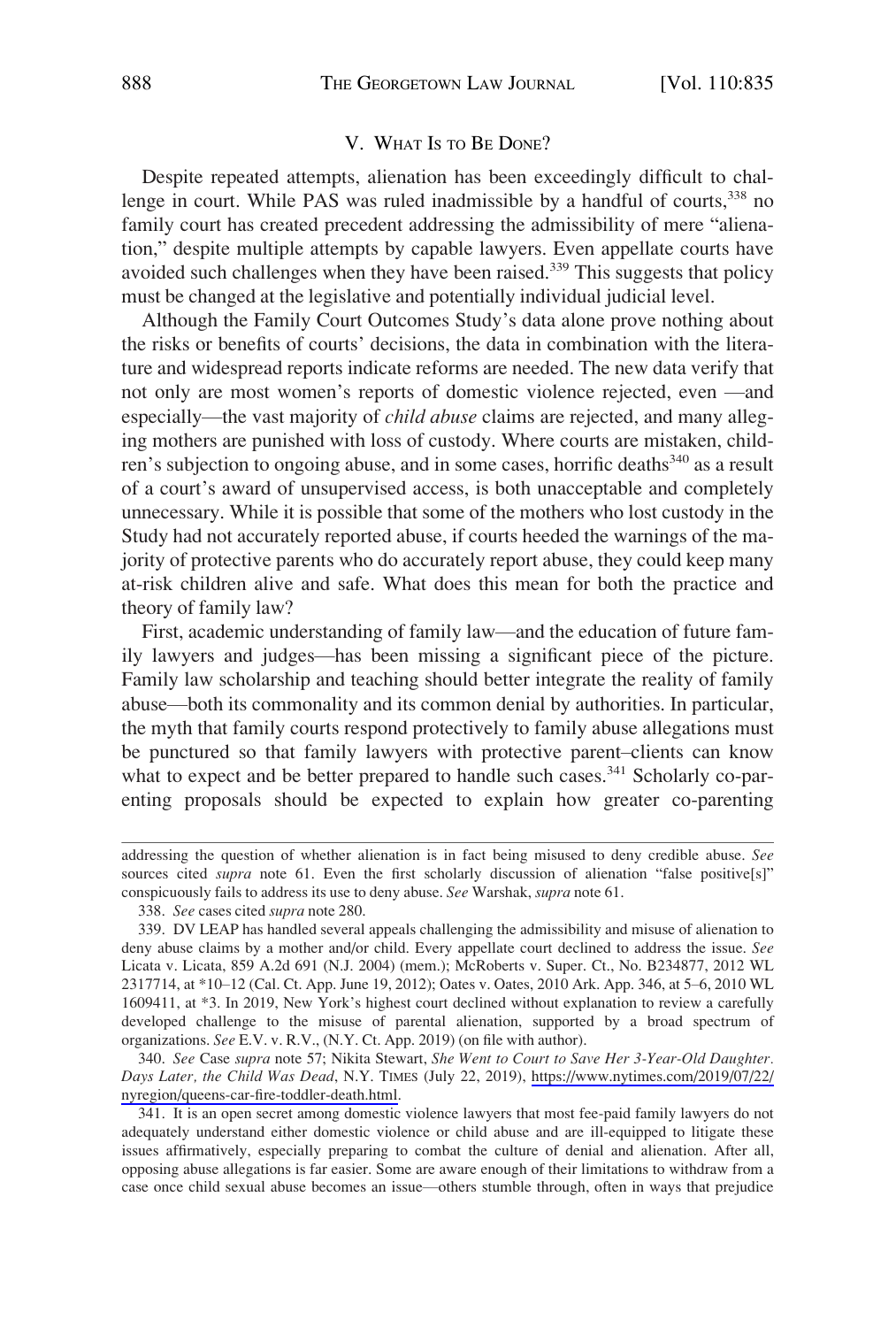## V. What Is to Be Done?

Despite repeated attempts, alienation has been exceedingly difficult to challenge in court. While PAS was ruled inadmissible by a handful of courts,[338] no family court has created precedent addressing the admissibility of mere "alienation," despite multiple attempts by capable lawyers. Even appellate courts have avoided such challenges when they have been raised.[339] This suggests that policy must be changed at the legislative and potentially individual judicial level.

Although the Family Court Outcomes Study's data alone prove nothing about the risks or benefits of courts' decisions, the data in combination with the literature and widespread reports indicate reforms are needed. The new data verify that not only are most women's reports of domestic violence rejected, even —and especially—the vast majority of *child abuse* claims are rejected, and many alleging mothers are punished with loss of custody. Where courts are mistaken, children's subjection to ongoing abuse, and in some cases, horrific deaths[340] as a result of a court's award of unsupervised access, is both unacceptable and completely unnecessary. While it is possible that some of the mothers who lost custody in the Study had not accurately reported abuse, if courts heeded the warnings of the majority of protective parents who do accurately report abuse, they could keep many at-risk children alive and safe. What does this mean for both the practice and theory of family law?

First, academic understanding of family law—and the education of future family lawyers and judges—has been missing a significant piece of the picture. Family law scholarship and teaching should better integrate the reality of family abuse—both its commonality and its common denial by authorities. In particular, the myth that family courts respond protectively to family abuse allegations must be punctured so that family lawyers with protective parent–clients can know what to expect and be better prepared to handle such cases.[341] Scholarly co-parenting proposals should be expected to explain how greater co-parenting

---

addressing the question of whether alienation is in fact being misused to deny credible abuse. *See* sources cited *supra* note 61. Even the first scholarly discussion of alienation "false positive[s]" conspicuously fails to address its use to deny abuse. *See* Warshak, *supra* note 61.

338. *See* cases cited *supra* note 280.

339. DV LEAP has handled several appeals challenging the admissibility and misuse of alienation to deny abuse claims by a mother and/or child. Every appellate court declined to address the issue. *See* Licata v. Licata, 859 A.2d 691 (N.J. 2004) (mem.); McRoberts v. Super. Ct., No. B234877, 2012 WL 2317714, at *10–12 (Cal. Ct. App. June 19, 2012); Oates v. Oates, 2010 Ark. App. 346, at 5–6, 2010 WL 1609411, at *3. In 2019, New York's highest court declined without explanation to review a carefully developed challenge to the misuse of parental alienation, supported by a broad spectrum of organizations. *See* E.V. v. R.V., (N.Y. Ct. App. 2019) (on file with author).

340. *See* Case *supra* note 57; Nikita Stewart, *She Went to Court to Save Her 3-Year-Old Daughter. Days Later, the Child Was Dead*, N.Y. TIMES (July 22, 2019), https://www.nytimes.com/2019/07/22/nyregion/queens-car-fire-toddler-death.html.

341. It is an open secret among domestic violence lawyers that most fee-paid family lawyers do not adequately understand either domestic violence or child abuse and are ill-equipped to litigate these issues affirmatively, especially preparing to combat the culture of denial and alienation. After all, opposing abuse allegations is far easier. Some are aware enough of their limitations to withdraw from a case once child sexual abuse becomes an issue—others stumble through, often in ways that prejudice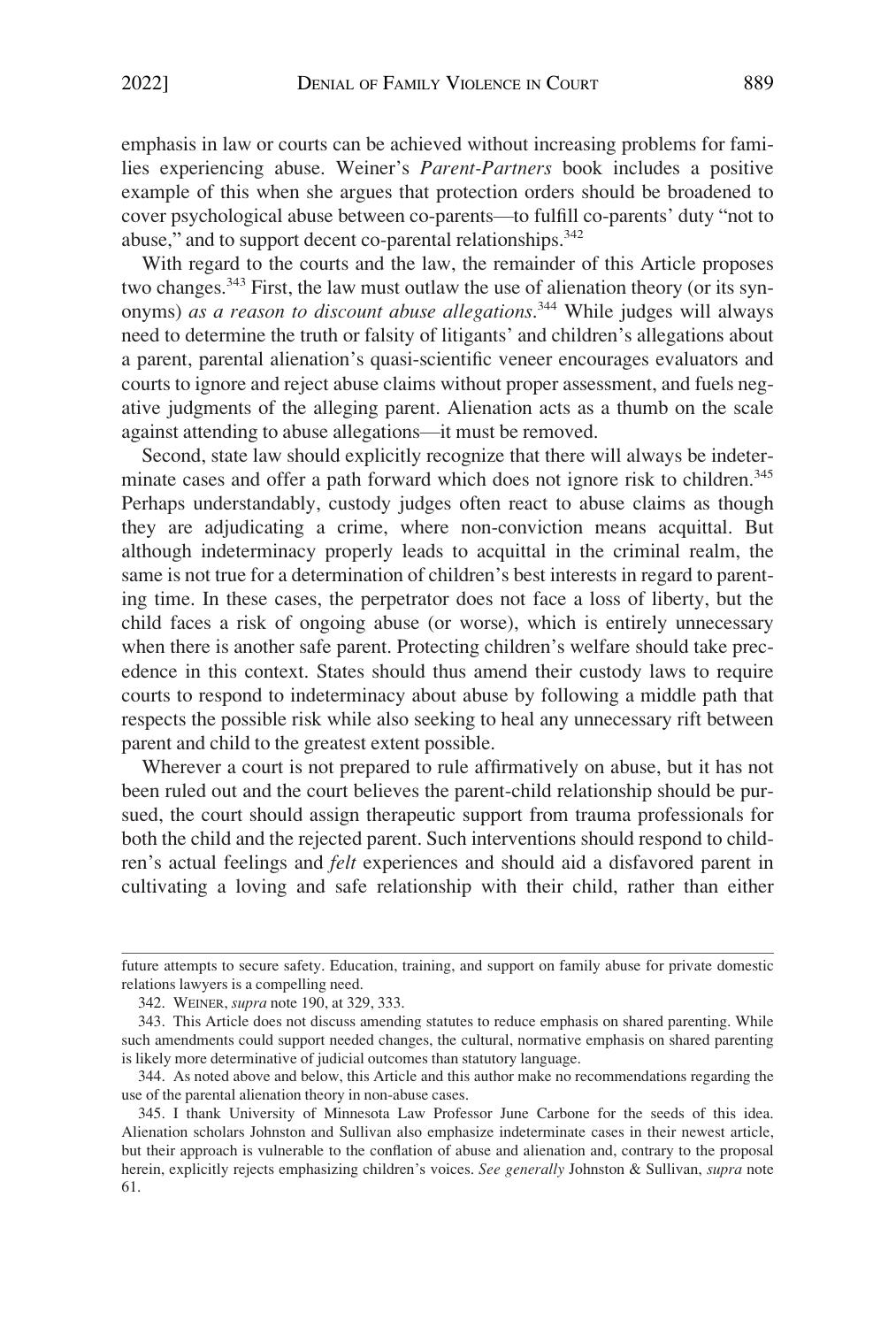emphasis in law or courts can be achieved without increasing problems for families experiencing abuse. Weiner's *Parent-Partners* book includes a positive example of this when she argues that protection orders should be broadened to cover psychological abuse between co-parents—to fulfill co-parents' duty "not to abuse," and to support decent co-parental relationships.[342]

With regard to the courts and the law, the remainder of this Article proposes two changes.[343] First, the law must outlaw the use of alienation theory (or its synonyms) *as a reason to discount abuse allegations*.[344] While judges will always need to determine the truth or falsity of litigants' and children's allegations about a parent, parental alienation's quasi-scientific veneer encourages evaluators and courts to ignore and reject abuse claims without proper assessment, and fuels negative judgments of the alleging parent. Alienation acts as a thumb on the scale against attending to abuse allegations—it must be removed.

Second, state law should explicitly recognize that there will always be indeterminate cases and offer a path forward which does not ignore risk to children.[345] Perhaps understandably, custody judges often react to abuse claims as though they are adjudicating a crime, where non-conviction means acquittal. But although indeterminacy properly leads to acquittal in the criminal realm, the same is not true for a determination of children's best interests in regard to parenting time. In these cases, the perpetrator does not face a loss of liberty, but the child faces a risk of ongoing abuse (or worse), which is entirely unnecessary when there is another safe parent. Protecting children's welfare should take precedence in this context. States should thus amend their custody laws to require courts to respond to indeterminacy about abuse by following a middle path that respects the possible risk while also seeking to heal any unnecessary rift between parent and child to the greatest extent possible.

Wherever a court is not prepared to rule affirmatively on abuse, but it has not been ruled out and the court believes the parent-child relationship should be pursued, the court should assign therapeutic support from trauma professionals for both the child and the rejected parent. Such interventions should respond to children's actual feelings and *felt* experiences and should aid a disfavored parent in cultivating a loving and safe relationship with their child, rather than either

---

future attempts to secure safety. Education, training, and support on family abuse for private domestic relations lawyers is a compelling need.

342. WEINER, *supra* note 190, at 329, 333.

343. This Article does not discuss amending statutes to reduce emphasis on shared parenting. While such amendments could support needed changes, the cultural, normative emphasis on shared parenting is likely more determinative of judicial outcomes than statutory language.

344. As noted above and below, this Article and this author make no recommendations regarding the use of the parental alienation theory in non-abuse cases.

345. I thank University of Minnesota Law Professor June Carbone for the seeds of this idea. Alienation scholars Johnston and Sullivan also emphasize indeterminate cases in their newest article, but their approach is vulnerable to the conflation of abuse and alienation and, contrary to the proposal herein, explicitly rejects emphasizing children's voices. *See generally* Johnston & Sullivan, *supra* note 61.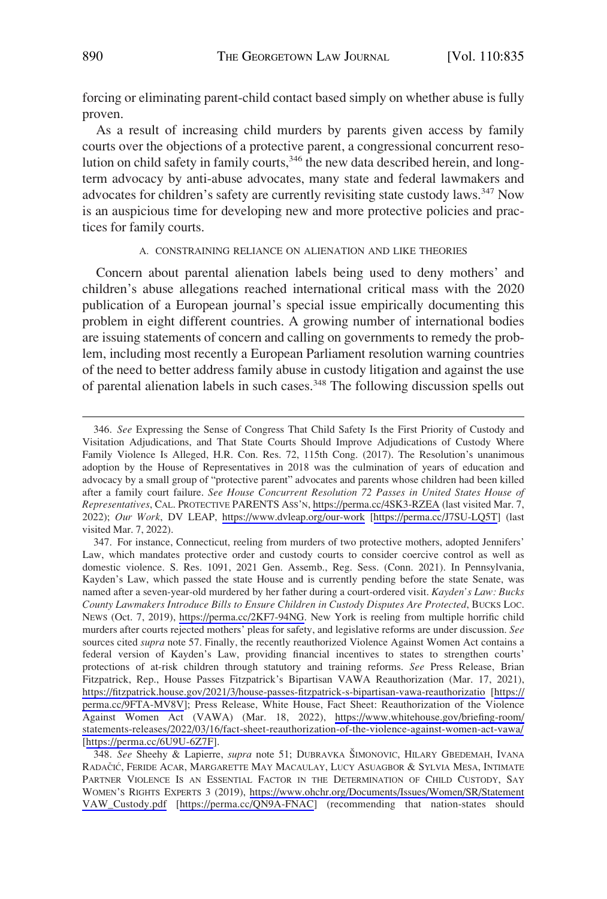forcing or eliminating parent-child contact based simply on whether abuse is fully proven.

As a result of increasing child murders by parents given access by family courts over the objections of a protective parent, a congressional concurrent resolution on child safety in family courts,[346] the new data described herein, and long-term advocacy by anti-abuse advocates, many state and federal lawmakers and advocates for children's safety are currently revisiting state custody laws.[347] Now is an auspicious time for developing new and more protective policies and practices for family courts.

### A. CONSTRAINING RELIANCE ON ALIENATION AND LIKE THEORIES

Concern about parental alienation labels being used to deny mothers' and children's abuse allegations reached international critical mass with the 2020 publication of a European journal's special issue empirically documenting this problem in eight different countries. A growing number of international bodies are issuing statements of concern and calling on governments to remedy the problem, including most recently a European Parliament resolution warning countries of the need to better address family abuse in custody litigation and against the use of parental alienation labels in such cases.[348] The following discussion spells out

---

346. *See* Expressing the Sense of Congress That Child Safety Is the First Priority of Custody and Visitation Adjudications, and That State Courts Should Improve Adjudications of Custody Where Family Violence Is Alleged, H.R. Con. Res. 72, 115th Cong. (2017). The Resolution's unanimous adoption by the House of Representatives in 2018 was the culmination of years of education and advocacy by a small group of "protective parent" advocates and parents whose children had been killed after a family court failure. *See House Concurrent Resolution 72 Passes in United States House of Representatives*, CAL. PROTECTIVE PARENTS ASS'N, https://perma.cc/4SK3-RZEA (last visited Mar. 7, 2022); *Our Work*, DV LEAP, https://www.dvleap.org/our-work [https://perma.cc/J7SU-LQ5T] (last visited Mar. 7, 2022).

347. For instance, Connecticut, reeling from murders of two protective mothers, adopted Jennifers' Law, which mandates protective order and custody courts to consider coercive control as well as domestic violence. S. Res. 1091, 2021 Gen. Assemb., Reg. Sess. (Conn. 2021). In Pennsylvania, Kayden's Law, which passed the state House and is currently pending before the state Senate, was named after a seven-year-old murdered by her father during a court-ordered visit. *Kayden's Law: Bucks County Lawmakers Introduce Bills to Ensure Children in Custody Disputes Are Protected*, BUCKS LOC. NEWS (Oct. 7, 2019), https://perma.cc/2KF7-94NG. New York is reeling from multiple horrific child murders after courts rejected mothers' pleas for safety, and legislative reforms are under discussion. *See* sources cited *supra* note 57. Finally, the recently reauthorized Violence Against Women Act contains a federal version of Kayden's Law, providing financial incentives to states to strengthen courts' protections of at-risk children through statutory and training reforms. *See* Press Release, Brian Fitzpatrick, Rep., House Passes Fitzpatrick's Bipartisan VAWA Reauthorization (Mar. 17, 2021), https://fitzpatrick.house.gov/2021/3/house-passes-fitzpatrick-s-bipartisan-vawa-reauthorizatio [https://perma.cc/9FTA-MV8V]; Press Release, White House, Fact Sheet: Reauthorization of the Violence Against Women Act (VAWA) (Mar. 18, 2022), https://www.whitehouse.gov/briefing-room/statements-releases/2022/03/16/fact-sheet-reauthorization-of-the-violence-against-women-act-vawa/ [https://perma.cc/6U9U-6Z7F].

348. *See* Sheehy & Lapierre, *supra* note 51; DUBRAVKA ŠIMONOVIC, HILARY GBEDEMAH, IVANA RADAČIĆ, FERIDE ACAR, MARGARETTE MAY MACAULAY, LUCY ASUAGBOR & SYLVIA MESA, INTIMATE PARTNER VIOLENCE IS AN ESSENTIAL FACTOR IN THE DETERMINATION OF CHILD CUSTODY, SAY WOMEN'S RIGHTS EXPERTS 3 (2019), https://www.ohchr.org/Documents/Issues/Women/SR/StatementVAW_Custody.pdf [https://perma.cc/QN9A-FNAC] (recommending that nation-states should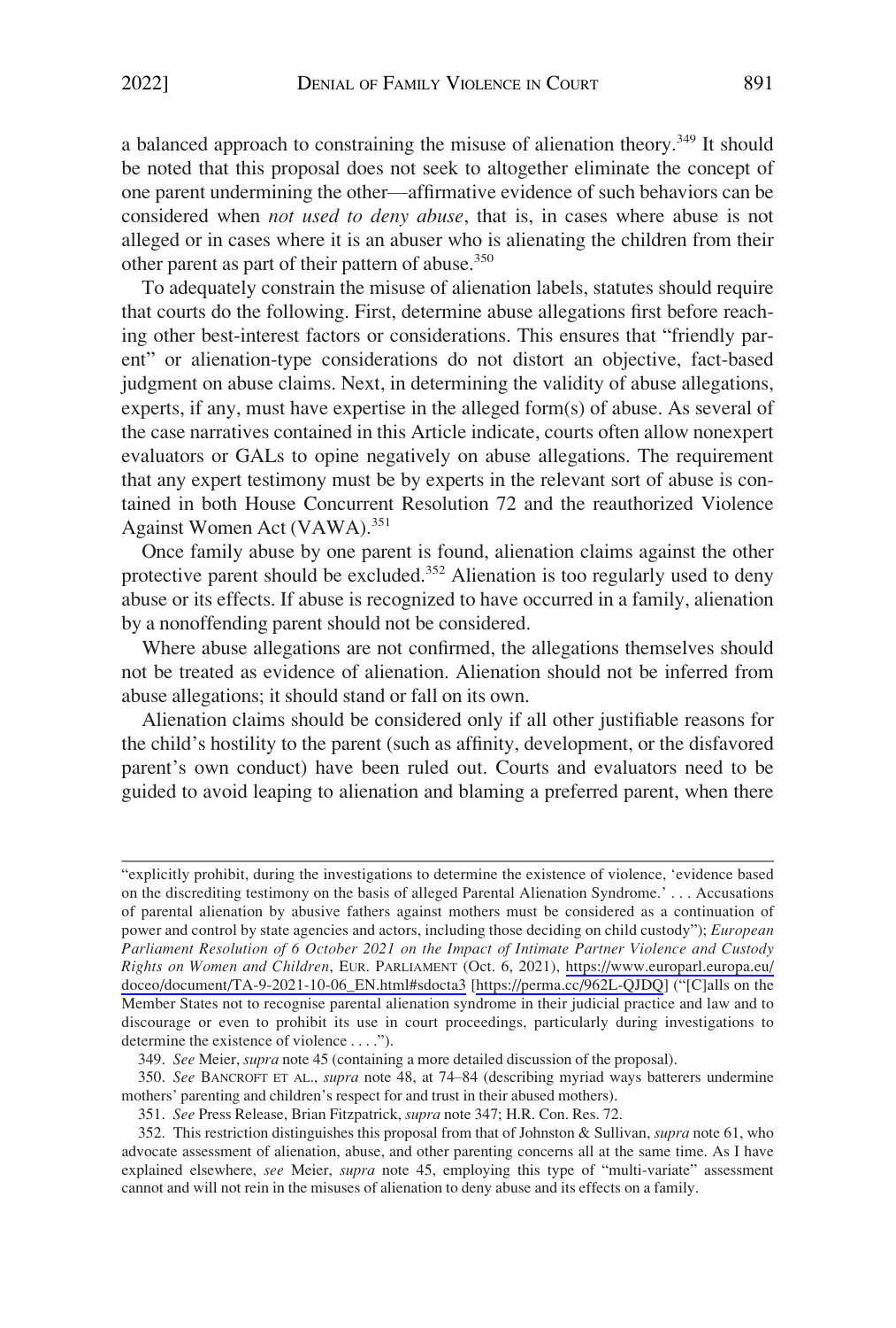a balanced approach to constraining the misuse of alienation theory.[349] It should be noted that this proposal does not seek to altogether eliminate the concept of one parent undermining the other—affirmative evidence of such behaviors can be considered when *not used to deny abuse*, that is, in cases where abuse is not alleged or in cases where it is an abuser who is alienating the children from their other parent as part of their pattern of abuse.[350]

To adequately constrain the misuse of alienation labels, statutes should require that courts do the following. First, determine abuse allegations first before reaching other best-interest factors or considerations. This ensures that "friendly parent" or alienation-type considerations do not distort an objective, fact-based judgment on abuse claims. Next, in determining the validity of abuse allegations, experts, if any, must have expertise in the alleged form(s) of abuse. As several of the case narratives contained in this Article indicate, courts often allow nonexpert evaluators or GALs to opine negatively on abuse allegations. The requirement that any expert testimony must be by experts in the relevant sort of abuse is contained in both House Concurrent Resolution 72 and the reauthorized Violence Against Women Act (VAWA).[351]

Once family abuse by one parent is found, alienation claims against the other protective parent should be excluded.[352] Alienation is too regularly used to deny abuse or its effects. If abuse is recognized to have occurred in a family, alienation by a nonoffending parent should not be considered.

Where abuse allegations are not confirmed, the allegations themselves should not be treated as evidence of alienation. Alienation should not be inferred from abuse allegations; it should stand or fall on its own.

Alienation claims should be considered only if all other justifiable reasons for the child's hostility to the parent (such as affinity, development, or the disfavored parent's own conduct) have been ruled out. Courts and evaluators need to be guided to avoid leaping to alienation and blaming a preferred parent, when there

---

"explicitly prohibit, during the investigations to determine the existence of violence, 'evidence based on the discrediting testimony on the basis of alleged Parental Alienation Syndrome.' . . . Accusations of parental alienation by abusive fathers against mothers must be considered as a continuation of power and control by state agencies and actors, including those deciding on child custody"); *European Parliament Resolution of 6 October 2021 on the Impact of Intimate Partner Violence and Custody Rights on Women and Children*, EUR. PARLIAMENT (Oct. 6, 2021), https://www.europarl.europa.eu/doceo/document/TA-9-2021-10-06_EN.html#sdocta3 [https://perma.cc/962L-QJDQ] ("[C]alls on the Member States not to recognise parental alienation syndrome in their judicial practice and law and to discourage or even to prohibit its use in court proceedings, particularly during investigations to determine the existence of violence . . . .").

349. *See* Meier, *supra* note 45 (containing a more detailed discussion of the proposal).

350. *See* BANCROFT ET AL., *supra* note 48, at 74–84 (describing myriad ways batterers undermine mothers' parenting and children's respect for and trust in their abused mothers).

351. *See* Press Release, Brian Fitzpatrick, *supra* note 347; H.R. Con. Res. 72.

352. This restriction distinguishes this proposal from that of Johnston & Sullivan, *supra* note 61, who advocate assessment of alienation, abuse, and other parenting concerns all at the same time. As I have explained elsewhere, *see* Meier, *supra* note 45, employing this type of "multi-variate" assessment cannot and will not rein in the misuses of alienation to deny abuse and its effects on a family.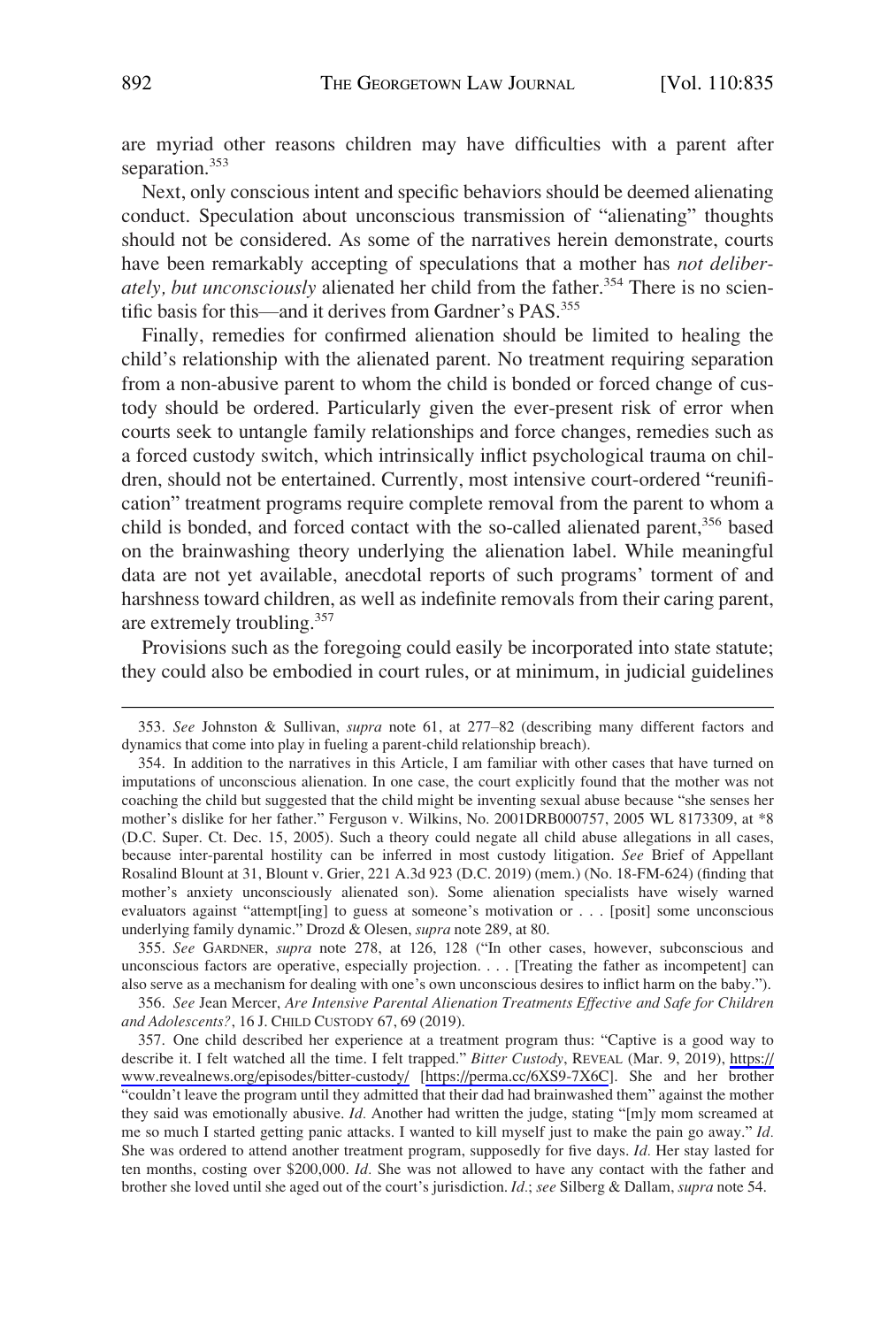are myriad other reasons children may have difficulties with a parent after separation.[353]

Next, only conscious intent and specific behaviors should be deemed alienating conduct. Speculation about unconscious transmission of "alienating" thoughts should not be considered. As some of the narratives herein demonstrate, courts have been remarkably accepting of speculations that a mother has *not deliberately, but unconsciously* alienated her child from the father.[354] There is no scientific basis for this—and it derives from Gardner's PAS.[355]

Finally, remedies for confirmed alienation should be limited to healing the child's relationship with the alienated parent. No treatment requiring separation from a non-abusive parent to whom the child is bonded or forced change of custody should be ordered. Particularly given the ever-present risk of error when courts seek to untangle family relationships and force changes, remedies such as a forced custody switch, which intrinsically inflict psychological trauma on children, should not be entertained. Currently, most intensive court-ordered "reunification" treatment programs require complete removal from the parent to whom a child is bonded, and forced contact with the so-called alienated parent,[356] based on the brainwashing theory underlying the alienation label. While meaningful data are not yet available, anecdotal reports of such programs' torment of and harshness toward children, as well as indefinite removals from their caring parent, are extremely troubling.[357]

Provisions such as the foregoing could easily be incorporated into state statute; they could also be embodied in court rules, or at minimum, in judicial guidelines

---

353. *See* Johnston & Sullivan, *supra* note 61, at 277–82 (describing many different factors and dynamics that come into play in fueling a parent-child relationship breach).

354. In addition to the narratives in this Article, I am familiar with other cases that have turned on imputations of unconscious alienation. In one case, the court explicitly found that the mother was not coaching the child but suggested that the child might be inventing sexual abuse because "she senses her mother's dislike for her father." Ferguson v. Wilkins, No. 2001DRB000757, 2005 WL 8173309, at *8 (D.C. Super. Ct. Dec. 15, 2005). Such a theory could negate all child abuse allegations in all cases, because inter-parental hostility can be inferred in most custody litigation. *See* Brief of Appellant Rosalind Blount at 31, Blount v. Grier, 221 A.3d 923 (D.C. 2019) (mem.) (No. 18-FM-624) (finding that mother's anxiety unconsciously alienated son). Some alienation specialists have wisely warned evaluators against "attempt[ing] to guess at someone's motivation or . . . [posit] some unconscious underlying family dynamic." Drozd & Olesen, *supra* note 289, at 80.

355. *See* GARDNER, *supra* note 278, at 126, 128 ("In other cases, however, subconscious and unconscious factors are operative, especially projection. . . . [Treating the father as incompetent] can also serve as a mechanism for dealing with one's own unconscious desires to inflict harm on the baby.").

356. *See* Jean Mercer, *Are Intensive Parental Alienation Treatments Effective and Safe for Children and Adolescents?*, 16 J. CHILD CUSTODY 67, 69 (2019).

357. One child described her experience at a treatment program thus: "Captive is a good way to describe it. I felt watched all the time. I felt trapped." *Bitter Custody*, REVEAL (Mar. 9, 2019), https://www.revealnews.org/episodes/bitter-custody/ [https://perma.cc/6XS9-7X6C]. She and her brother "couldn't leave the program until they admitted that their dad had brainwashed them" against the mother they said was emotionally abusive. *Id.* Another had written the judge, stating "[m]y mom screamed at me so much I started getting panic attacks. I wanted to kill myself just to make the pain go away." *Id.* She was ordered to attend another treatment program, supposedly for five days. *Id.* Her stay lasted for ten months, costing over $200,000. *Id.* She was not allowed to have any contact with the father and brother she loved until she aged out of the court's jurisdiction. *Id.*; *see* Silberg & Dallam, *supra* note 54.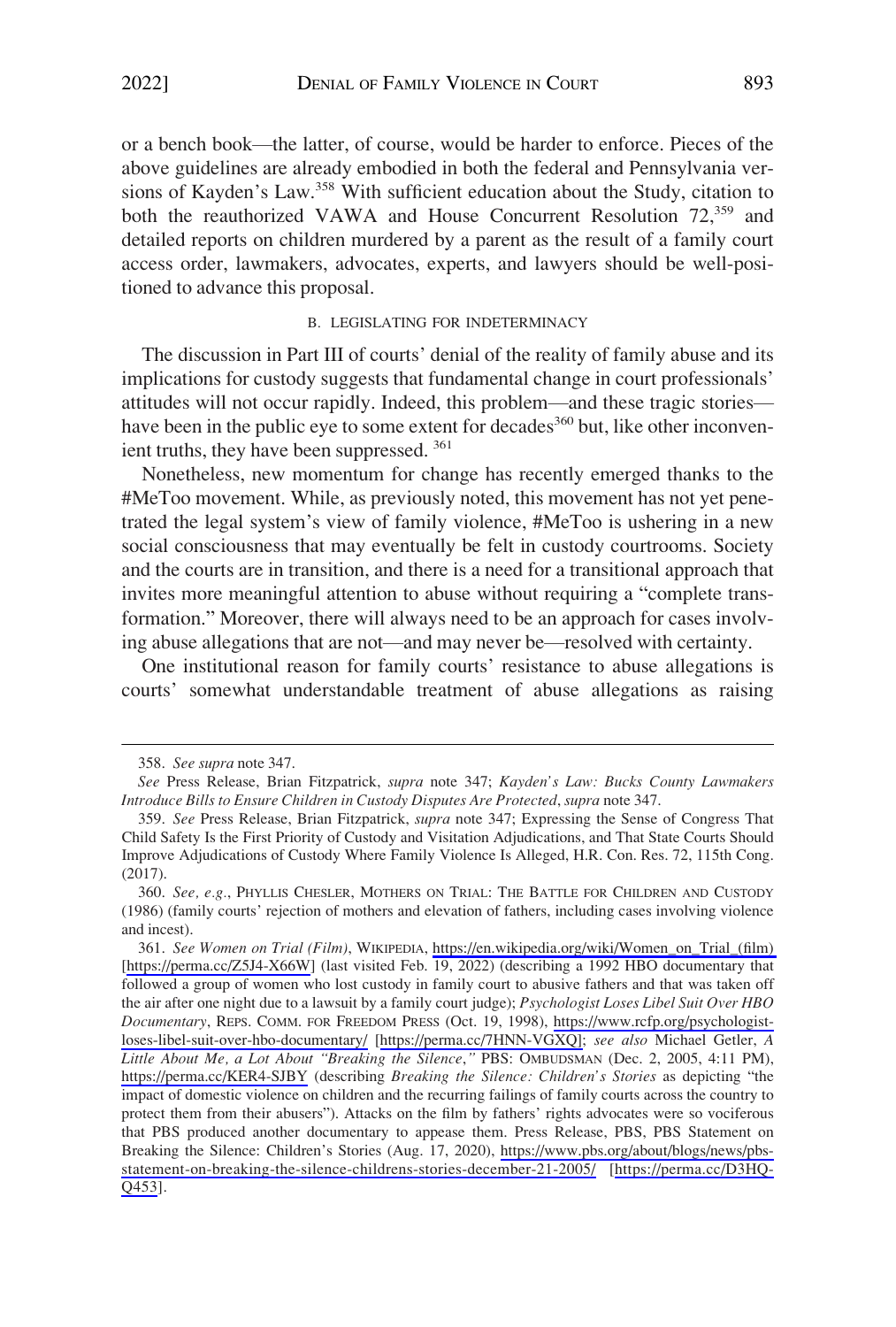or a bench book—the latter, of course, would be harder to enforce. Pieces of the above guidelines are already embodied in both the federal and Pennsylvania versions of Kayden's Law.[358] With sufficient education about the Study, citation to both the reauthorized VAWA and House Concurrent Resolution 72,[359] and detailed reports on children murdered by a parent as the result of a family court access order, lawmakers, advocates, experts, and lawyers should be well-positioned to advance this proposal.

### B. LEGISLATING FOR INDETERMINACY

The discussion in Part III of courts' denial of the reality of family abuse and its implications for custody suggests that fundamental change in court professionals' attitudes will not occur rapidly. Indeed, this problem—and these tragic stories—have been in the public eye to some extent for decades[360] but, like other inconvenient truths, they have been suppressed. [361]

Nonetheless, new momentum for change has recently emerged thanks to the #MeToo movement. While, as previously noted, this movement has not yet penetrated the legal system's view of family violence, #MeToo is ushering in a new social consciousness that may eventually be felt in custody courtrooms. Society and the courts are in transition, and there is a need for a transitional approach that invites more meaningful attention to abuse without requiring a "complete transformation." Moreover, there will always need to be an approach for cases involving abuse allegations that are not—and may never be—resolved with certainty.

One institutional reason for family courts' resistance to abuse allegations is courts' somewhat understandable treatment of abuse allegations as raising

---

358. *See supra* note 347.

*See* Press Release, Brian Fitzpatrick, *supra* note 347; *Kayden's Law: Bucks County Lawmakers Introduce Bills to Ensure Children in Custody Disputes Are Protected*, *supra* note 347.

359. *See* Press Release, Brian Fitzpatrick, *supra* note 347; Expressing the Sense of Congress That Child Safety Is the First Priority of Custody and Visitation Adjudications, and That State Courts Should Improve Adjudications of Custody Where Family Violence Is Alleged, H.R. Con. Res. 72, 115th Cong. (2017).

360. *See, e.g.*, PHYLLIS CHESLER, MOTHERS ON TRIAL: THE BATTLE FOR CHILDREN AND CUSTODY (1986) (family courts' rejection of mothers and elevation of fathers, including cases involving violence and incest).

361. *See Women on Trial (Film)*, WIKIPEDIA, https://en.wikipedia.org/wiki/Women_on_Trial_(film) [https://perma.cc/Z5J4-X66W] (last visited Feb. 19, 2022) (describing a 1992 HBO documentary that followed a group of women who lost custody in family court to abusive fathers and that was taken off the air after one night due to a lawsuit by a family court judge); *Psychologist Loses Libel Suit Over HBO Documentary*, REPS. COMM. FOR FREEDOM PRESS (Oct. 19, 1998), https://www.rcfp.org/psychologist-loses-libel-suit-over-hbo-documentary/ [https://perma.cc/7HNN-VGXQ]; *see also* Michael Getler, *A Little About Me, a Lot About "Breaking the Silence*,*"* PBS: OMBUDSMAN (Dec. 2, 2005, 4:11 PM), https://perma.cc/KER4-SJBY (describing *Breaking the Silence: Children's Stories* as depicting "the impact of domestic violence on children and the recurring failings of family courts across the country to protect them from their abusers"). Attacks on the film by fathers' rights advocates were so vociferous that PBS produced another documentary to appease them. Press Release, PBS, PBS Statement on Breaking the Silence: Children's Stories (Aug. 17, 2020), https://www.pbs.org/about/blogs/news/pbs-statement-on-breaking-the-silence-childrens-stories-december-21-2005/ [https://perma.cc/D3HQ-Q453].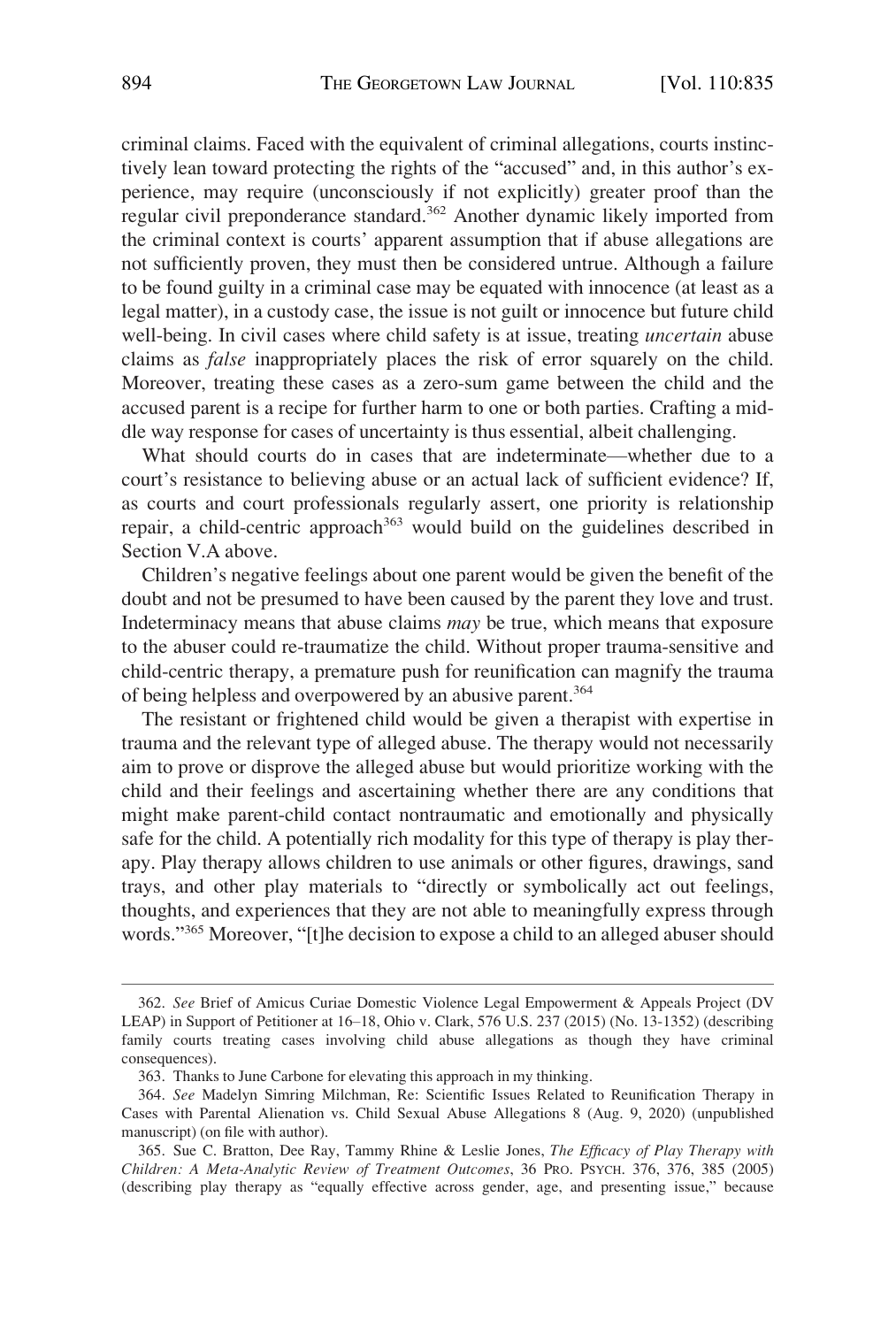criminal claims. Faced with the equivalent of criminal allegations, courts instinctively lean toward protecting the rights of the "accused" and, in this author's experience, may require (unconsciously if not explicitly) greater proof than the regular civil preponderance standard.[362] Another dynamic likely imported from the criminal context is courts' apparent assumption that if abuse allegations are not sufficiently proven, they must then be considered untrue. Although a failure to be found guilty in a criminal case may be equated with innocence (at least as a legal matter), in a custody case, the issue is not guilt or innocence but future child well-being. In civil cases where child safety is at issue, treating *uncertain* abuse claims as *false* inappropriately places the risk of error squarely on the child. Moreover, treating these cases as a zero-sum game between the child and the accused parent is a recipe for further harm to one or both parties. Crafting a middle way response for cases of uncertainty is thus essential, albeit challenging.

What should courts do in cases that are indeterminate—whether due to a court's resistance to believing abuse or an actual lack of sufficient evidence? If, as courts and court professionals regularly assert, one priority is relationship repair, a child-centric approach[363] would build on the guidelines described in Section V.A above.

Children's negative feelings about one parent would be given the benefit of the doubt and not be presumed to have been caused by the parent they love and trust. Indeterminacy means that abuse claims *may* be true, which means that exposure to the abuser could re-traumatize the child. Without proper trauma-sensitive and child-centric therapy, a premature push for reunification can magnify the trauma of being helpless and overpowered by an abusive parent.[364]

The resistant or frightened child would be given a therapist with expertise in trauma and the relevant type of alleged abuse. The therapy would not necessarily aim to prove or disprove the alleged abuse but would prioritize working with the child and their feelings and ascertaining whether there are any conditions that might make parent-child contact nontraumatic and emotionally and physically safe for the child. A potentially rich modality for this type of therapy is play therapy. Play therapy allows children to use animals or other figures, drawings, sand trays, and other play materials to "directly or symbolically act out feelings, thoughts, and experiences that they are not able to meaningfully express through words."[365] Moreover, "[t]he decision to expose a child to an alleged abuser should

---

362. *See* Brief of Amicus Curiae Domestic Violence Legal Empowerment & Appeals Project (DV LEAP) in Support of Petitioner at 16–18, Ohio v. Clark, 576 U.S. 237 (2015) (No. 13-1352) (describing family courts treating cases involving child abuse allegations as though they have criminal consequences).

363. Thanks to June Carbone for elevating this approach in my thinking.

364. *See* Madelyn Simring Milchman, Re: Scientific Issues Related to Reunification Therapy in Cases with Parental Alienation vs. Child Sexual Abuse Allegations 8 (Aug. 9, 2020) (unpublished manuscript) (on file with author).

365. Sue C. Bratton, Dee Ray, Tammy Rhine & Leslie Jones, *The Efficacy of Play Therapy with Children: A Meta-Analytic Review of Treatment Outcomes*, 36 PRO. PSYCH. 376, 376, 385 (2005) (describing play therapy as "equally effective across gender, age, and presenting issue," because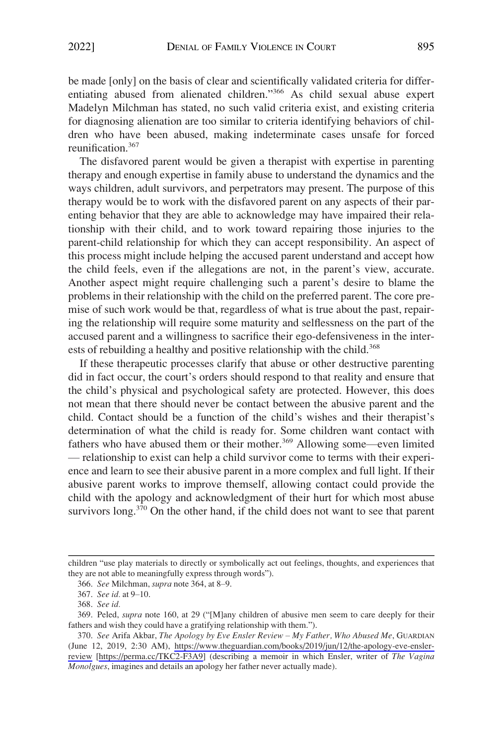be made [only] on the basis of clear and scientifically validated criteria for differentiating abused from alienated children."[366] As child sexual abuse expert Madelyn Milchman has stated, no such valid criteria exist, and existing criteria for diagnosing alienation are too similar to criteria identifying behaviors of children who have been abused, making indeterminate cases unsafe for forced reunification.[367]

The disfavored parent would be given a therapist with expertise in parenting therapy and enough expertise in family abuse to understand the dynamics and the ways children, adult survivors, and perpetrators may present. The purpose of this therapy would be to work with the disfavored parent on any aspects of their parenting behavior that they are able to acknowledge may have impaired their relationship with their child, and to work toward repairing those injuries to the parent-child relationship for which they can accept responsibility. An aspect of this process might include helping the accused parent understand and accept how the child feels, even if the allegations are not, in the parent's view, accurate. Another aspect might require challenging such a parent's desire to blame the problems in their relationship with the child on the preferred parent. The core premise of such work would be that, regardless of what is true about the past, repairing the relationship will require some maturity and selflessness on the part of the accused parent and a willingness to sacrifice their ego-defensiveness in the interests of rebuilding a healthy and positive relationship with the child.[368]

If these therapeutic processes clarify that abuse or other destructive parenting did in fact occur, the court's orders should respond to that reality and ensure that the child's physical and psychological safety are protected. However, this does not mean that there should never be contact between the abusive parent and the child. Contact should be a function of the child's wishes and their therapist's determination of what the child is ready for. Some children want contact with fathers who have abused them or their mother.[369] Allowing some—even limited — relationship to exist can help a child survivor come to terms with their experience and learn to see their abusive parent in a more complex and full light. If their abusive parent works to improve themself, allowing contact could provide the child with the apology and acknowledgment of their hurt for which most abuse survivors long.[370] On the other hand, if the child does not want to see that parent

---

children "use play materials to directly or symbolically act out feelings, thoughts, and experiences that they are not able to meaningfully express through words").

366. *See* Milchman, *supra* note 364, at 8–9.

367. *See id.* at 9–10.

368. *See id.*

369. Peled, *supra* note 160, at 29 ("[M]any children of abusive men seem to care deeply for their fathers and wish they could have a gratifying relationship with them.").

370. *See* Arifa Akbar, *The Apology by Eve Ensler Review – My Father, Who Abused Me*, GUARDIAN (June 12, 2019, 2:30 AM), https://www.theguardian.com/books/2019/jun/12/the-apology-eve-ensler-review [https://perma.cc/TKC2-F3A9] (describing a memoir in which Ensler, writer of *The Vagina Monolgues*, imagines and details an apology her father never actually made).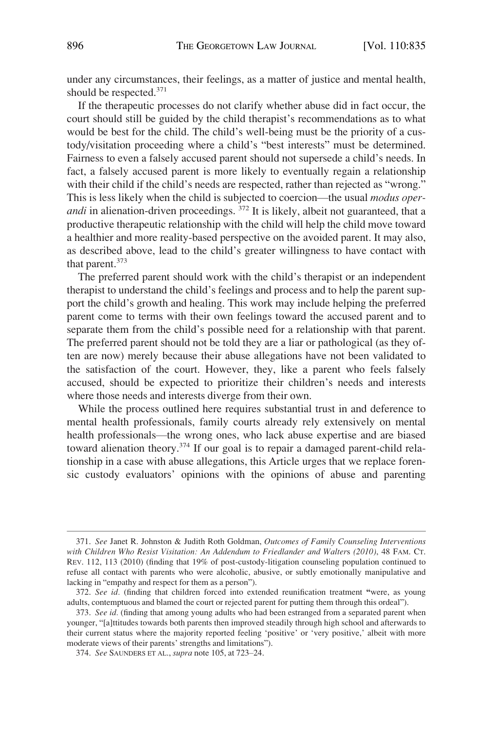under any circumstances, their feelings, as a matter of justice and mental health, should be respected.[371]

If the therapeutic processes do not clarify whether abuse did in fact occur, the court should still be guided by the child therapist's recommendations as to what would be best for the child. The child's well-being must be the priority of a custody/visitation proceeding where a child's "best interests" must be determined. Fairness to even a falsely accused parent should not supersede a child's needs. In fact, a falsely accused parent is more likely to eventually regain a relationship with their child if the child's needs are respected, rather than rejected as "wrong." This is less likely when the child is subjected to coercion—the usual *modus operandi* in alienation-driven proceedings. [372] It is likely, albeit not guaranteed, that a productive therapeutic relationship with the child will help the child move toward a healthier and more reality-based perspective on the avoided parent. It may also, as described above, lead to the child's greater willingness to have contact with that parent.[373]

The preferred parent should work with the child's therapist or an independent therapist to understand the child's feelings and process and to help the parent support the child's growth and healing. This work may include helping the preferred parent come to terms with their own feelings toward the accused parent and to separate them from the child's possible need for a relationship with that parent. The preferred parent should not be told they are a liar or pathological (as they often are now) merely because their abuse allegations have not been validated to the satisfaction of the court. However, they, like a parent who feels falsely accused, should be expected to prioritize their children's needs and interests where those needs and interests diverge from their own.

While the process outlined here requires substantial trust in and deference to mental health professionals, family courts already rely extensively on mental health professionals—the wrong ones, who lack abuse expertise and are biased toward alienation theory.[374] If our goal is to repair a damaged parent-child relationship in a case with abuse allegations, this Article urges that we replace forensic custody evaluators' opinions with the opinions of abuse and parenting

---

371. *See* Janet R. Johnston & Judith Roth Goldman, *Outcomes of Family Counseling Interventions with Children Who Resist Visitation: An Addendum to Friedlander and Walters (2010)*, 48 FAM. CT. REV. 112, 113 (2010) (finding that 19% of post-custody-litigation counseling population continued to refuse all contact with parents who were alcoholic, abusive, or subtly emotionally manipulative and lacking in "empathy and respect for them as a person").

372. *See id.* (finding that children forced into extended reunification treatment "were, as young adults, contemptuous and blamed the court or rejected parent for putting them through this ordeal").

373. *See id.* (finding that among young adults who had been estranged from a separated parent when younger, "[a]ttitudes towards both parents then improved steadily through high school and afterwards to their current status where the majority reported feeling 'positive' or 'very positive,' albeit with more moderate views of their parents' strengths and limitations").

374. *See* SAUNDERS ET AL., *supra* note 105, at 723–24.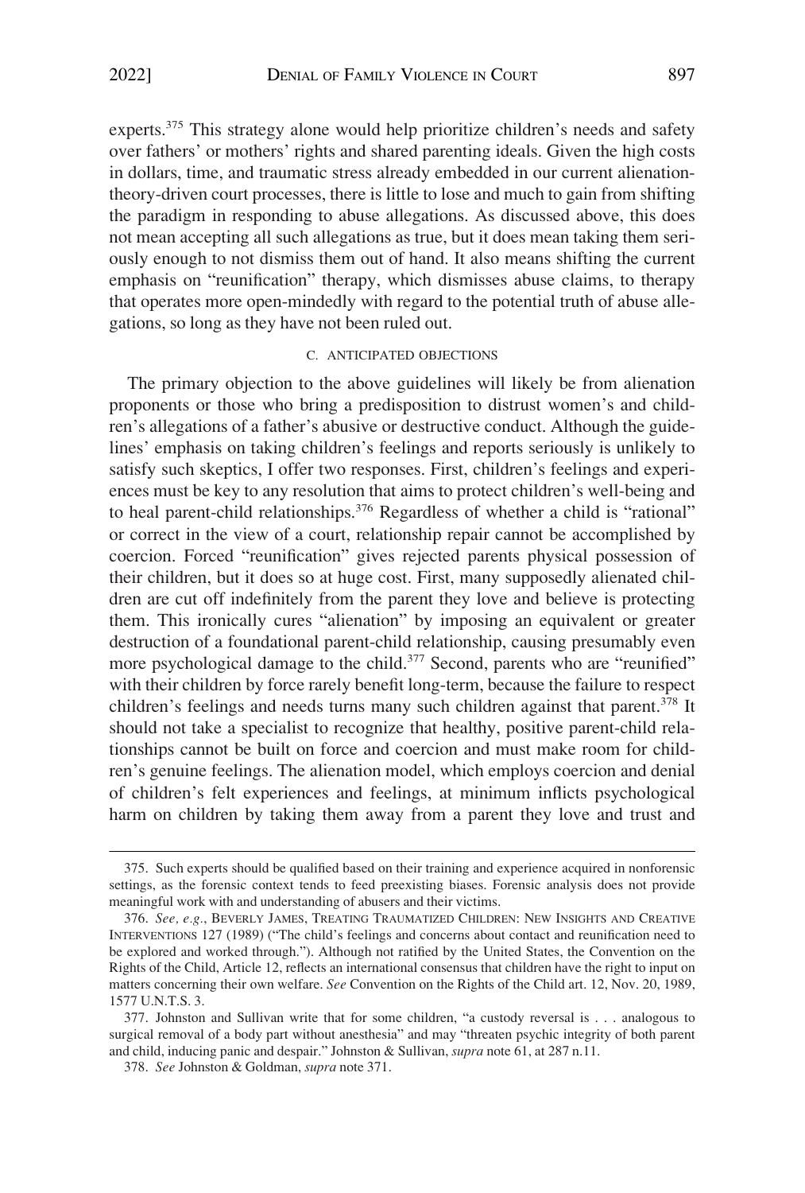experts.[375] This strategy alone would help prioritize children's needs and safety over fathers' or mothers' rights and shared parenting ideals. Given the high costs in dollars, time, and traumatic stress already embedded in our current alienation-theory-driven court processes, there is little to lose and much to gain from shifting the paradigm in responding to abuse allegations. As discussed above, this does not mean accepting all such allegations as true, but it does mean taking them seriously enough to not dismiss them out of hand. It also means shifting the current emphasis on "reunification" therapy, which dismisses abuse claims, to therapy that operates more open-mindedly with regard to the potential truth of abuse allegations, so long as they have not been ruled out.

### C. ANTICIPATED OBJECTIONS

The primary objection to the above guidelines will likely be from alienation proponents or those who bring a predisposition to distrust women's and children's allegations of a father's abusive or destructive conduct. Although the guidelines' emphasis on taking children's feelings and reports seriously is unlikely to satisfy such skeptics, I offer two responses. First, children's feelings and experiences must be key to any resolution that aims to protect children's well-being and to heal parent-child relationships.[376] Regardless of whether a child is "rational" or correct in the view of a court, relationship repair cannot be accomplished by coercion. Forced "reunification" gives rejected parents physical possession of their children, but it does so at huge cost. First, many supposedly alienated children are cut off indefinitely from the parent they love and believe is protecting them. This ironically cures "alienation" by imposing an equivalent or greater destruction of a foundational parent-child relationship, causing presumably even more psychological damage to the child.[377] Second, parents who are "reunified" with their children by force rarely benefit long-term, because the failure to respect children's feelings and needs turns many such children against that parent.[378] It should not take a specialist to recognize that healthy, positive parent-child relationships cannot be built on force and coercion and must make room for children's genuine feelings. The alienation model, which employs coercion and denial of children's felt experiences and feelings, at minimum inflicts psychological harm on children by taking them away from a parent they love and trust and

---

375. Such experts should be qualified based on their training and experience acquired in nonforensic settings, as the forensic context tends to feed preexisting biases. Forensic analysis does not provide meaningful work with and understanding of abusers and their victims.

376. *See, e.g.*, BEVERLY JAMES, TREATING TRAUMATIZED CHILDREN: NEW INSIGHTS AND CREATIVE INTERVENTIONS 127 (1989) ("The child's feelings and concerns about contact and reunification need to be explored and worked through."). Although not ratified by the United States, the Convention on the Rights of the Child, Article 12, reflects an international consensus that children have the right to input on matters concerning their own welfare. *See* Convention on the Rights of the Child art. 12, Nov. 20, 1989, 1577 U.N.T.S. 3.

377. Johnston and Sullivan write that for some children, "a custody reversal is . . . analogous to surgical removal of a body part without anesthesia" and may "threaten psychic integrity of both parent and child, inducing panic and despair." Johnston & Sullivan, *supra* note 61, at 287 n.11.

378. *See* Johnston & Goldman, *supra* note 371.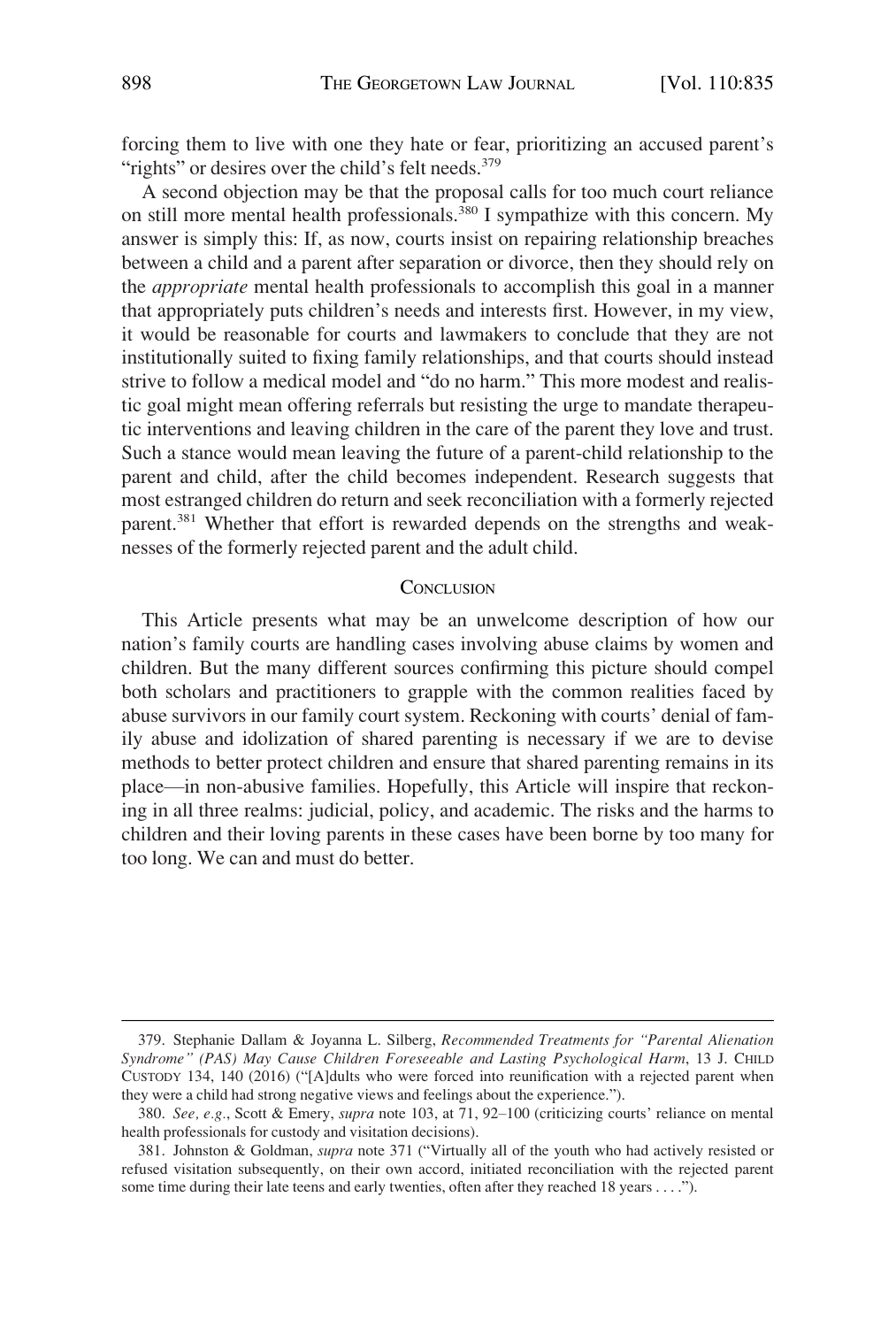forcing them to live with one they hate or fear, prioritizing an accused parent's "rights" or desires over the child's felt needs.[379]

A second objection may be that the proposal calls for too much court reliance on still more mental health professionals.[380] I sympathize with this concern. My answer is simply this: If, as now, courts insist on repairing relationship breaches between a child and a parent after separation or divorce, then they should rely on the *appropriate* mental health professionals to accomplish this goal in a manner that appropriately puts children's needs and interests first. However, in my view, it would be reasonable for courts and lawmakers to conclude that they are not institutionally suited to fixing family relationships, and that courts should instead strive to follow a medical model and "do no harm." This more modest and realistic goal might mean offering referrals but resisting the urge to mandate therapeutic interventions and leaving children in the care of the parent they love and trust. Such a stance would mean leaving the future of a parent-child relationship to the parent and child, after the child becomes independent. Research suggests that most estranged children do return and seek reconciliation with a formerly rejected parent.[381] Whether that effort is rewarded depends on the strengths and weaknesses of the formerly rejected parent and the adult child.

## CONCLUSION

This Article presents what may be an unwelcome description of how our nation's family courts are handling cases involving abuse claims by women and children. But the many different sources confirming this picture should compel both scholars and practitioners to grapple with the common realities faced by abuse survivors in our family court system. Reckoning with courts' denial of family abuse and idolization of shared parenting is necessary if we are to devise methods to better protect children and ensure that shared parenting remains in its place—in non-abusive families. Hopefully, this Article will inspire that reckoning in all three realms: judicial, policy, and academic. The risks and the harms to children and their loving parents in these cases have been borne by too many for too long. We can and must do better.

---

379. Stephanie Dallam & Joyanna L. Silberg, *Recommended Treatments for "Parental Alienation Syndrome" (PAS) May Cause Children Foreseeable and Lasting Psychological Harm*, 13 J. CHILD CUSTODY 134, 140 (2016) ("[A]dults who were forced into reunification with a rejected parent when they were a child had strong negative views and feelings about the experience.").

380. *See, e.g.*, Scott & Emery, *supra* note 103, at 71, 92–100 (criticizing courts' reliance on mental health professionals for custody and visitation decisions).

381. Johnston & Goldman, *supra* note 371 ("Virtually all of the youth who had actively resisted or refused visitation subsequently, on their own accord, initiated reconciliation with the rejected parent some time during their late teens and early twenties, often after they reached 18 years . . . .").